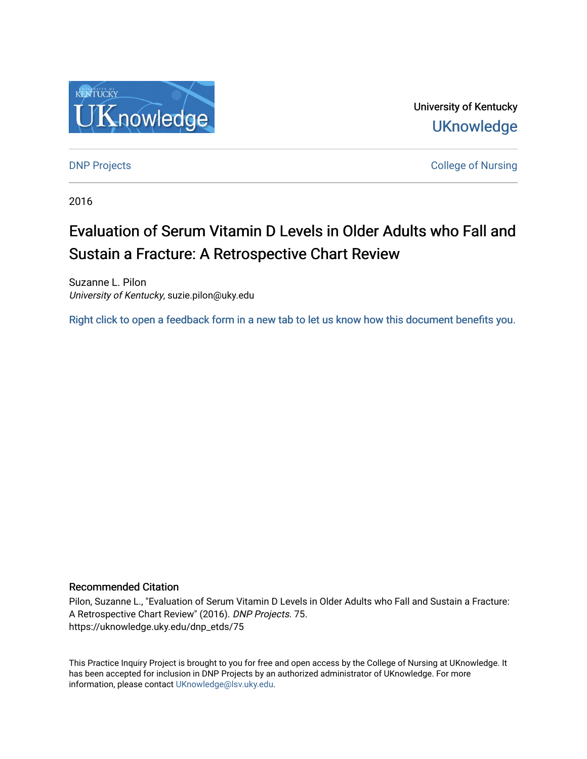University of Kentucky

UKnowledge

DNP Projects

College of Nursing

2016

# Evaluation of Serum Vitamin D Levels in Older Adults who Fall and Sustain a Fracture: A Retrospective Chart Review

Suzanne L. Pilon
*University of Kentucky*, suzie.pilon@uky.edu

Right click to open a feedback form in a new tab to let us know how this document benefits you.

## Recommended Citation

Pilon, Suzanne L., "Evaluation of Serum Vitamin D Levels in Older Adults who Fall and Sustain a Fracture: A Retrospective Chart Review" (2016). *DNP Projects*. 75.
https://uknowledge.uky.edu/dnp_etds/75

This Practice Inquiry Project is brought to you for free and open access by the College of Nursing at UKnowledge. It has been accepted for inclusion in DNP Projects by an authorized administrator of UKnowledge. For more information, please contact UKnowledge@lsv.uky.edu.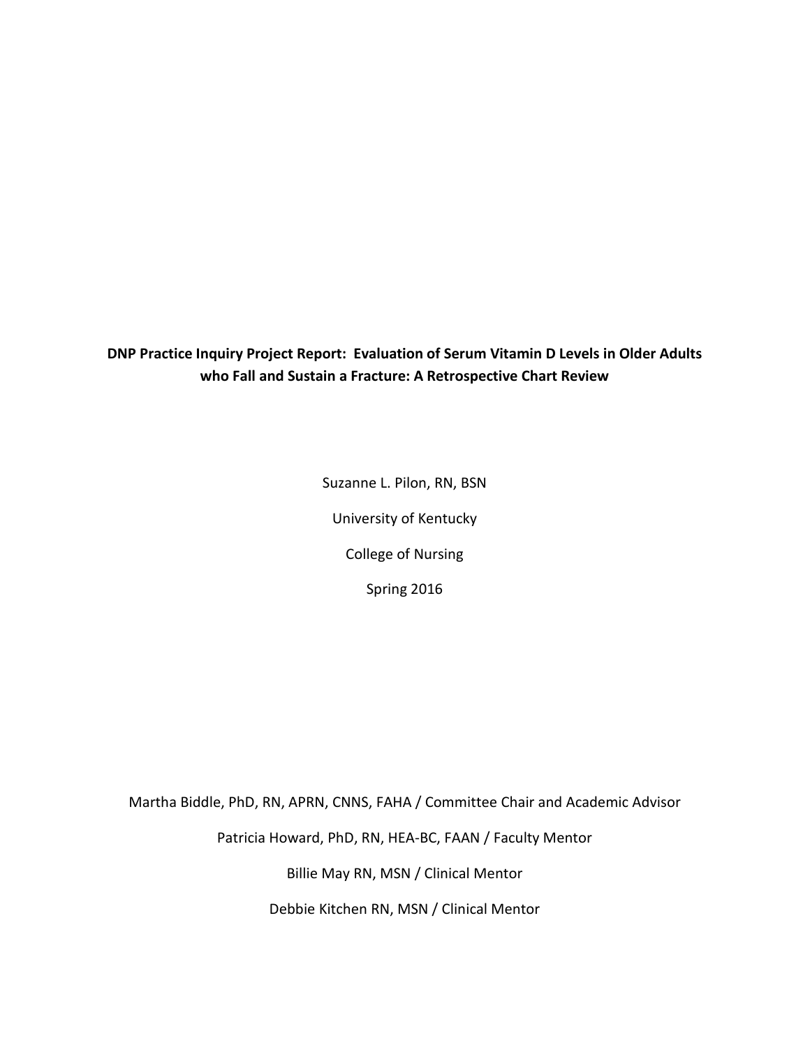**DNP Practice Inquiry Project Report: Evaluation of Serum Vitamin D Levels in Older Adults who Fall and Sustain a Fracture: A Retrospective Chart Review**

Suzanne L. Pilon, RN, BSN

University of Kentucky

College of Nursing

Spring 2016

Martha Biddle, PhD, RN, APRN, CNNS, FAHA / Committee Chair and Academic Advisor

Patricia Howard, PhD, RN, HEA-BC, FAAN / Faculty Mentor

Billie May RN, MSN / Clinical Mentor

Debbie Kitchen RN, MSN / Clinical Mentor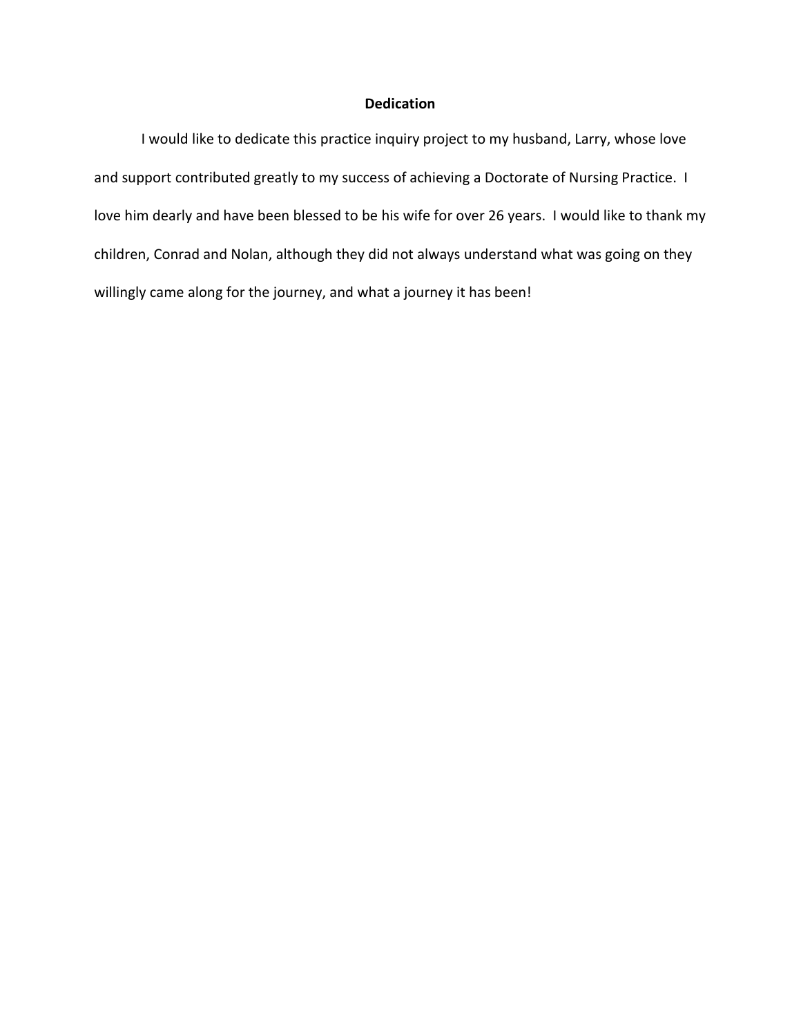# Dedication

I would like to dedicate this practice inquiry project to my husband, Larry, whose love and support contributed greatly to my success of achieving a Doctorate of Nursing Practice. I love him dearly and have been blessed to be his wife for over 26 years. I would like to thank my children, Conrad and Nolan, although they did not always understand what was going on they willingly came along for the journey, and what a journey it has been!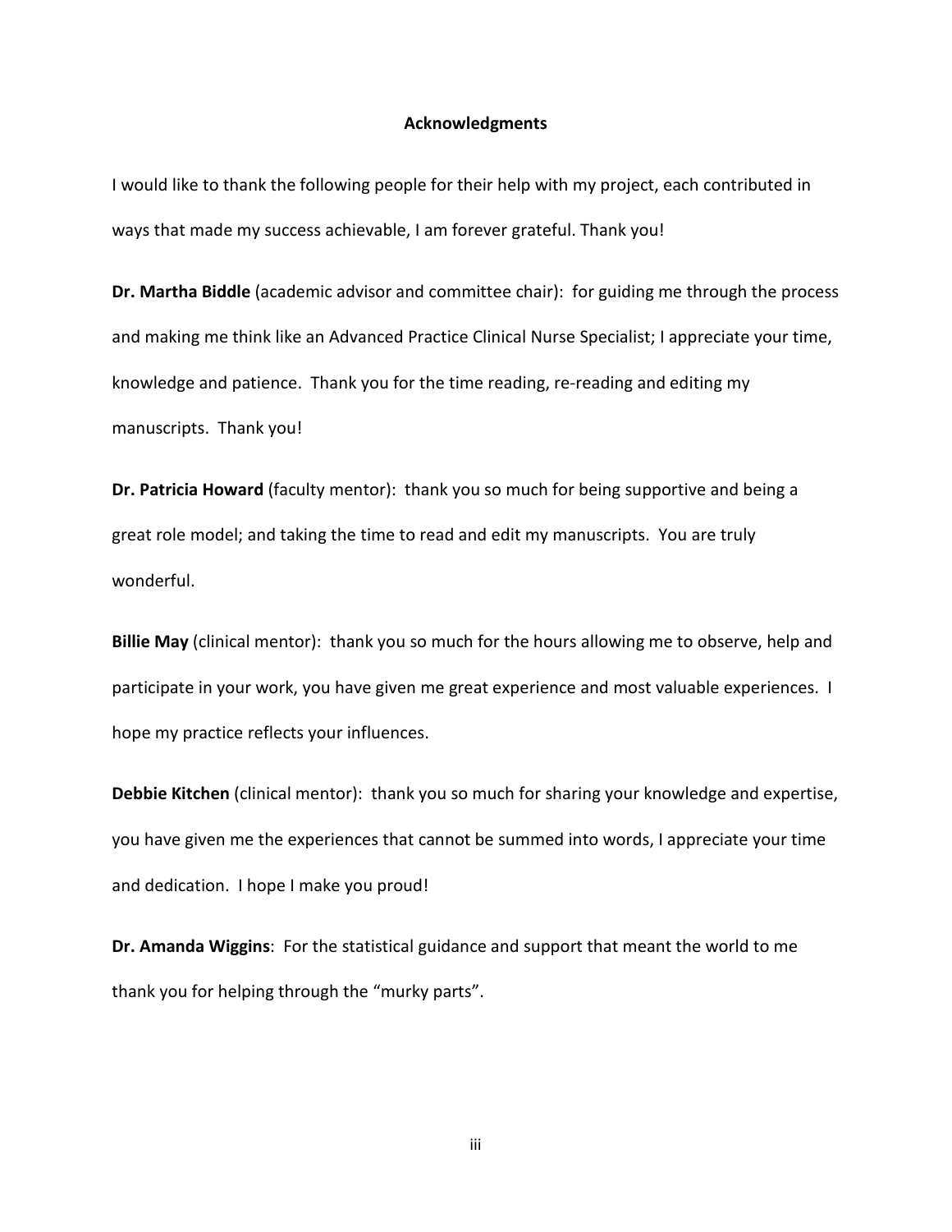# Acknowledgments

I would like to thank the following people for their help with my project, each contributed in ways that made my success achievable, I am forever grateful. Thank you!

**Dr. Martha Biddle** (academic advisor and committee chair): for guiding me through the process and making me think like an Advanced Practice Clinical Nurse Specialist; I appreciate your time, knowledge and patience. Thank you for the time reading, re-reading and editing my manuscripts. Thank you!

**Dr. Patricia Howard** (faculty mentor): thank you so much for being supportive and being a great role model; and taking the time to read and edit my manuscripts. You are truly wonderful.

**Billie May** (clinical mentor): thank you so much for the hours allowing me to observe, help and participate in your work, you have given me great experience and most valuable experiences. I hope my practice reflects your influences.

**Debbie Kitchen** (clinical mentor): thank you so much for sharing your knowledge and expertise, you have given me the experiences that cannot be summed into words, I appreciate your time and dedication. I hope I make you proud!

**Dr. Amanda Wiggins**: For the statistical guidance and support that meant the world to me thank you for helping through the "murky parts".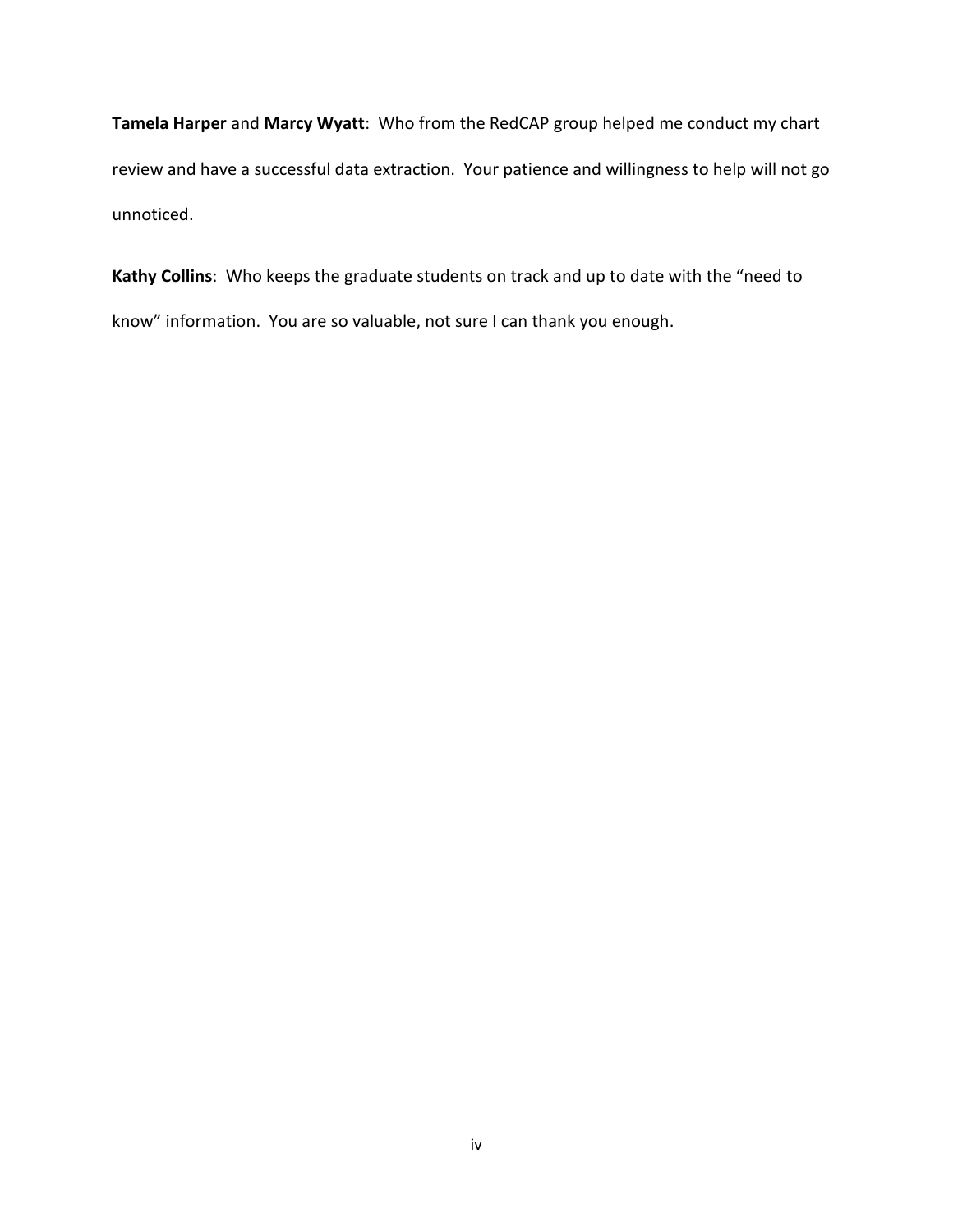**Tamela Harper** and **Marcy Wyatt**: Who from the RedCAP group helped me conduct my chart review and have a successful data extraction. Your patience and willingness to help will not go unnoticed.

**Kathy Collins**: Who keeps the graduate students on track and up to date with the "need to know" information. You are so valuable, not sure I can thank you enough.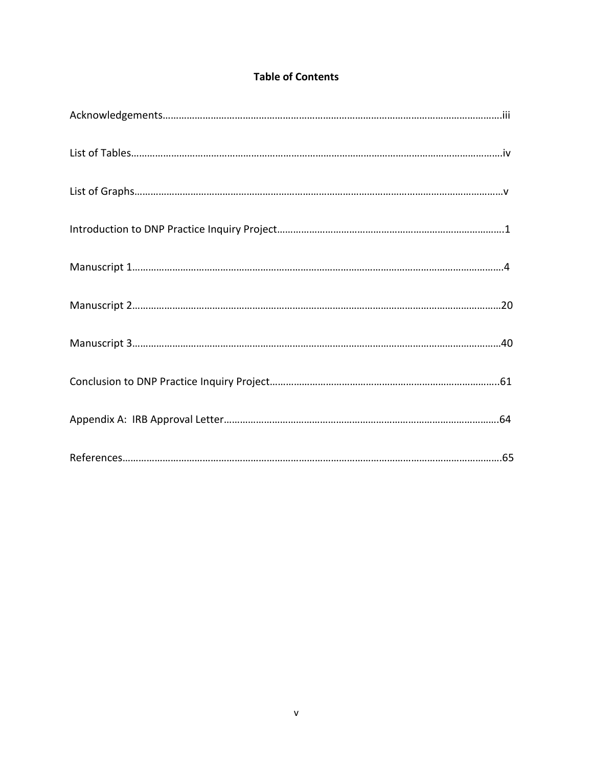# Table of Contents

Acknowledgements………………………………………………………………………………………………………………iii

List of Tables…………………………………………………………………………………………………………………………iv

List of Graphs………………………………………………………………………………………………………………………v

Introduction to DNP Practice Inquiry Project……………………………………………………………………1

Manuscript 1…………………………………………………………………………………………………………………………4

Manuscript 2…………………………………………………………………………………………………………………………20

Manuscript 3…………………………………………………………………………………………………………………………40

Conclusion to DNP Practice Inquiry Project………………………………………………………………………61

Appendix A: IRB Approval Letter………………………………………………………………………………………64

References………………………………………………………………………………………………………………………………65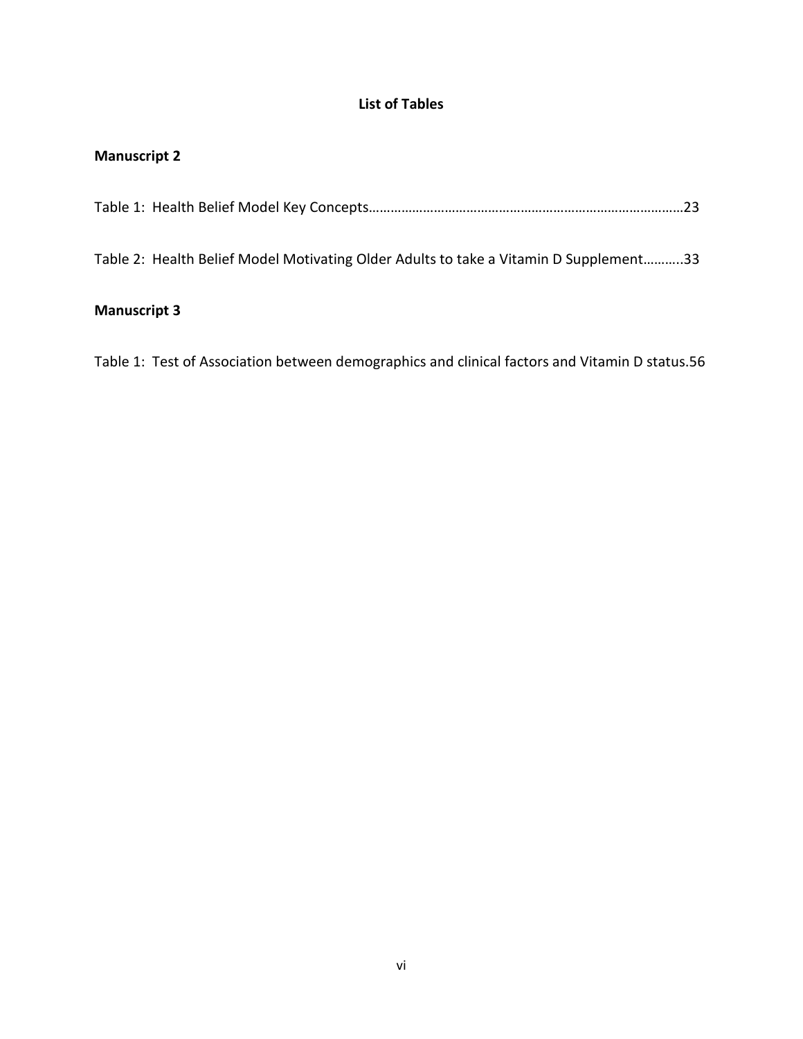# List of Tables

## Manuscript 2

Table 1: Health Belief Model Key Concepts……………………………………………………………………………23

Table 2: Health Belief Model Motivating Older Adults to take a Vitamin D Supplement………..33

## Manuscript 3

Table 1: Test of Association between demographics and clinical factors and Vitamin D status.56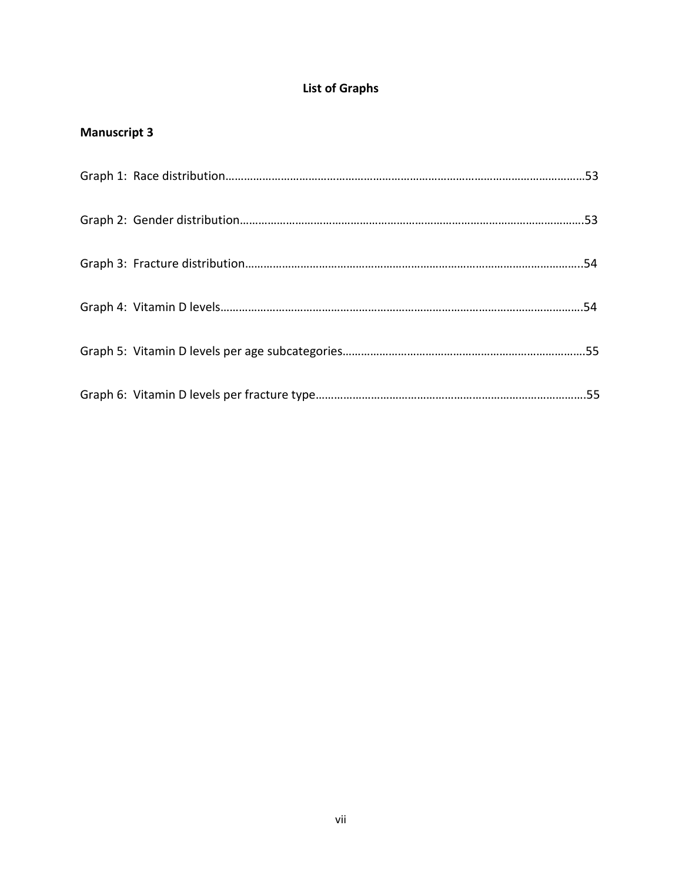# List of Graphs

## Manuscript 3

Graph 1: Race distribution…………………………………………………………………………………………………53

Graph 2: Gender distribution……………………………………………………………………………………………53

Graph 3: Fracture distribution…………………………………………………………………………………………54

Graph 4: Vitamin D levels…………………………………………………………………………………………………54

Graph 5: Vitamin D levels per age subcategories…………………………………………………………………55

Graph 6: Vitamin D levels per fracture type…………………………………………………………………………55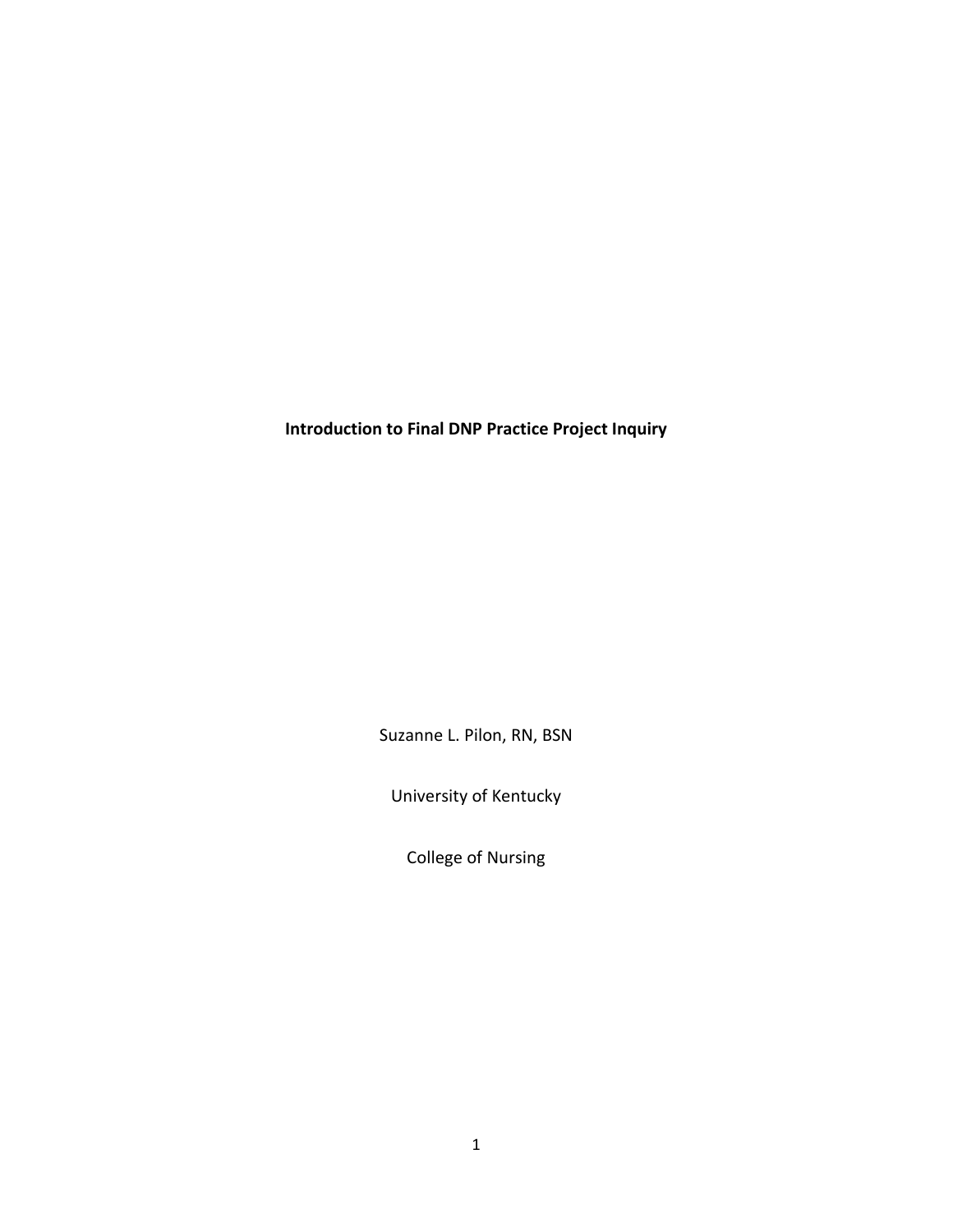**Introduction to Final DNP Practice Project Inquiry**

Suzanne L. Pilon, RN, BSN

University of Kentucky

College of Nursing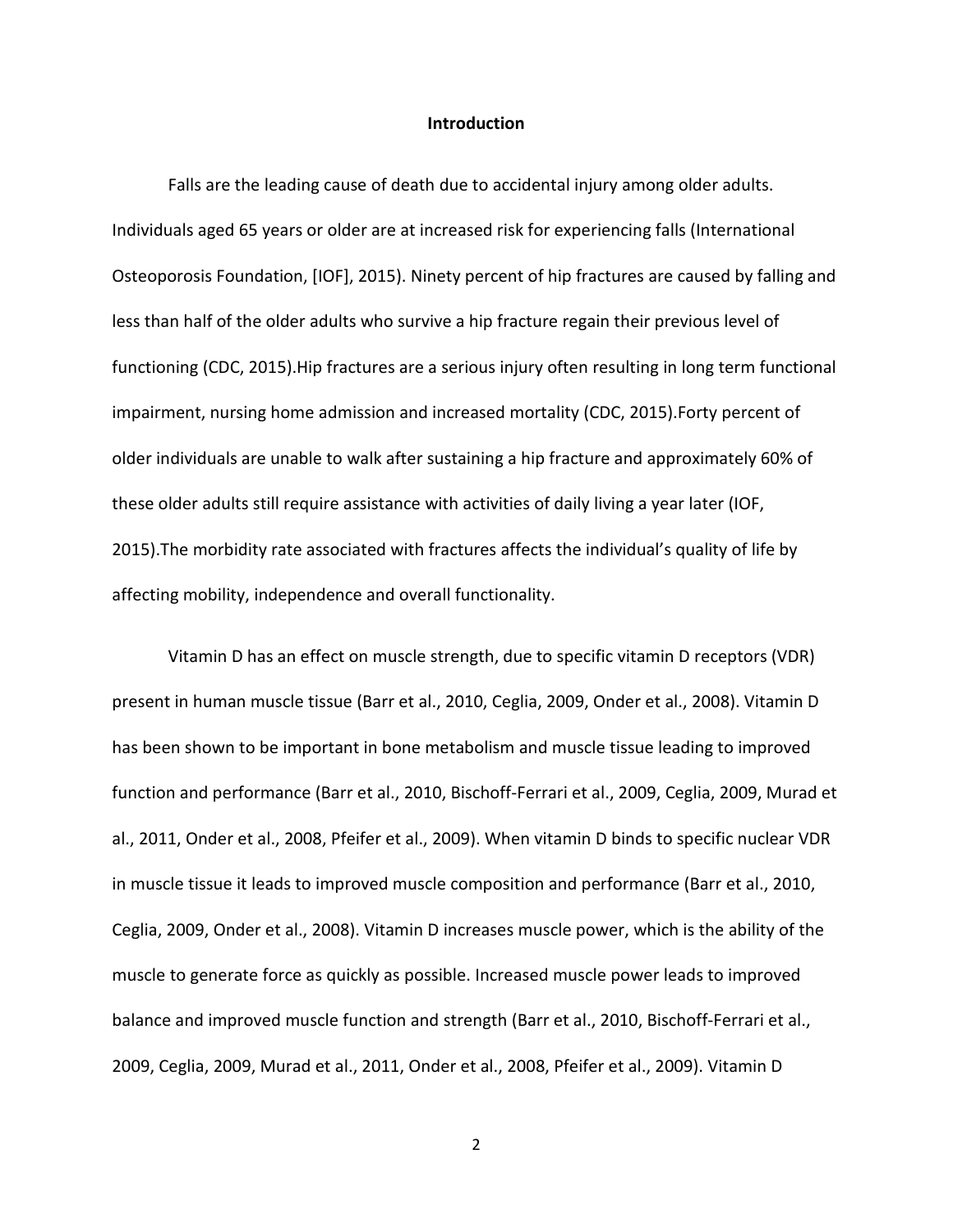## Introduction

Falls are the leading cause of death due to accidental injury among older adults. Individuals aged 65 years or older are at increased risk for experiencing falls (International Osteoporosis Foundation, [IOF], 2015). Ninety percent of hip fractures are caused by falling and less than half of the older adults who survive a hip fracture regain their previous level of functioning (CDC, 2015).Hip fractures are a serious injury often resulting in long term functional impairment, nursing home admission and increased mortality (CDC, 2015).Forty percent of older individuals are unable to walk after sustaining a hip fracture and approximately 60% of these older adults still require assistance with activities of daily living a year later (IOF, 2015).The morbidity rate associated with fractures affects the individual's quality of life by affecting mobility, independence and overall functionality.

Vitamin D has an effect on muscle strength, due to specific vitamin D receptors (VDR) present in human muscle tissue (Barr et al., 2010, Ceglia, 2009, Onder et al., 2008). Vitamin D has been shown to be important in bone metabolism and muscle tissue leading to improved function and performance (Barr et al., 2010, Bischoff-Ferrari et al., 2009, Ceglia, 2009, Murad et al., 2011, Onder et al., 2008, Pfeifer et al., 2009). When vitamin D binds to specific nuclear VDR in muscle tissue it leads to improved muscle composition and performance (Barr et al., 2010, Ceglia, 2009, Onder et al., 2008). Vitamin D increases muscle power, which is the ability of the muscle to generate force as quickly as possible. Increased muscle power leads to improved balance and improved muscle function and strength (Barr et al., 2010, Bischoff-Ferrari et al., 2009, Ceglia, 2009, Murad et al., 2011, Onder et al., 2008, Pfeifer et al., 2009). Vitamin D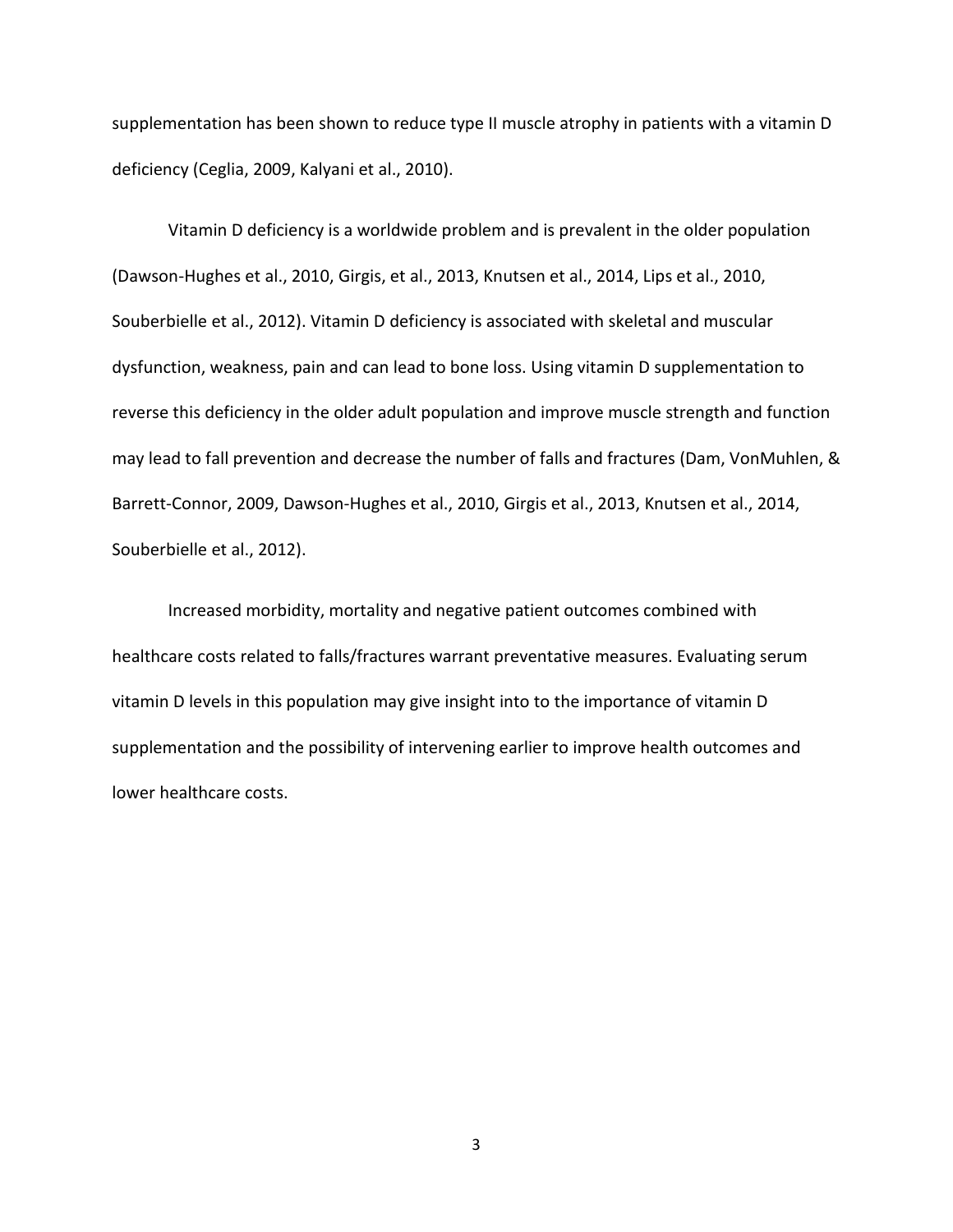supplementation has been shown to reduce type II muscle atrophy in patients with a vitamin D deficiency (Ceglia, 2009, Kalyani et al., 2010).

Vitamin D deficiency is a worldwide problem and is prevalent in the older population (Dawson-Hughes et al., 2010, Girgis, et al., 2013, Knutsen et al., 2014, Lips et al., 2010, Souberbielle et al., 2012). Vitamin D deficiency is associated with skeletal and muscular dysfunction, weakness, pain and can lead to bone loss. Using vitamin D supplementation to reverse this deficiency in the older adult population and improve muscle strength and function may lead to fall prevention and decrease the number of falls and fractures (Dam, VonMuhlen, & Barrett-Connor, 2009, Dawson-Hughes et al., 2010, Girgis et al., 2013, Knutsen et al., 2014, Souberbielle et al., 2012).

Increased morbidity, mortality and negative patient outcomes combined with healthcare costs related to falls/fractures warrant preventative measures. Evaluating serum vitamin D levels in this population may give insight into to the importance of vitamin D supplementation and the possibility of intervening earlier to improve health outcomes and lower healthcare costs.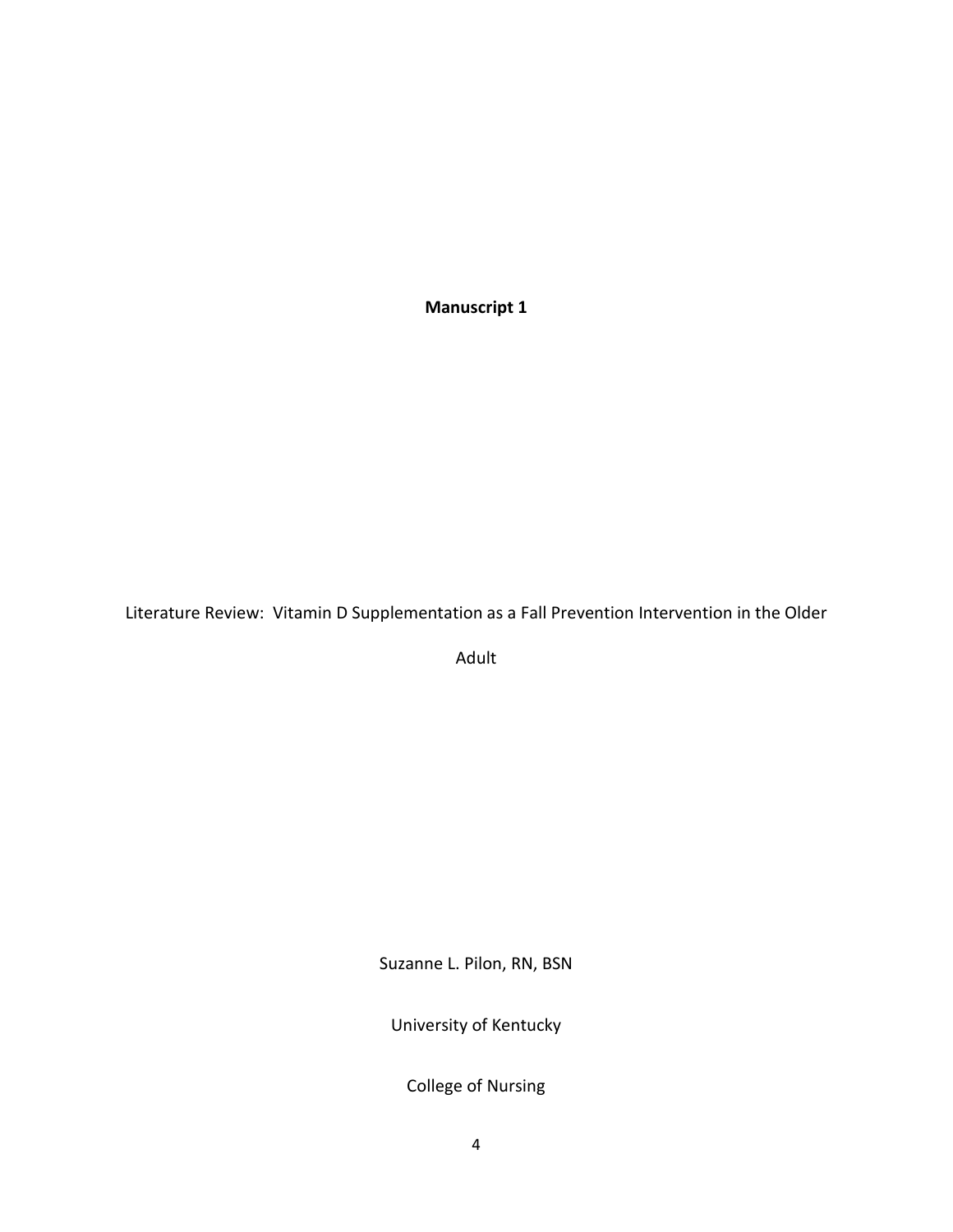**Manuscript 1**

Literature Review: Vitamin D Supplementation as a Fall Prevention Intervention in the Older Adult

Suzanne L. Pilon, RN, BSN

University of Kentucky

College of Nursing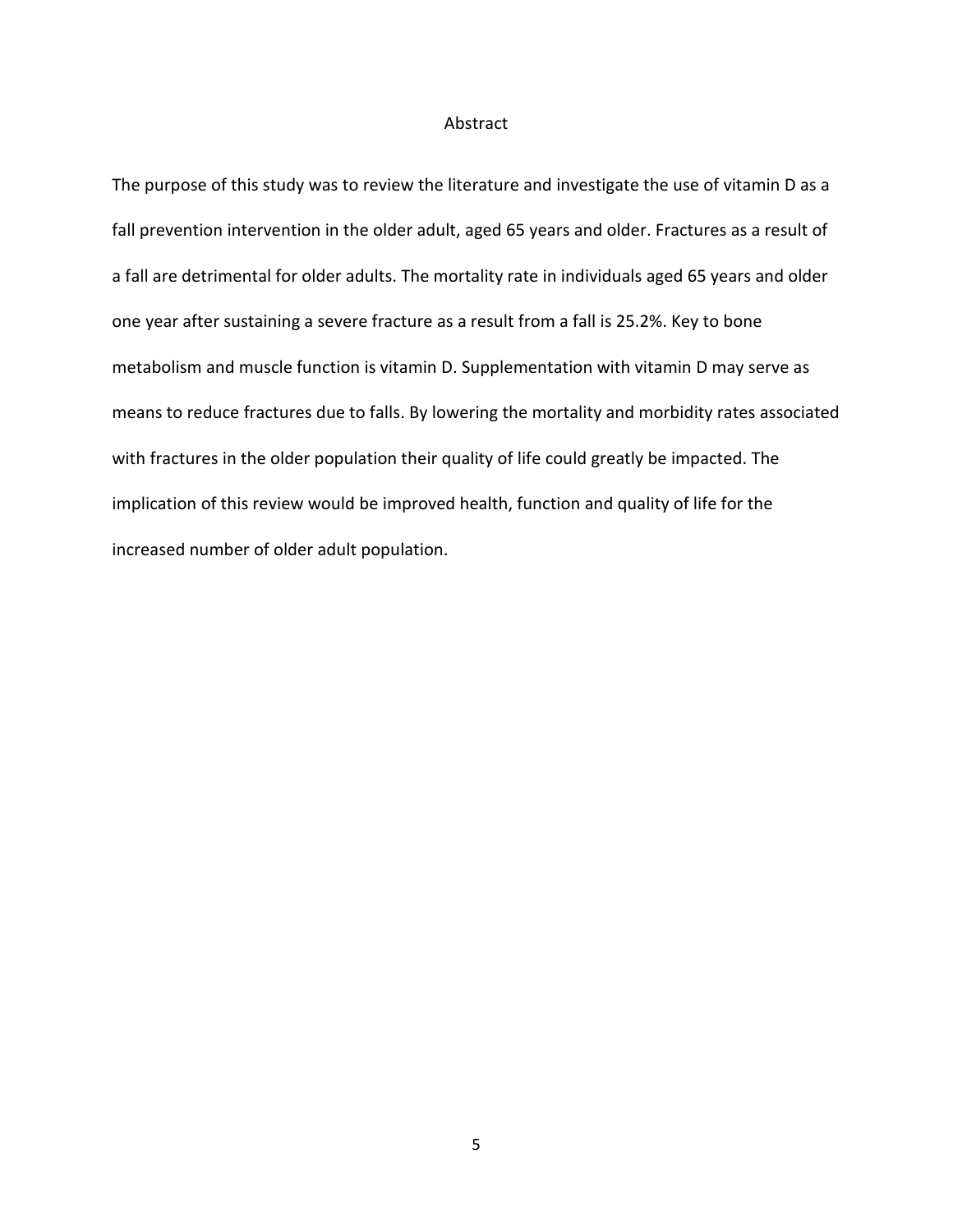# Abstract

The purpose of this study was to review the literature and investigate the use of vitamin D as a fall prevention intervention in the older adult, aged 65 years and older. Fractures as a result of a fall are detrimental for older adults. The mortality rate in individuals aged 65 years and older one year after sustaining a severe fracture as a result from a fall is 25.2%. Key to bone metabolism and muscle function is vitamin D. Supplementation with vitamin D may serve as means to reduce fractures due to falls. By lowering the mortality and morbidity rates associated with fractures in the older population their quality of life could greatly be impacted. The implication of this review would be improved health, function and quality of life for the increased number of older adult population.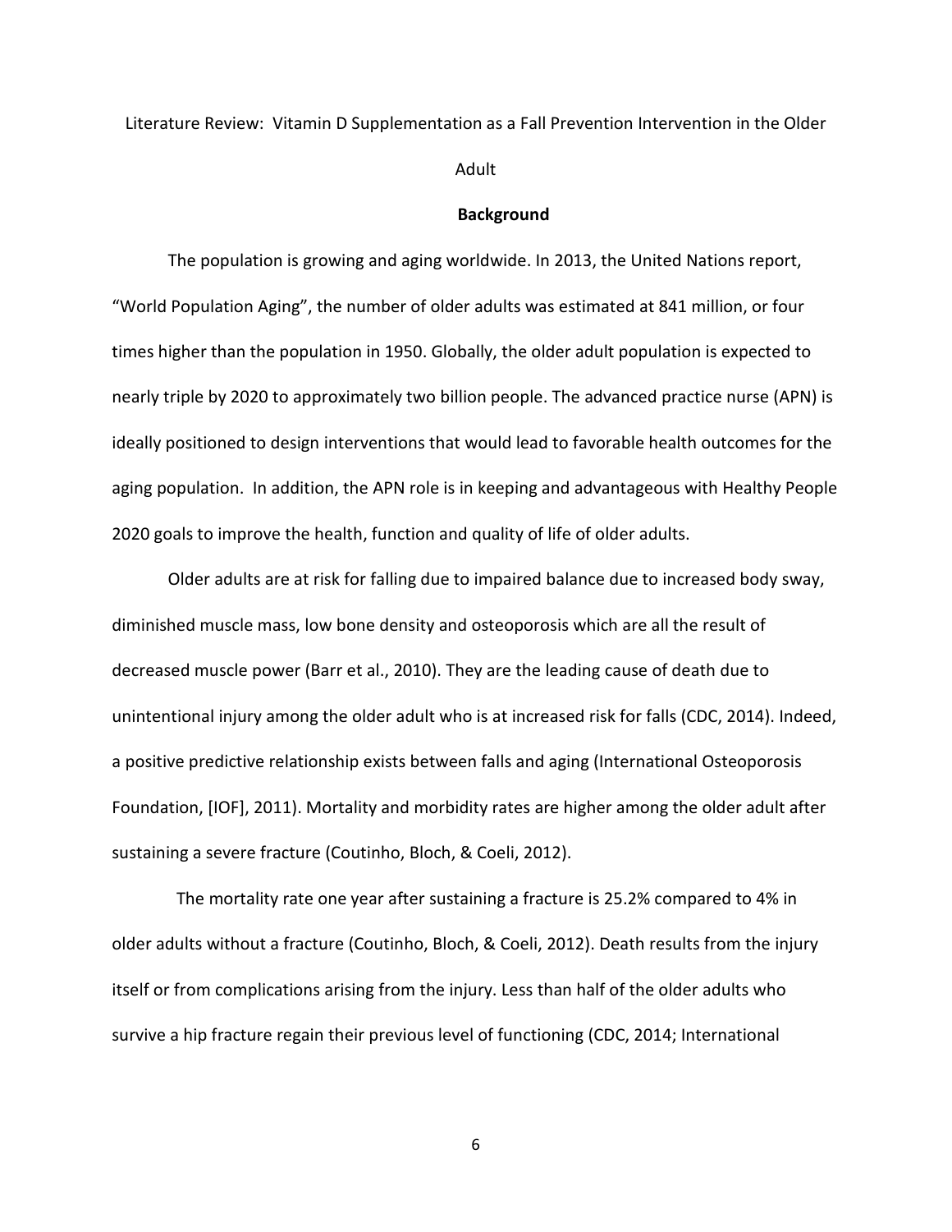Literature Review: Vitamin D Supplementation as a Fall Prevention Intervention in the Older Adult

## Background

The population is growing and aging worldwide. In 2013, the United Nations report, "World Population Aging", the number of older adults was estimated at 841 million, or four times higher than the population in 1950. Globally, the older adult population is expected to nearly triple by 2020 to approximately two billion people. The advanced practice nurse (APN) is ideally positioned to design interventions that would lead to favorable health outcomes for the aging population. In addition, the APN role is in keeping and advantageous with Healthy People 2020 goals to improve the health, function and quality of life of older adults.

Older adults are at risk for falling due to impaired balance due to increased body sway, diminished muscle mass, low bone density and osteoporosis which are all the result of decreased muscle power (Barr et al., 2010). They are the leading cause of death due to unintentional injury among the older adult who is at increased risk for falls (CDC, 2014). Indeed, a positive predictive relationship exists between falls and aging (International Osteoporosis Foundation, [IOF], 2011). Mortality and morbidity rates are higher among the older adult after sustaining a severe fracture (Coutinho, Bloch, & Coeli, 2012).

The mortality rate one year after sustaining a fracture is 25.2% compared to 4% in older adults without a fracture (Coutinho, Bloch, & Coeli, 2012). Death results from the injury itself or from complications arising from the injury. Less than half of the older adults who survive a hip fracture regain their previous level of functioning (CDC, 2014; International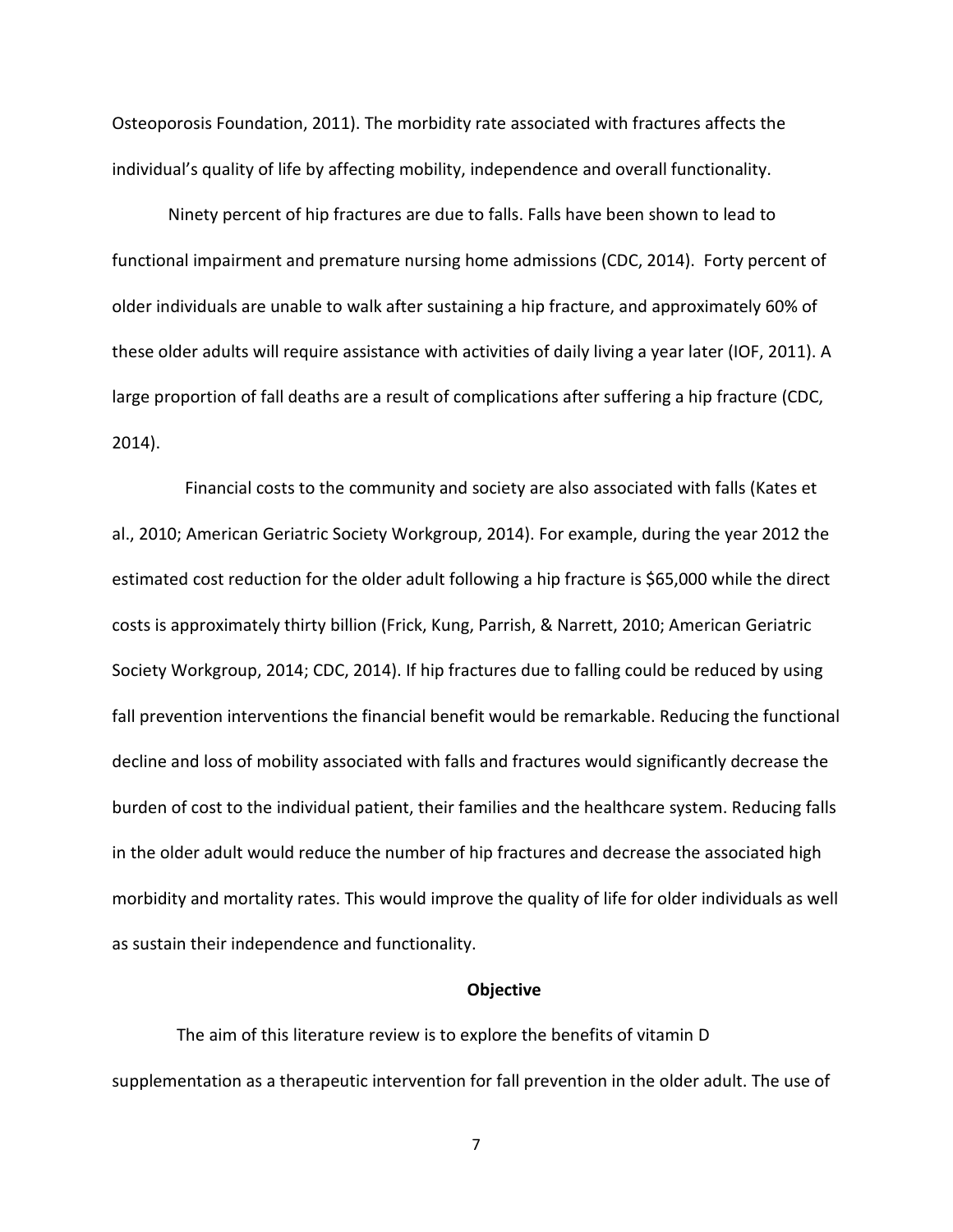Osteoporosis Foundation, 2011). The morbidity rate associated with fractures affects the individual's quality of life by affecting mobility, independence and overall functionality.

Ninety percent of hip fractures are due to falls. Falls have been shown to lead to functional impairment and premature nursing home admissions (CDC, 2014). Forty percent of older individuals are unable to walk after sustaining a hip fracture, and approximately 60% of these older adults will require assistance with activities of daily living a year later (IOF, 2011). A large proportion of fall deaths are a result of complications after suffering a hip fracture (CDC, 2014).

Financial costs to the community and society are also associated with falls (Kates et al., 2010; American Geriatric Society Workgroup, 2014). For example, during the year 2012 the estimated cost reduction for the older adult following a hip fracture is $65,000 while the direct costs is approximately thirty billion (Frick, Kung, Parrish, & Narrett, 2010; American Geriatric Society Workgroup, 2014; CDC, 2014). If hip fractures due to falling could be reduced by using fall prevention interventions the financial benefit would be remarkable. Reducing the functional decline and loss of mobility associated with falls and fractures would significantly decrease the burden of cost to the individual patient, their families and the healthcare system. Reducing falls in the older adult would reduce the number of hip fractures and decrease the associated high morbidity and mortality rates. This would improve the quality of life for older individuals as well as sustain their independence and functionality.

## Objective

The aim of this literature review is to explore the benefits of vitamin D supplementation as a therapeutic intervention for fall prevention in the older adult. The use of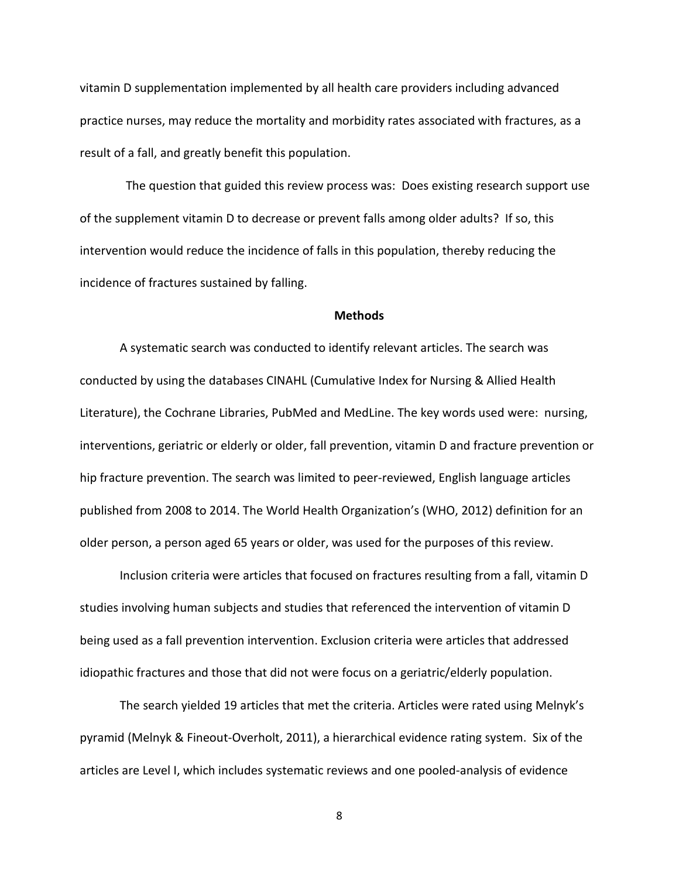vitamin D supplementation implemented by all health care providers including advanced practice nurses, may reduce the mortality and morbidity rates associated with fractures, as a result of a fall, and greatly benefit this population.

The question that guided this review process was: Does existing research support use of the supplement vitamin D to decrease or prevent falls among older adults? If so, this intervention would reduce the incidence of falls in this population, thereby reducing the incidence of fractures sustained by falling.

## Methods

A systematic search was conducted to identify relevant articles. The search was conducted by using the databases CINAHL (Cumulative Index for Nursing & Allied Health Literature), the Cochrane Libraries, PubMed and MedLine. The key words used were: nursing, interventions, geriatric or elderly or older, fall prevention, vitamin D and fracture prevention or hip fracture prevention. The search was limited to peer-reviewed, English language articles published from 2008 to 2014. The World Health Organization's (WHO, 2012) definition for an older person, a person aged 65 years or older, was used for the purposes of this review.

Inclusion criteria were articles that focused on fractures resulting from a fall, vitamin D studies involving human subjects and studies that referenced the intervention of vitamin D being used as a fall prevention intervention. Exclusion criteria were articles that addressed idiopathic fractures and those that did not were focus on a geriatric/elderly population.

The search yielded 19 articles that met the criteria. Articles were rated using Melnyk's pyramid (Melnyk & Fineout-Overholt, 2011), a hierarchical evidence rating system. Six of the articles are Level I, which includes systematic reviews and one pooled-analysis of evidence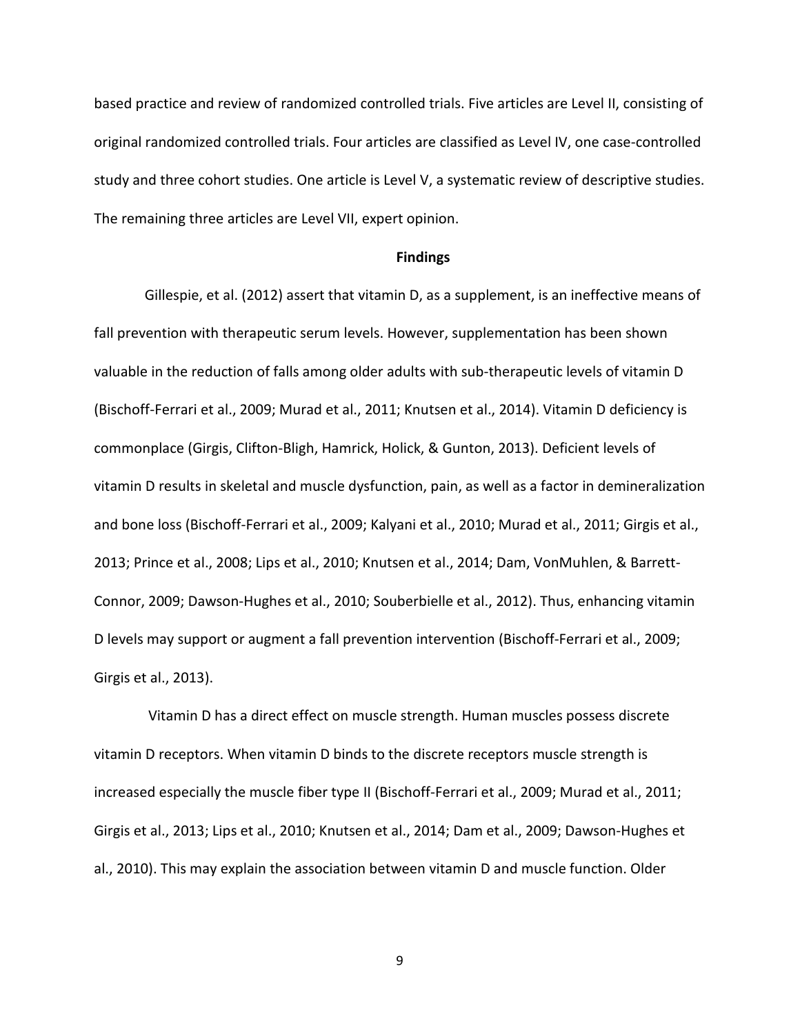based practice and review of randomized controlled trials. Five articles are Level II, consisting of original randomized controlled trials. Four articles are classified as Level IV, one case-controlled study and three cohort studies. One article is Level V, a systematic review of descriptive studies. The remaining three articles are Level VII, expert opinion.

## Findings

Gillespie, et al. (2012) assert that vitamin D, as a supplement, is an ineffective means of fall prevention with therapeutic serum levels. However, supplementation has been shown valuable in the reduction of falls among older adults with sub-therapeutic levels of vitamin D (Bischoff-Ferrari et al., 2009; Murad et al., 2011; Knutsen et al., 2014). Vitamin D deficiency is commonplace (Girgis, Clifton-Bligh, Hamrick, Holick, & Gunton, 2013). Deficient levels of vitamin D results in skeletal and muscle dysfunction, pain, as well as a factor in demineralization and bone loss (Bischoff-Ferrari et al., 2009; Kalyani et al., 2010; Murad et al., 2011; Girgis et al., 2013; Prince et al., 2008; Lips et al., 2010; Knutsen et al., 2014; Dam, VonMuhlen, & Barrett-Connor, 2009; Dawson-Hughes et al., 2010; Souberbielle et al., 2012). Thus, enhancing vitamin D levels may support or augment a fall prevention intervention (Bischoff-Ferrari et al., 2009; Girgis et al., 2013).

Vitamin D has a direct effect on muscle strength. Human muscles possess discrete vitamin D receptors. When vitamin D binds to the discrete receptors muscle strength is increased especially the muscle fiber type II (Bischoff-Ferrari et al., 2009; Murad et al., 2011; Girgis et al., 2013; Lips et al., 2010; Knutsen et al., 2014; Dam et al., 2009; Dawson-Hughes et al., 2010). This may explain the association between vitamin D and muscle function. Older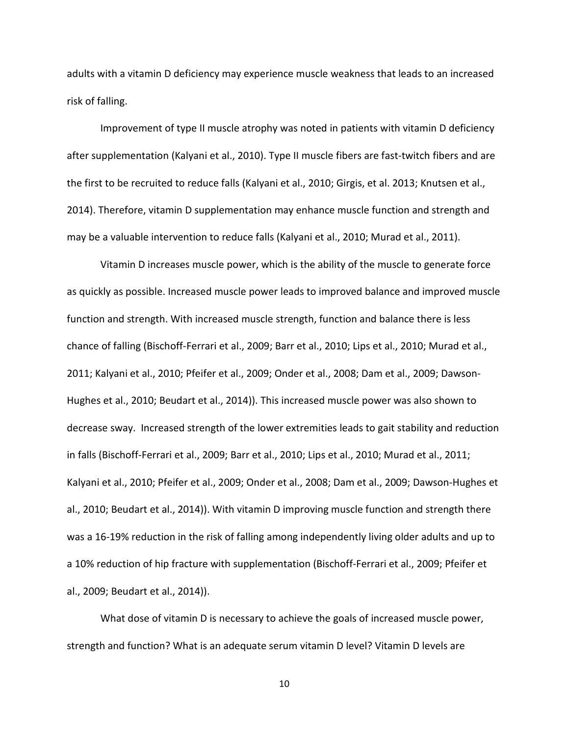adults with a vitamin D deficiency may experience muscle weakness that leads to an increased risk of falling.

Improvement of type II muscle atrophy was noted in patients with vitamin D deficiency after supplementation (Kalyani et al., 2010). Type II muscle fibers are fast-twitch fibers and are the first to be recruited to reduce falls (Kalyani et al., 2010; Girgis, et al. 2013; Knutsen et al., 2014). Therefore, vitamin D supplementation may enhance muscle function and strength and may be a valuable intervention to reduce falls (Kalyani et al., 2010; Murad et al., 2011).

Vitamin D increases muscle power, which is the ability of the muscle to generate force as quickly as possible. Increased muscle power leads to improved balance and improved muscle function and strength. With increased muscle strength, function and balance there is less chance of falling (Bischoff-Ferrari et al., 2009; Barr et al., 2010; Lips et al., 2010; Murad et al., 2011; Kalyani et al., 2010; Pfeifer et al., 2009; Onder et al., 2008; Dam et al., 2009; Dawson-Hughes et al., 2010; Beudart et al., 2014)). This increased muscle power was also shown to decrease sway. Increased strength of the lower extremities leads to gait stability and reduction in falls (Bischoff-Ferrari et al., 2009; Barr et al., 2010; Lips et al., 2010; Murad et al., 2011; Kalyani et al., 2010; Pfeifer et al., 2009; Onder et al., 2008; Dam et al., 2009; Dawson-Hughes et al., 2010; Beudart et al., 2014)). With vitamin D improving muscle function and strength there was a 16-19% reduction in the risk of falling among independently living older adults and up to a 10% reduction of hip fracture with supplementation (Bischoff-Ferrari et al., 2009; Pfeifer et al., 2009; Beudart et al., 2014)).

What dose of vitamin D is necessary to achieve the goals of increased muscle power, strength and function? What is an adequate serum vitamin D level? Vitamin D levels are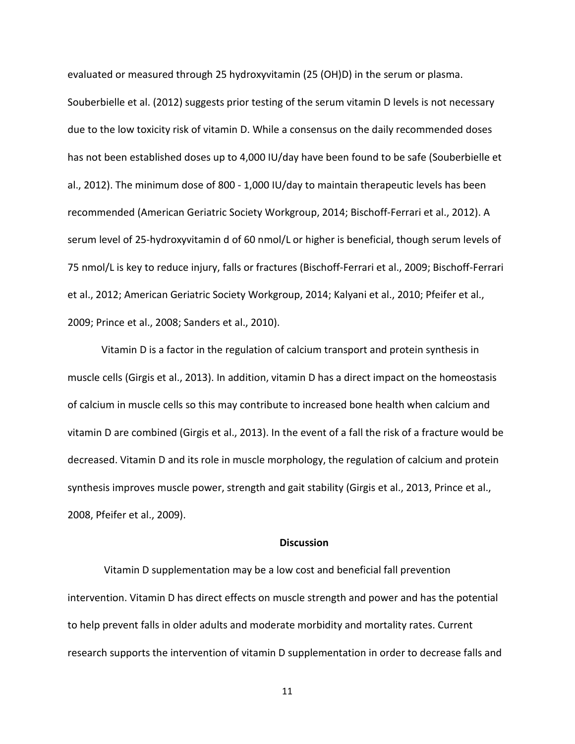evaluated or measured through 25 hydroxyvitamin (25 (OH)D) in the serum or plasma. Souberbielle et al. (2012) suggests prior testing of the serum vitamin D levels is not necessary due to the low toxicity risk of vitamin D. While a consensus on the daily recommended doses has not been established doses up to 4,000 IU/day have been found to be safe (Souberbielle et al., 2012). The minimum dose of 800 - 1,000 IU/day to maintain therapeutic levels has been recommended (American Geriatric Society Workgroup, 2014; Bischoff-Ferrari et al., 2012). A serum level of 25-hydroxyvitamin d of 60 nmol/L or higher is beneficial, though serum levels of 75 nmol/L is key to reduce injury, falls or fractures (Bischoff-Ferrari et al., 2009; Bischoff-Ferrari et al., 2012; American Geriatric Society Workgroup, 2014; Kalyani et al., 2010; Pfeifer et al., 2009; Prince et al., 2008; Sanders et al., 2010).

Vitamin D is a factor in the regulation of calcium transport and protein synthesis in muscle cells (Girgis et al., 2013). In addition, vitamin D has a direct impact on the homeostasis of calcium in muscle cells so this may contribute to increased bone health when calcium and vitamin D are combined (Girgis et al., 2013). In the event of a fall the risk of a fracture would be decreased. Vitamin D and its role in muscle morphology, the regulation of calcium and protein synthesis improves muscle power, strength and gait stability (Girgis et al., 2013, Prince et al., 2008, Pfeifer et al., 2009).

## Discussion

Vitamin D supplementation may be a low cost and beneficial fall prevention intervention. Vitamin D has direct effects on muscle strength and power and has the potential to help prevent falls in older adults and moderate morbidity and mortality rates. Current research supports the intervention of vitamin D supplementation in order to decrease falls and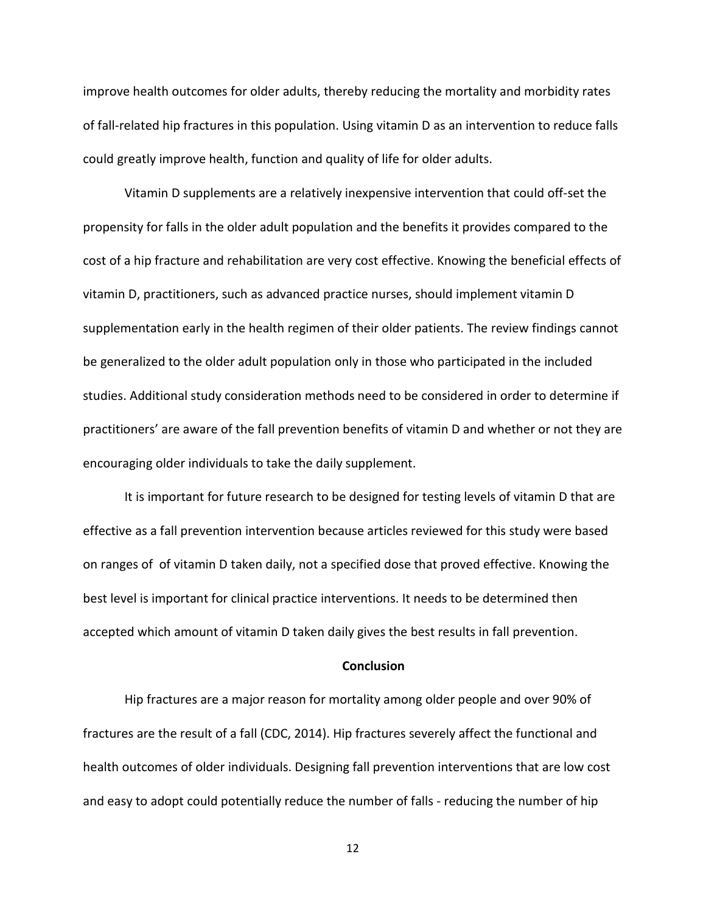improve health outcomes for older adults, thereby reducing the mortality and morbidity rates of fall-related hip fractures in this population. Using vitamin D as an intervention to reduce falls could greatly improve health, function and quality of life for older adults.

Vitamin D supplements are a relatively inexpensive intervention that could off-set the propensity for falls in the older adult population and the benefits it provides compared to the cost of a hip fracture and rehabilitation are very cost effective. Knowing the beneficial effects of vitamin D, practitioners, such as advanced practice nurses, should implement vitamin D supplementation early in the health regimen of their older patients. The review findings cannot be generalized to the older adult population only in those who participated in the included studies. Additional study consideration methods need to be considered in order to determine if practitioners' are aware of the fall prevention benefits of vitamin D and whether or not they are encouraging older individuals to take the daily supplement.

It is important for future research to be designed for testing levels of vitamin D that are effective as a fall prevention intervention because articles reviewed for this study were based on ranges of  of vitamin D taken daily, not a specified dose that proved effective. Knowing the best level is important for clinical practice interventions. It needs to be determined then accepted which amount of vitamin D taken daily gives the best results in fall prevention.

## Conclusion

Hip fractures are a major reason for mortality among older people and over 90% of fractures are the result of a fall (CDC, 2014). Hip fractures severely affect the functional and health outcomes of older individuals. Designing fall prevention interventions that are low cost and easy to adopt could potentially reduce the number of falls - reducing the number of hip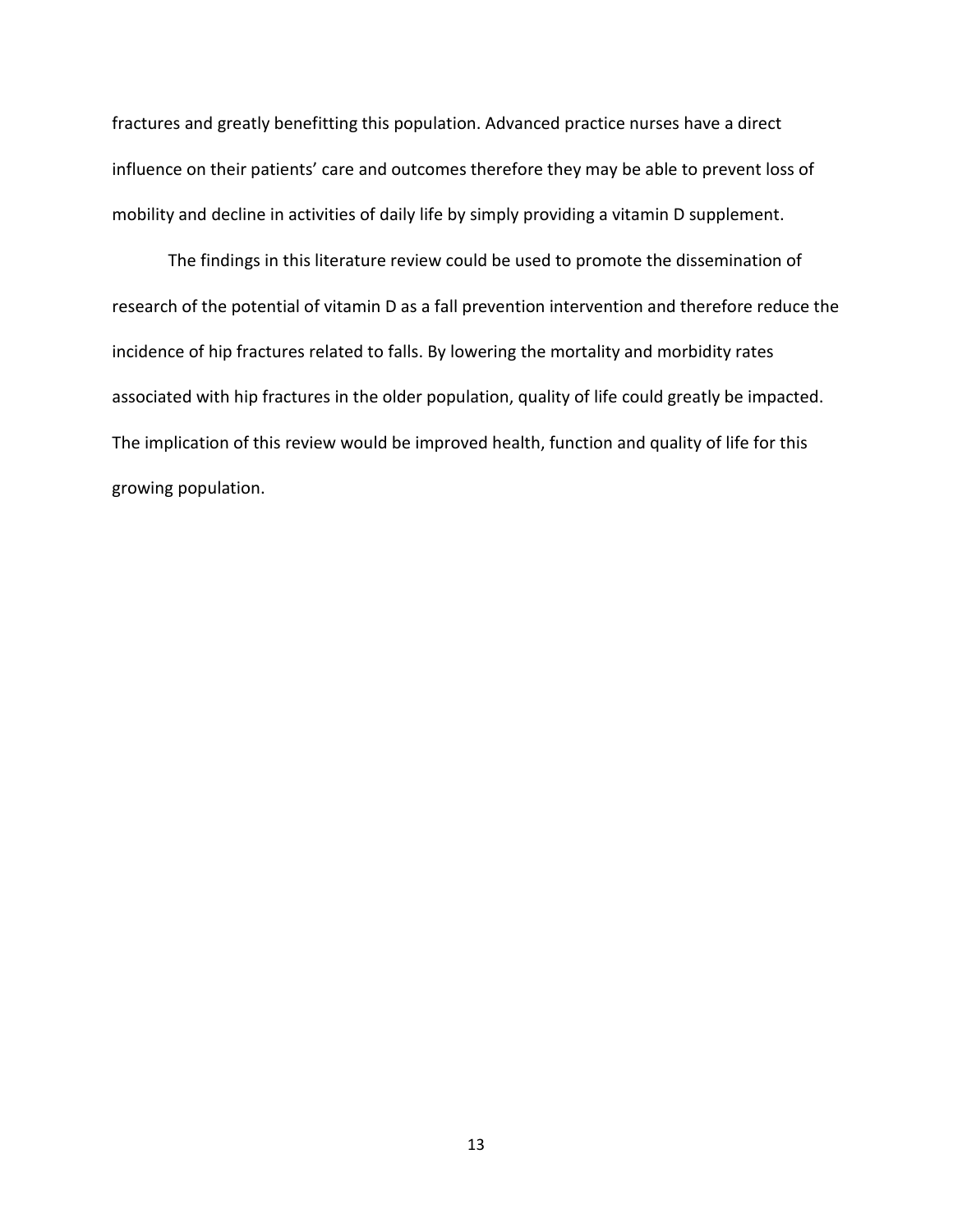fractures and greatly benefitting this population. Advanced practice nurses have a direct influence on their patients' care and outcomes therefore they may be able to prevent loss of mobility and decline in activities of daily life by simply providing a vitamin D supplement.

The findings in this literature review could be used to promote the dissemination of research of the potential of vitamin D as a fall prevention intervention and therefore reduce the incidence of hip fractures related to falls. By lowering the mortality and morbidity rates associated with hip fractures in the older population, quality of life could greatly be impacted. The implication of this review would be improved health, function and quality of life for this growing population.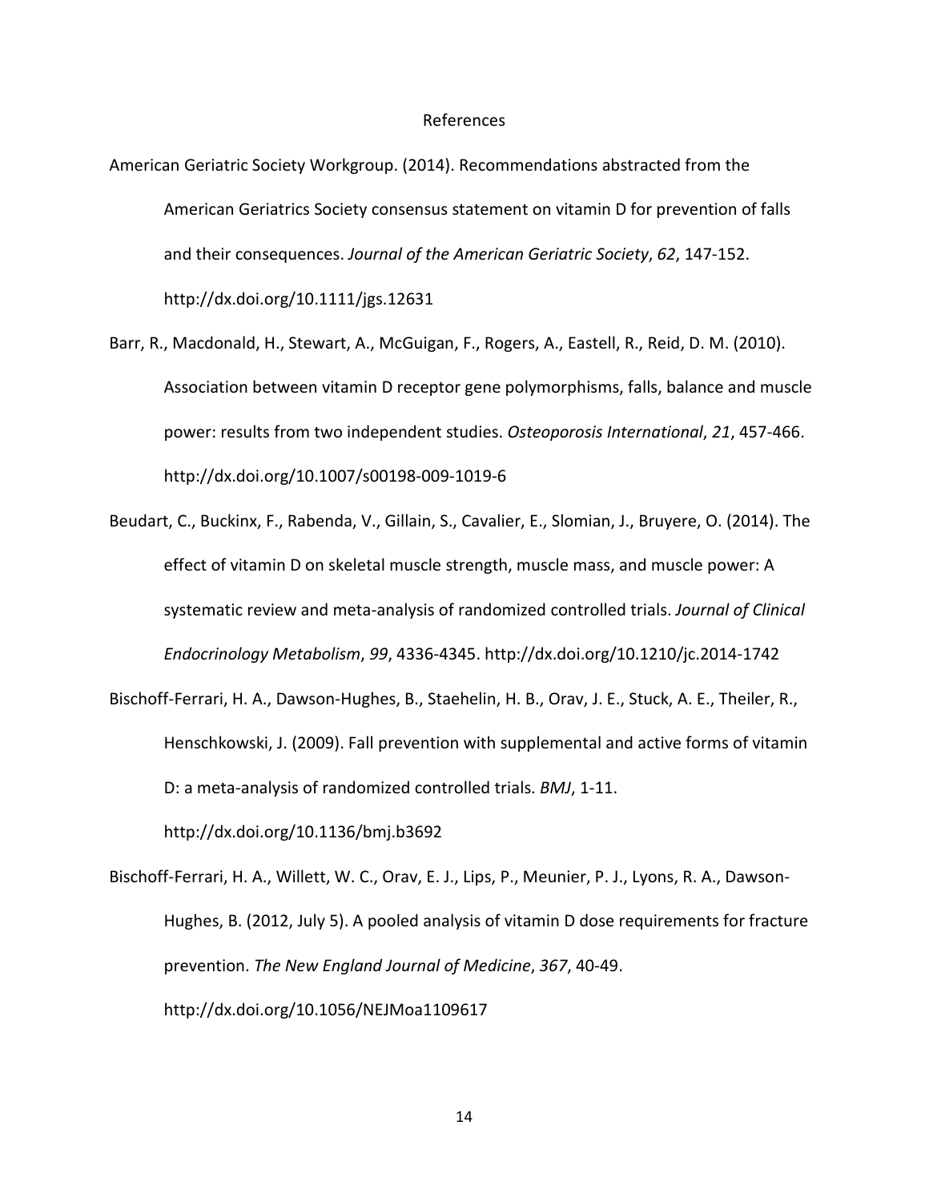# References

American Geriatric Society Workgroup. (2014). Recommendations abstracted from the American Geriatrics Society consensus statement on vitamin D for prevention of falls and their consequences. *Journal of the American Geriatric Society*, *62*, 147-152. http://dx.doi.org/10.1111/jgs.12631

Barr, R., Macdonald, H., Stewart, A., McGuigan, F., Rogers, A., Eastell, R., Reid, D. M. (2010). Association between vitamin D receptor gene polymorphisms, falls, balance and muscle power: results from two independent studies. *Osteoporosis International*, *21*, 457-466. http://dx.doi.org/10.1007/s00198-009-1019-6

Beudart, C., Buckinx, F., Rabenda, V., Gillain, S., Cavalier, E., Slomian, J., Bruyere, O. (2014). The effect of vitamin D on skeletal muscle strength, muscle mass, and muscle power: A systematic review and meta-analysis of randomized controlled trials. *Journal of Clinical Endocrinology Metabolism*, *99*, 4336-4345. http://dx.doi.org/10.1210/jc.2014-1742

Bischoff-Ferrari, H. A., Dawson-Hughes, B., Staehelin, H. B., Orav, J. E., Stuck, A. E., Theiler, R., Henschkowski, J. (2009). Fall prevention with supplemental and active forms of vitamin D: a meta-analysis of randomized controlled trials. *BMJ*, 1-11. http://dx.doi.org/10.1136/bmj.b3692

Bischoff-Ferrari, H. A., Willett, W. C., Orav, E. J., Lips, P., Meunier, P. J., Lyons, R. A., Dawson-Hughes, B. (2012, July 5). A pooled analysis of vitamin D dose requirements for fracture prevention. *The New England Journal of Medicine*, *367*, 40-49. http://dx.doi.org/10.1056/NEJMoa1109617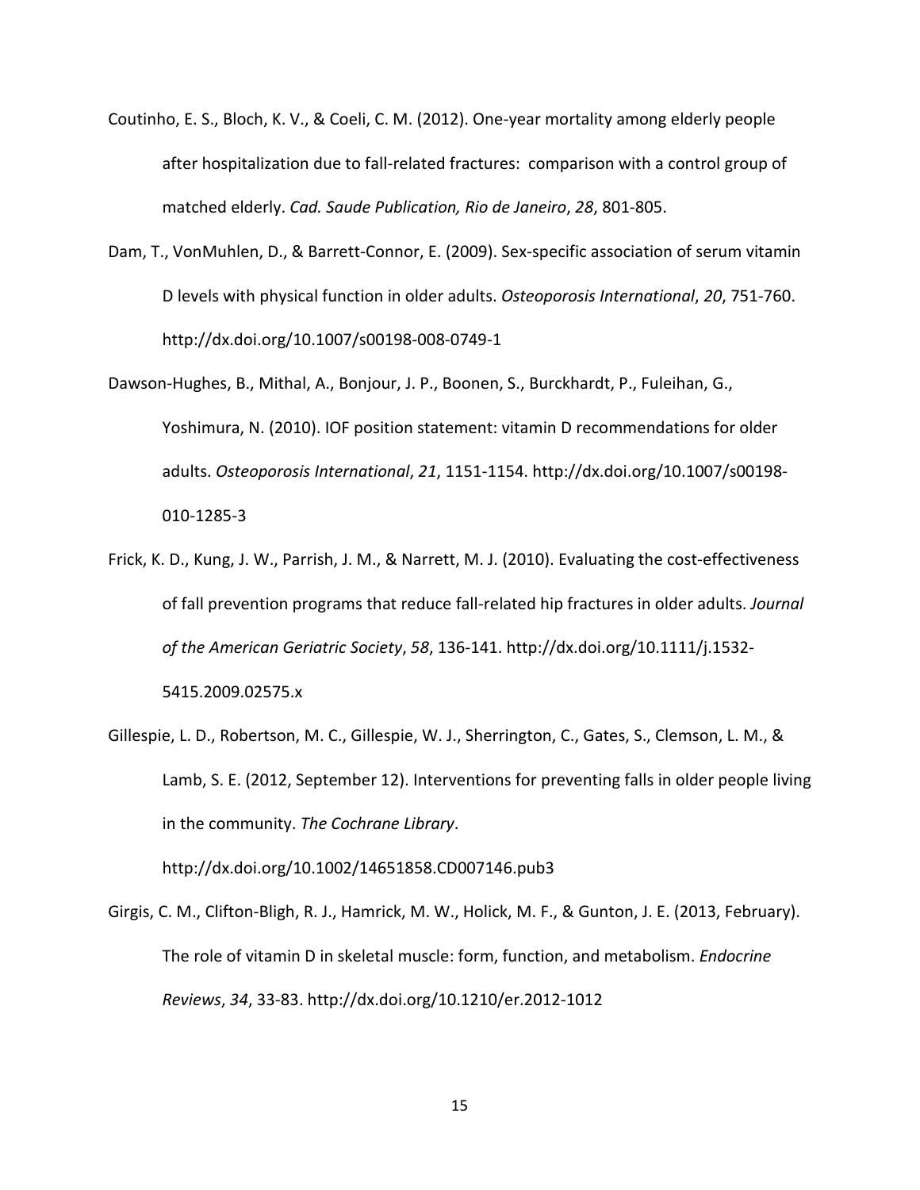Coutinho, E. S., Bloch, K. V., & Coeli, C. M. (2012). One-year mortality among elderly people after hospitalization due to fall-related fractures: comparison with a control group of matched elderly. *Cad. Saude Publication, Rio de Janeiro*, *28*, 801-805.

Dam, T., VonMuhlen, D., & Barrett-Connor, E. (2009). Sex-specific association of serum vitamin D levels with physical function in older adults. *Osteoporosis International*, *20*, 751-760. http://dx.doi.org/10.1007/s00198-008-0749-1

Dawson-Hughes, B., Mithal, A., Bonjour, J. P., Boonen, S., Burckhardt, P., Fuleihan, G., Yoshimura, N. (2010). IOF position statement: vitamin D recommendations for older adults. *Osteoporosis International*, *21*, 1151-1154. http://dx.doi.org/10.1007/s00198-010-1285-3

Frick, K. D., Kung, J. W., Parrish, J. M., & Narrett, M. J. (2010). Evaluating the cost-effectiveness of fall prevention programs that reduce fall-related hip fractures in older adults. *Journal of the American Geriatric Society*, *58*, 136-141. http://dx.doi.org/10.1111/j.1532-5415.2009.02575.x

Gillespie, L. D., Robertson, M. C., Gillespie, W. J., Sherrington, C., Gates, S., Clemson, L. M., & Lamb, S. E. (2012, September 12). Interventions for preventing falls in older people living in the community. *The Cochrane Library*. http://dx.doi.org/10.1002/14651858.CD007146.pub3

Girgis, C. M., Clifton-Bligh, R. J., Hamrick, M. W., Holick, M. F., & Gunton, J. E. (2013, February). The role of vitamin D in skeletal muscle: form, function, and metabolism. *Endocrine Reviews*, *34*, 33-83. http://dx.doi.org/10.1210/er.2012-1012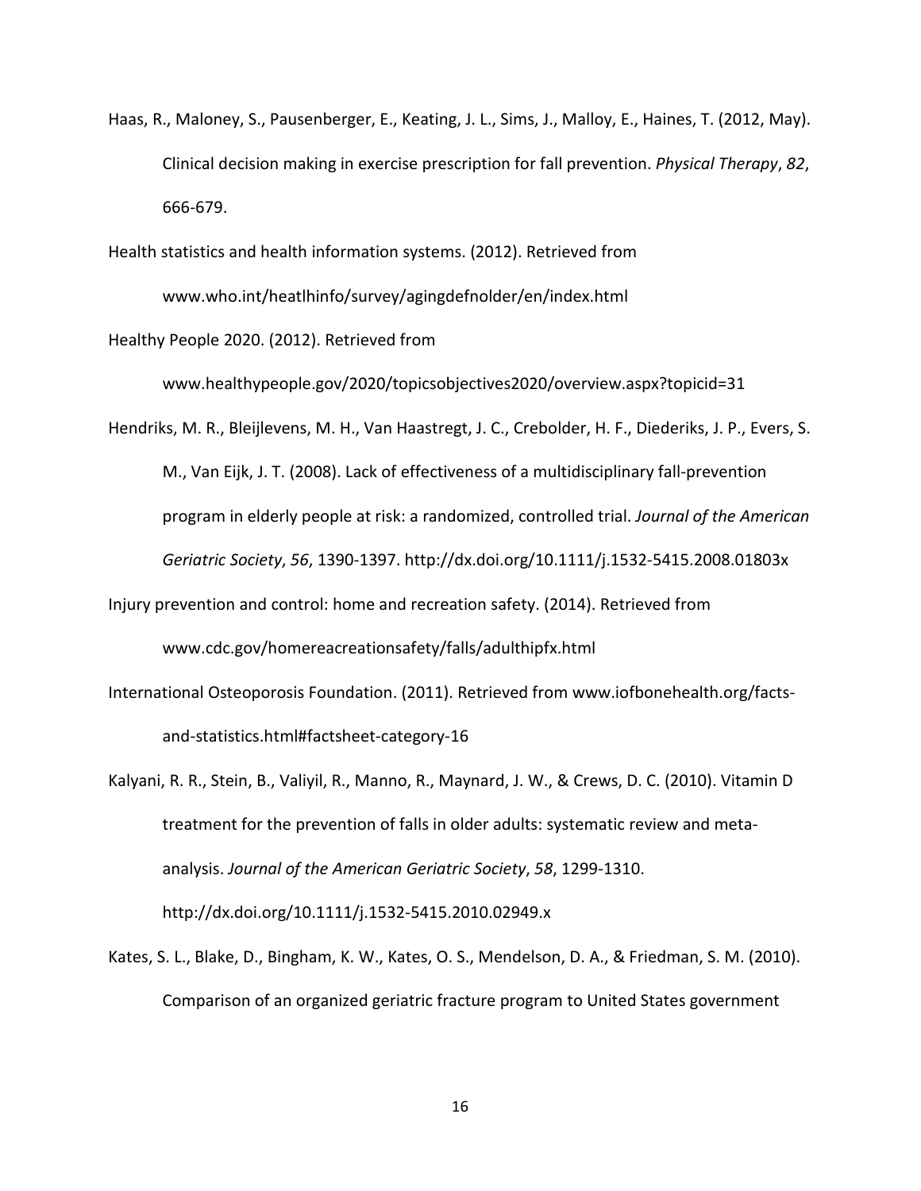Haas, R., Maloney, S., Pausenberger, E., Keating, J. L., Sims, J., Malloy, E., Haines, T. (2012, May). Clinical decision making in exercise prescription for fall prevention. *Physical Therapy*, *82*, 666-679.

Health statistics and health information systems. (2012). Retrieved from www.who.int/heatlhinfo/survey/agingdefnolder/en/index.html

Healthy People 2020. (2012). Retrieved from www.healthypeople.gov/2020/topicsobjectives2020/overview.aspx?topicid=31

Hendriks, M. R., Bleijlevens, M. H., Van Haastregt, J. C., Crebolder, H. F., Diederiks, J. P., Evers, S. M., Van Eijk, J. T. (2008). Lack of effectiveness of a multidisciplinary fall-prevention program in elderly people at risk: a randomized, controlled trial. *Journal of the American Geriatric Society*, *56*, 1390-1397. http://dx.doi.org/10.1111/j.1532-5415.2008.01803x

Injury prevention and control: home and recreation safety. (2014). Retrieved from www.cdc.gov/homereacreationsafety/falls/adulthipfx.html

International Osteoporosis Foundation. (2011). Retrieved from www.iofbonehealth.org/facts-and-statistics.html#factsheet-category-16

Kalyani, R. R., Stein, B., Valiyil, R., Manno, R., Maynard, J. W., & Crews, D. C. (2010). Vitamin D treatment for the prevention of falls in older adults: systematic review and meta-analysis. *Journal of the American Geriatric Society*, *58*, 1299-1310. http://dx.doi.org/10.1111/j.1532-5415.2010.02949.x

Kates, S. L., Blake, D., Bingham, K. W., Kates, O. S., Mendelson, D. A., & Friedman, S. M. (2010). Comparison of an organized geriatric fracture program to United States government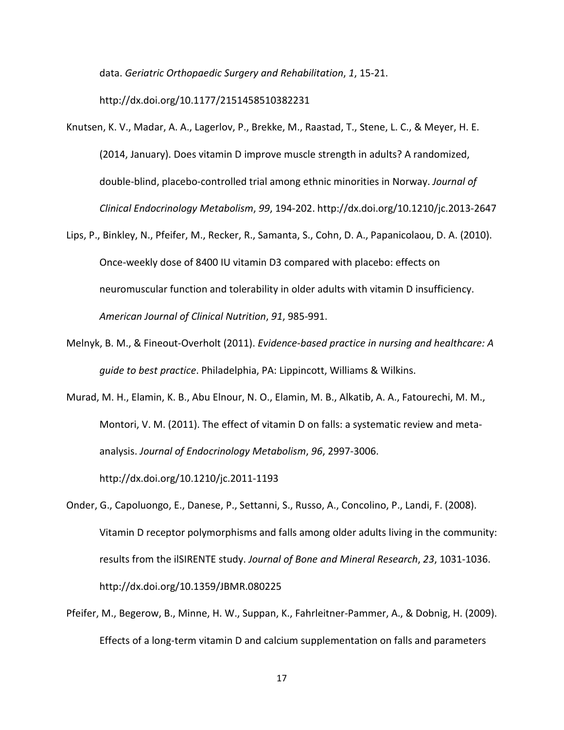data. *Geriatric Orthopaedic Surgery and Rehabilitation*, *1*, 15-21. http://dx.doi.org/10.1177/2151458510382231

Knutsen, K. V., Madar, A. A., Lagerlov, P., Brekke, M., Raastad, T., Stene, L. C., & Meyer, H. E. (2014, January). Does vitamin D improve muscle strength in adults? A randomized, double-blind, placebo-controlled trial among ethnic minorities in Norway. *Journal of Clinical Endocrinology Metabolism*, *99*, 194-202. http://dx.doi.org/10.1210/jc.2013-2647

Lips, P., Binkley, N., Pfeifer, M., Recker, R., Samanta, S., Cohn, D. A., Papanicolaou, D. A. (2010). Once-weekly dose of 8400 IU vitamin D3 compared with placebo: effects on neuromuscular function and tolerability in older adults with vitamin D insufficiency. *American Journal of Clinical Nutrition*, *91*, 985-991.

Melnyk, B. M., & Fineout-Overholt (2011). *Evidence-based practice in nursing and healthcare: A guide to best practice*. Philadelphia, PA: Lippincott, Williams & Wilkins.

Murad, M. H., Elamin, K. B., Abu Elnour, N. O., Elamin, M. B., Alkatib, A. A., Fatourechi, M. M., Montori, V. M. (2011). The effect of vitamin D on falls: a systematic review and meta-analysis. *Journal of Endocrinology Metabolism*, *96*, 2997-3006. http://dx.doi.org/10.1210/jc.2011-1193

Onder, G., Capoluongo, E., Danese, P., Settanni, S., Russo, A., Concolino, P., Landi, F. (2008). Vitamin D receptor polymorphisms and falls among older adults living in the community: results from the ilSIRENTE study. *Journal of Bone and Mineral Research*, *23*, 1031-1036. http://dx.doi.org/10.1359/JBMR.080225

Pfeifer, M., Begerow, B., Minne, H. W., Suppan, K., Fahrleitner-Pammer, A., & Dobnig, H. (2009). Effects of a long-term vitamin D and calcium supplementation on falls and parameters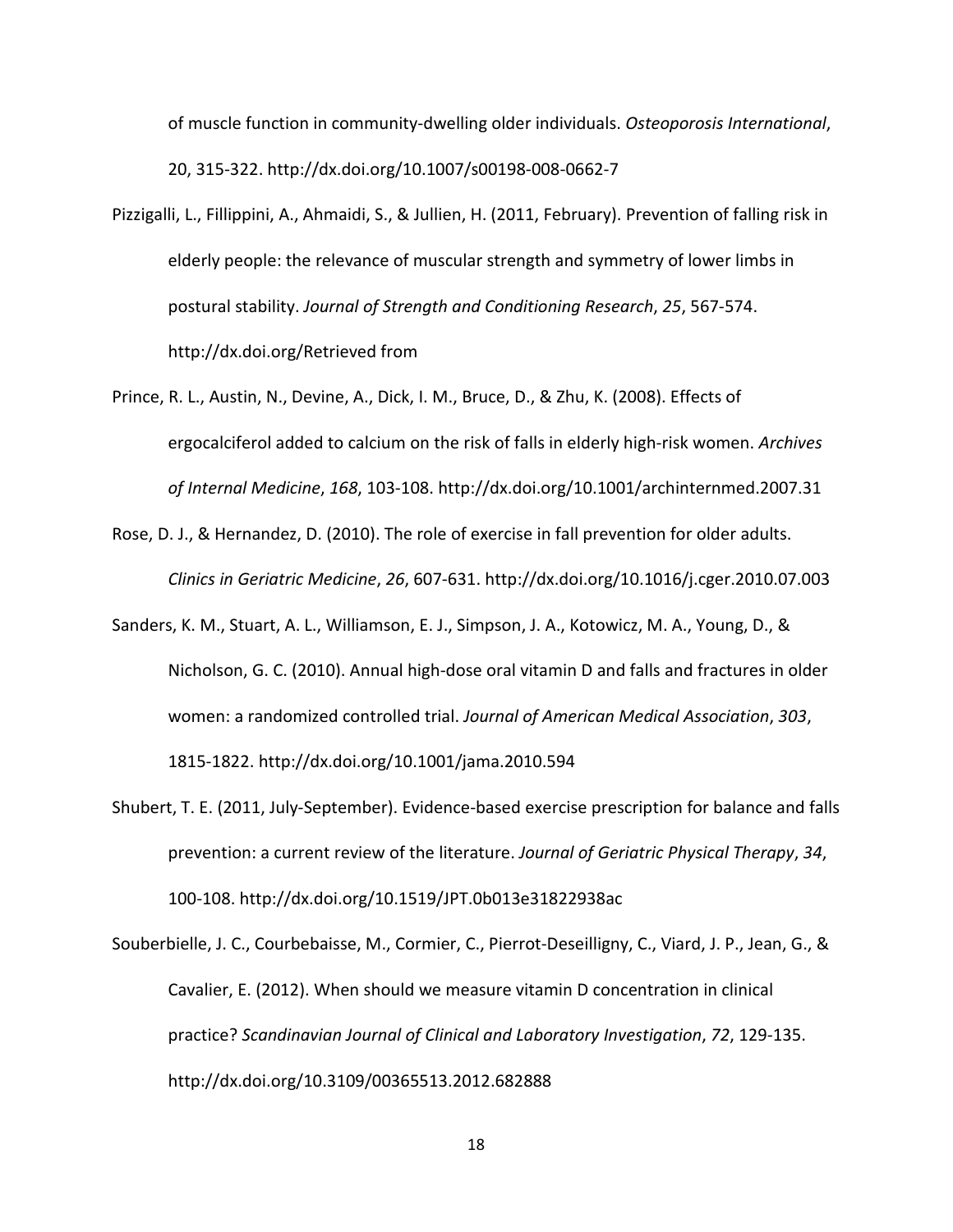of muscle function in community-dwelling older individuals. *Osteoporosis International*, 20, 315-322. http://dx.doi.org/10.1007/s00198-008-0662-7

Pizzigalli, L., Fillippini, A., Ahmaidi, S., & Jullien, H. (2011, February). Prevention of falling risk in elderly people: the relevance of muscular strength and symmetry of lower limbs in postural stability. *Journal of Strength and Conditioning Research*, *25*, 567-574. http://dx.doi.org/Retrieved from

Prince, R. L., Austin, N., Devine, A., Dick, I. M., Bruce, D., & Zhu, K. (2008). Effects of ergocalciferol added to calcium on the risk of falls in elderly high-risk women. *Archives of Internal Medicine*, *168*, 103-108. http://dx.doi.org/10.1001/archinternmed.2007.31

Rose, D. J., & Hernandez, D. (2010). The role of exercise in fall prevention for older adults. *Clinics in Geriatric Medicine*, *26*, 607-631. http://dx.doi.org/10.1016/j.cger.2010.07.003

Sanders, K. M., Stuart, A. L., Williamson, E. J., Simpson, J. A., Kotowicz, M. A., Young, D., & Nicholson, G. C. (2010). Annual high-dose oral vitamin D and falls and fractures in older women: a randomized controlled trial. *Journal of American Medical Association*, *303*, 1815-1822. http://dx.doi.org/10.1001/jama.2010.594

Shubert, T. E. (2011, July-September). Evidence-based exercise prescription for balance and falls prevention: a current review of the literature. *Journal of Geriatric Physical Therapy*, *34*, 100-108. http://dx.doi.org/10.1519/JPT.0b013e31822938ac

Souberbielle, J. C., Courbebaisse, M., Cormier, C., Pierrot-Deseilligny, C., Viard, J. P., Jean, G., & Cavalier, E. (2012). When should we measure vitamin D concentration in clinical practice? *Scandinavian Journal of Clinical and Laboratory Investigation*, *72*, 129-135. http://dx.doi.org/10.3109/00365513.2012.682888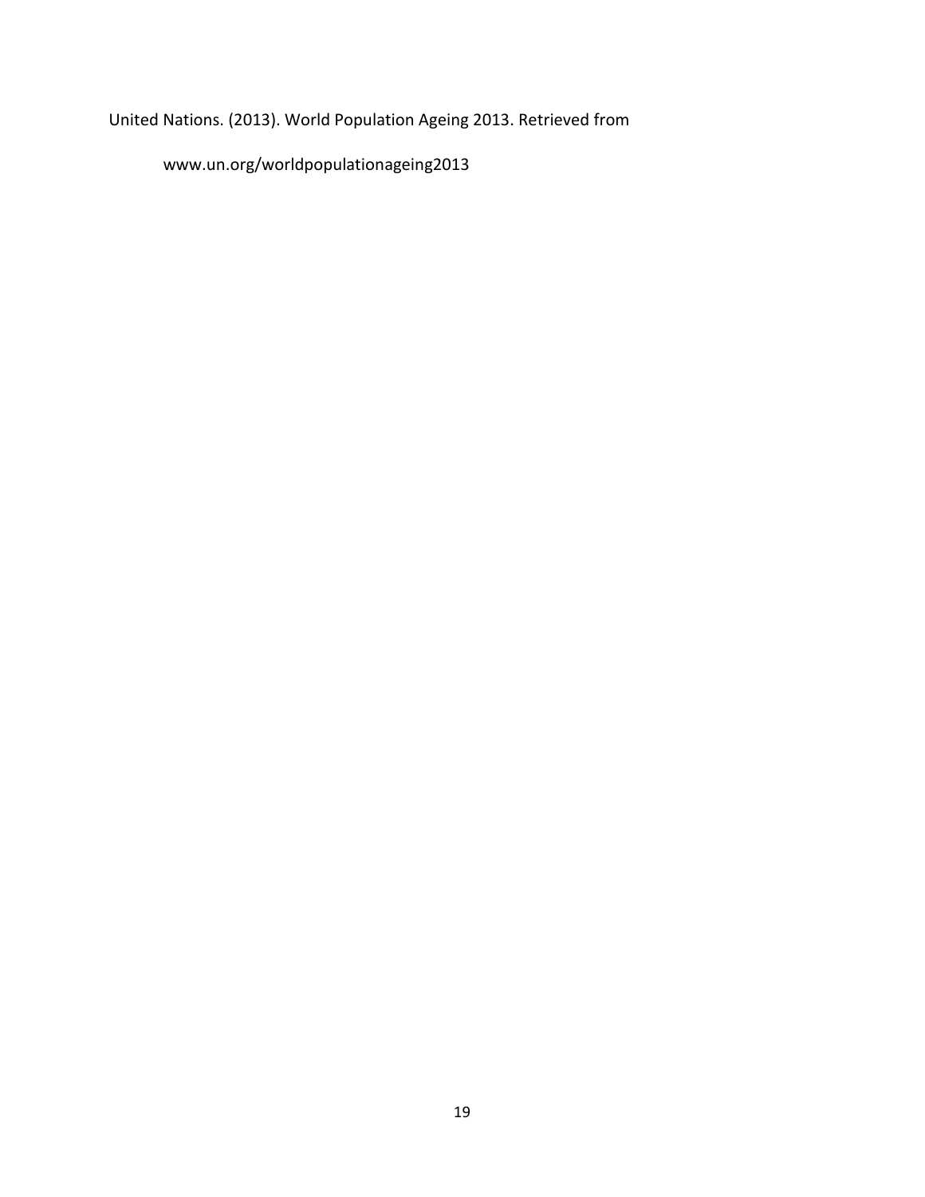United Nations. (2013). World Population Ageing 2013. Retrieved from

www.un.org/worldpopulationageing2013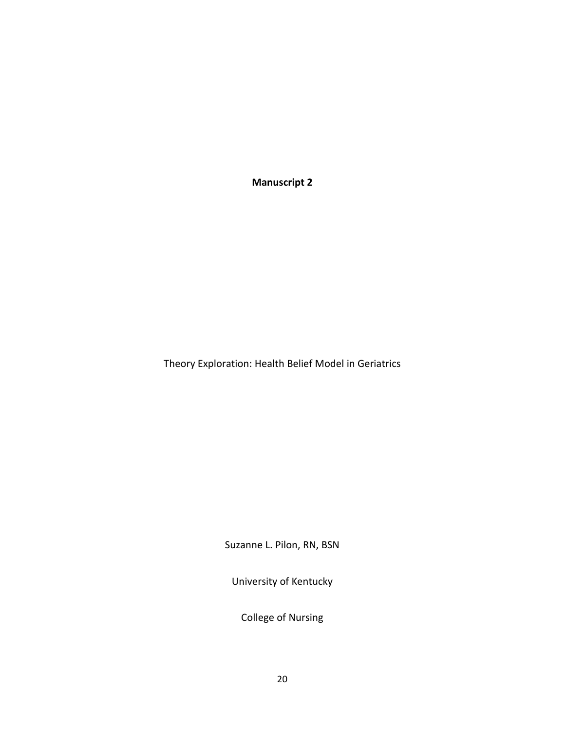**Manuscript 2**

Theory Exploration: Health Belief Model in Geriatrics

Suzanne L. Pilon, RN, BSN

University of Kentucky

College of Nursing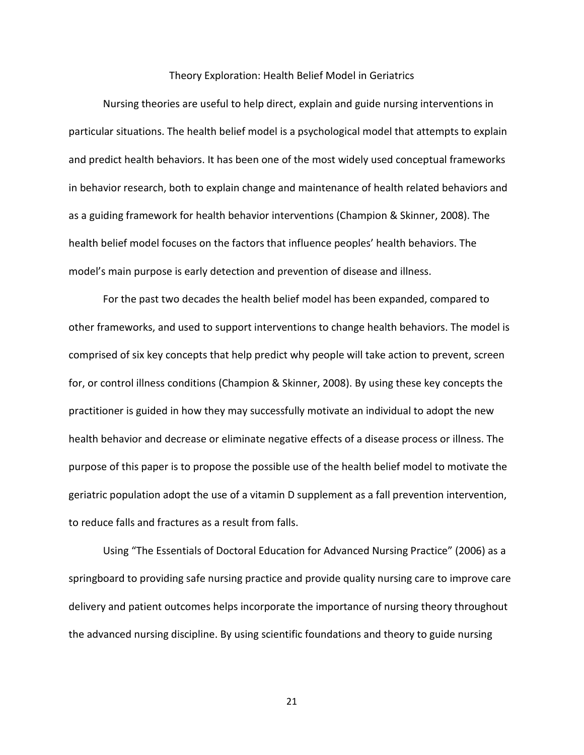# Theory Exploration: Health Belief Model in Geriatrics

Nursing theories are useful to help direct, explain and guide nursing interventions in particular situations. The health belief model is a psychological model that attempts to explain and predict health behaviors. It has been one of the most widely used conceptual frameworks in behavior research, both to explain change and maintenance of health related behaviors and as a guiding framework for health behavior interventions (Champion & Skinner, 2008). The health belief model focuses on the factors that influence peoples' health behaviors. The model's main purpose is early detection and prevention of disease and illness.

For the past two decades the health belief model has been expanded, compared to other frameworks, and used to support interventions to change health behaviors. The model is comprised of six key concepts that help predict why people will take action to prevent, screen for, or control illness conditions (Champion & Skinner, 2008). By using these key concepts the practitioner is guided in how they may successfully motivate an individual to adopt the new health behavior and decrease or eliminate negative effects of a disease process or illness. The purpose of this paper is to propose the possible use of the health belief model to motivate the geriatric population adopt the use of a vitamin D supplement as a fall prevention intervention, to reduce falls and fractures as a result from falls.

Using "The Essentials of Doctoral Education for Advanced Nursing Practice" (2006) as a springboard to providing safe nursing practice and provide quality nursing care to improve care delivery and patient outcomes helps incorporate the importance of nursing theory throughout the advanced nursing discipline. By using scientific foundations and theory to guide nursing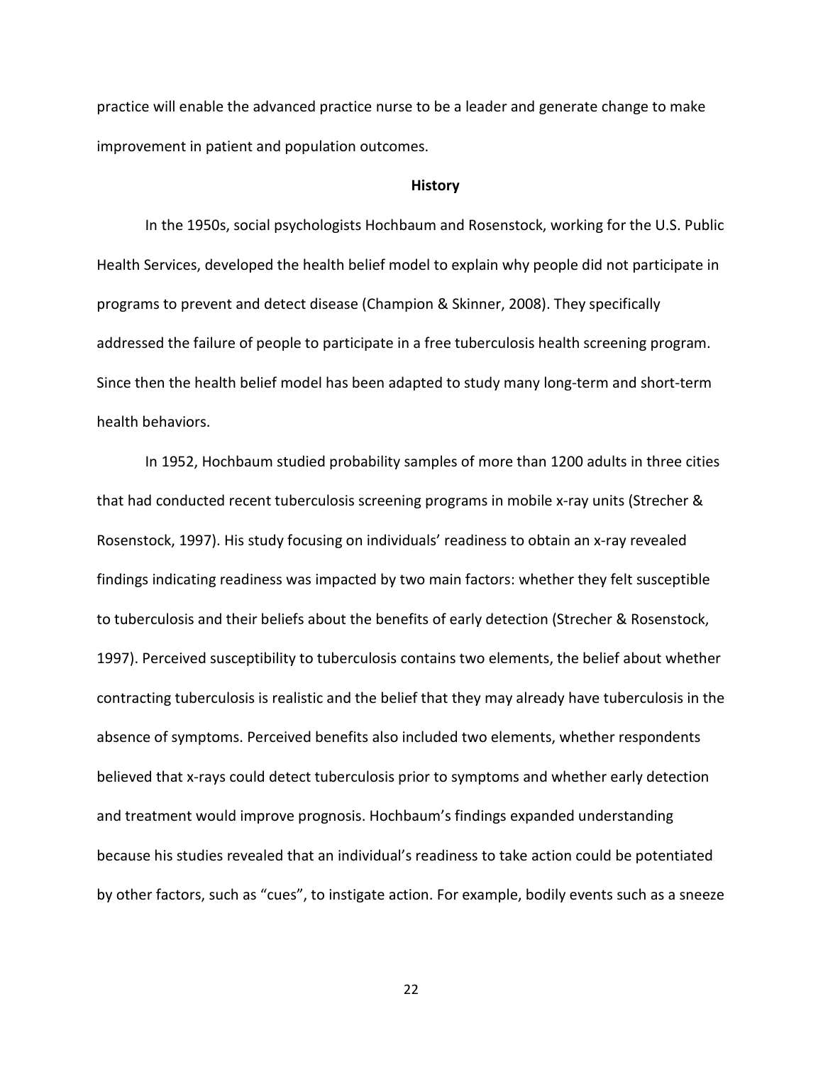practice will enable the advanced practice nurse to be a leader and generate change to make improvement in patient and population outcomes.

## History

In the 1950s, social psychologists Hochbaum and Rosenstock, working for the U.S. Public Health Services, developed the health belief model to explain why people did not participate in programs to prevent and detect disease (Champion & Skinner, 2008). They specifically addressed the failure of people to participate in a free tuberculosis health screening program. Since then the health belief model has been adapted to study many long-term and short-term health behaviors.

In 1952, Hochbaum studied probability samples of more than 1200 adults in three cities that had conducted recent tuberculosis screening programs in mobile x-ray units (Strecher & Rosenstock, 1997). His study focusing on individuals' readiness to obtain an x-ray revealed findings indicating readiness was impacted by two main factors: whether they felt susceptible to tuberculosis and their beliefs about the benefits of early detection (Strecher & Rosenstock, 1997). Perceived susceptibility to tuberculosis contains two elements, the belief about whether contracting tuberculosis is realistic and the belief that they may already have tuberculosis in the absence of symptoms. Perceived benefits also included two elements, whether respondents believed that x-rays could detect tuberculosis prior to symptoms and whether early detection and treatment would improve prognosis. Hochbaum's findings expanded understanding because his studies revealed that an individual's readiness to take action could be potentiated by other factors, such as "cues", to instigate action. For example, bodily events such as a sneeze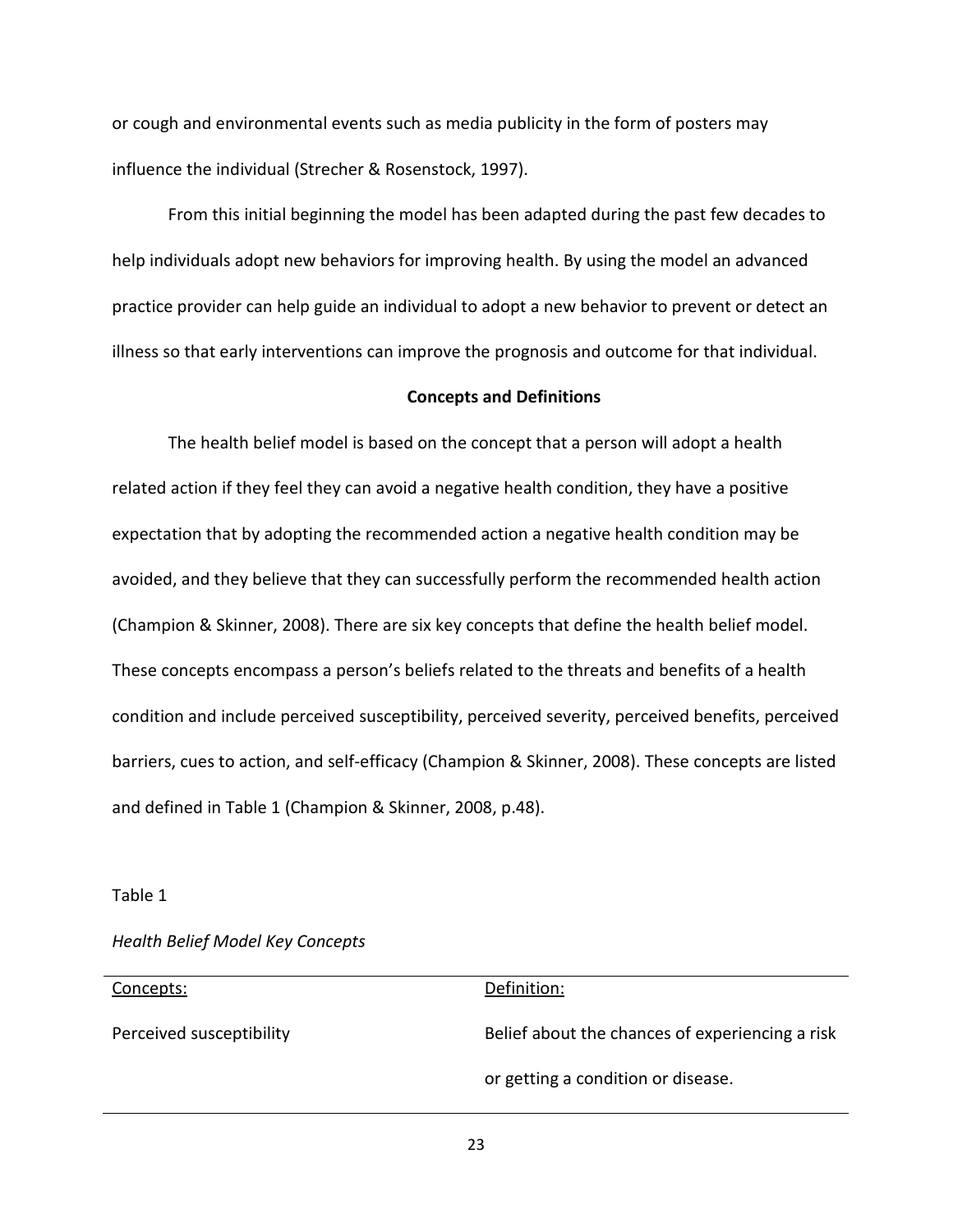or cough and environmental events such as media publicity in the form of posters may influence the individual (Strecher & Rosenstock, 1997).

From this initial beginning the model has been adapted during the past few decades to help individuals adopt new behaviors for improving health. By using the model an advanced practice provider can help guide an individual to adopt a new behavior to prevent or detect an illness so that early interventions can improve the prognosis and outcome for that individual.

**Concepts and Definitions**

The health belief model is based on the concept that a person will adopt a health related action if they feel they can avoid a negative health condition, they have a positive expectation that by adopting the recommended action a negative health condition may be avoided, and they believe that they can successfully perform the recommended health action (Champion & Skinner, 2008). There are six key concepts that define the health belief model. These concepts encompass a person's beliefs related to the threats and benefits of a health condition and include perceived susceptibility, perceived severity, perceived benefits, perceived barriers, cues to action, and self-efficacy (Champion & Skinner, 2008). These concepts are listed and defined in Table 1 (Champion & Skinner, 2008, p.48).

Table 1

*Health Belief Model Key Concepts*

| Concepts: | Definition: |
| --- | --- |
| Perceived susceptibility | Belief about the chances of experiencing a risk or getting a condition or disease. |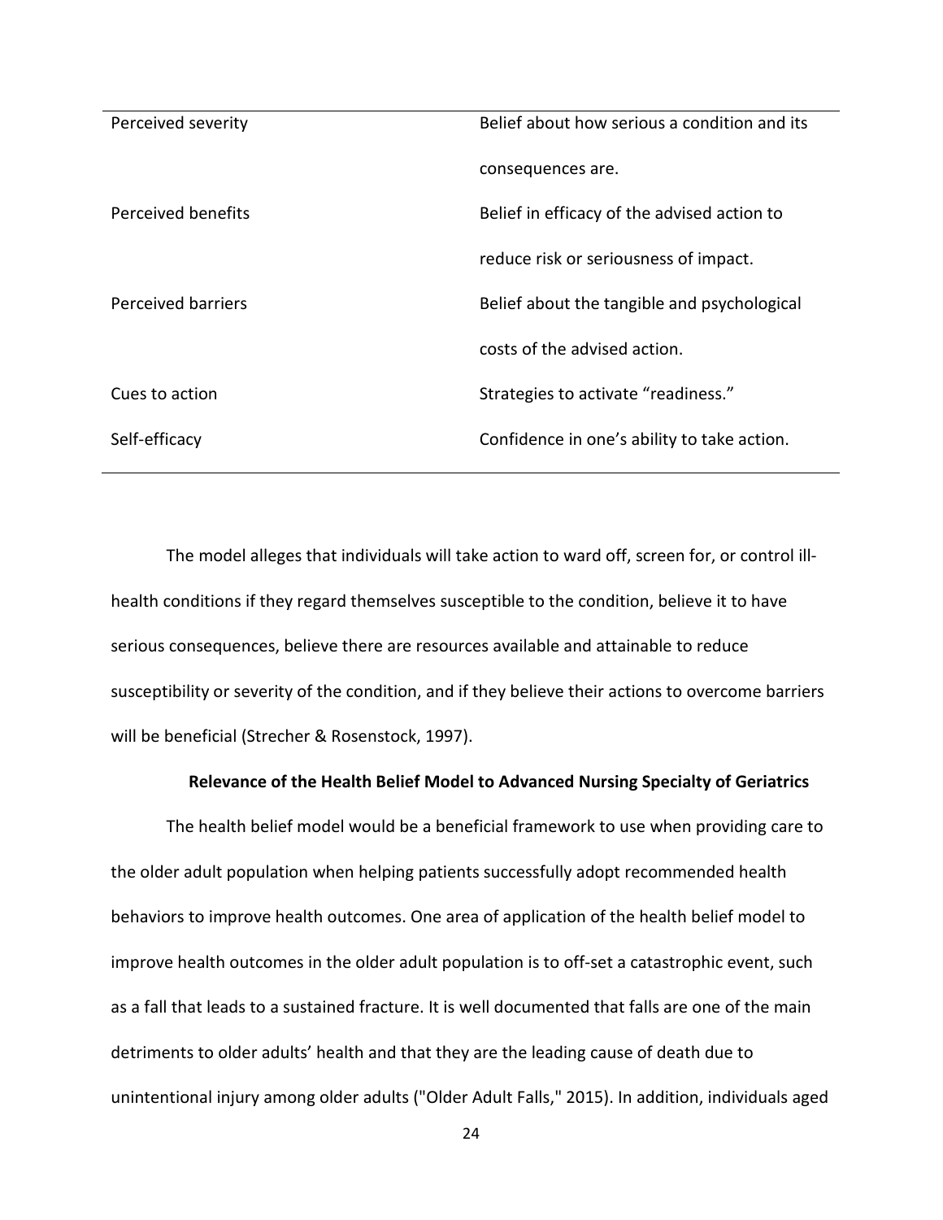| | |
|---|---|
| Perceived severity | Belief about how serious a condition and its consequences are. |
| Perceived benefits | Belief in efficacy of the advised action to reduce risk or seriousness of impact. |
| Perceived barriers | Belief about the tangible and psychological costs of the advised action. |
| Cues to action | Strategies to activate "readiness." |
| Self-efficacy | Confidence in one's ability to take action. |

The model alleges that individuals will take action to ward off, screen for, or control ill-health conditions if they regard themselves susceptible to the condition, believe it to have serious consequences, believe there are resources available and attainable to reduce susceptibility or severity of the condition, and if they believe their actions to overcome barriers will be beneficial (Strecher & Rosenstock, 1997).

**Relevance of the Health Belief Model to Advanced Nursing Specialty of Geriatrics**

The health belief model would be a beneficial framework to use when providing care to the older adult population when helping patients successfully adopt recommended health behaviors to improve health outcomes. One area of application of the health belief model to improve health outcomes in the older adult population is to off-set a catastrophic event, such as a fall that leads to a sustained fracture. It is well documented that falls are one of the main detriments to older adults' health and that they are the leading cause of death due to unintentional injury among older adults ("Older Adult Falls," 2015). In addition, individuals aged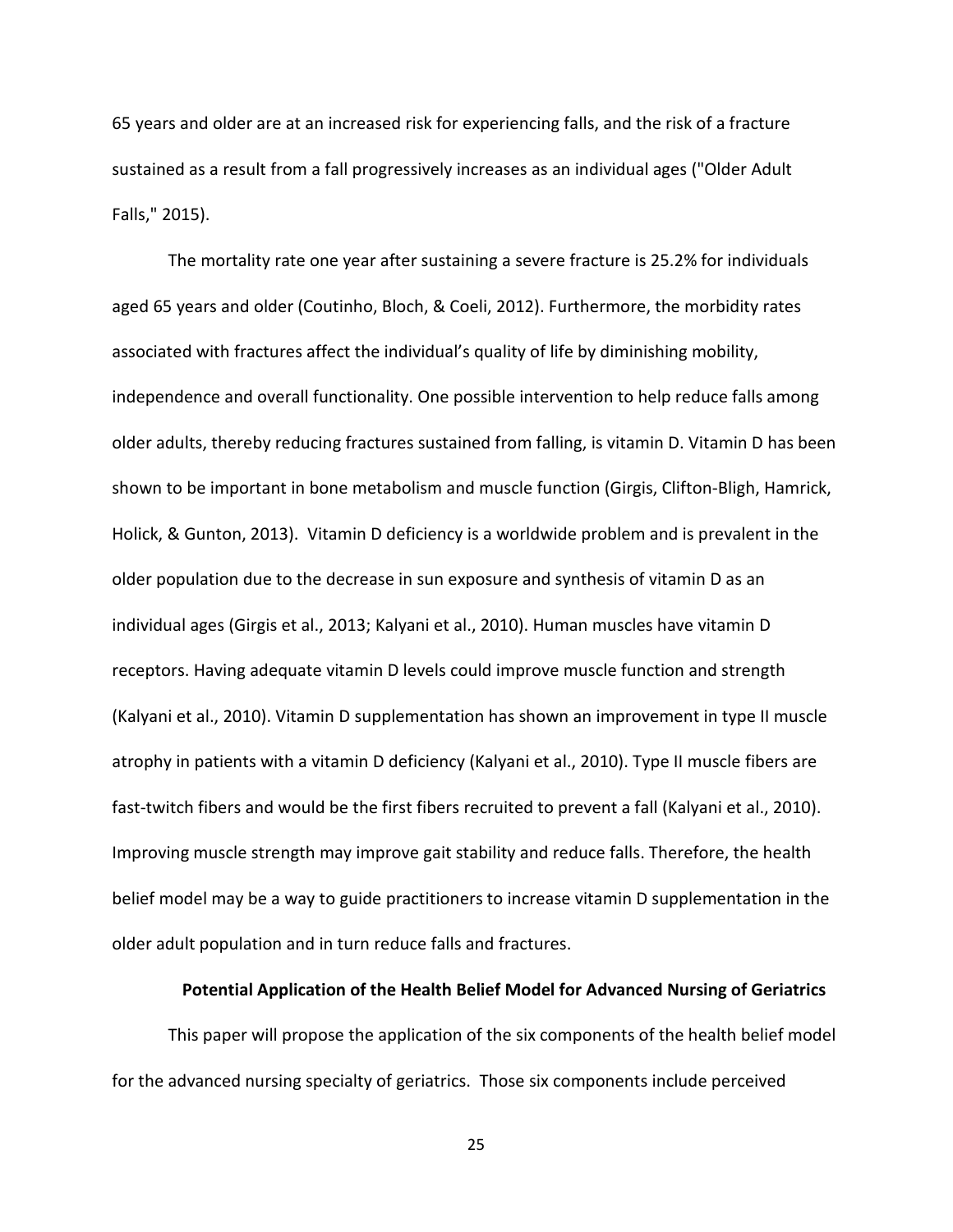65 years and older are at an increased risk for experiencing falls, and the risk of a fracture sustained as a result from a fall progressively increases as an individual ages ("Older Adult Falls," 2015).

The mortality rate one year after sustaining a severe fracture is 25.2% for individuals aged 65 years and older (Coutinho, Bloch, & Coeli, 2012). Furthermore, the morbidity rates associated with fractures affect the individual's quality of life by diminishing mobility, independence and overall functionality. One possible intervention to help reduce falls among older adults, thereby reducing fractures sustained from falling, is vitamin D. Vitamin D has been shown to be important in bone metabolism and muscle function (Girgis, Clifton-Bligh, Hamrick, Holick, & Gunton, 2013). Vitamin D deficiency is a worldwide problem and is prevalent in the older population due to the decrease in sun exposure and synthesis of vitamin D as an individual ages (Girgis et al., 2013; Kalyani et al., 2010). Human muscles have vitamin D receptors. Having adequate vitamin D levels could improve muscle function and strength (Kalyani et al., 2010). Vitamin D supplementation has shown an improvement in type II muscle atrophy in patients with a vitamin D deficiency (Kalyani et al., 2010). Type II muscle fibers are fast-twitch fibers and would be the first fibers recruited to prevent a fall (Kalyani et al., 2010). Improving muscle strength may improve gait stability and reduce falls. Therefore, the health belief model may be a way to guide practitioners to increase vitamin D supplementation in the older adult population and in turn reduce falls and fractures.

## Potential Application of the Health Belief Model for Advanced Nursing of Geriatrics

This paper will propose the application of the six components of the health belief model for the advanced nursing specialty of geriatrics. Those six components include perceived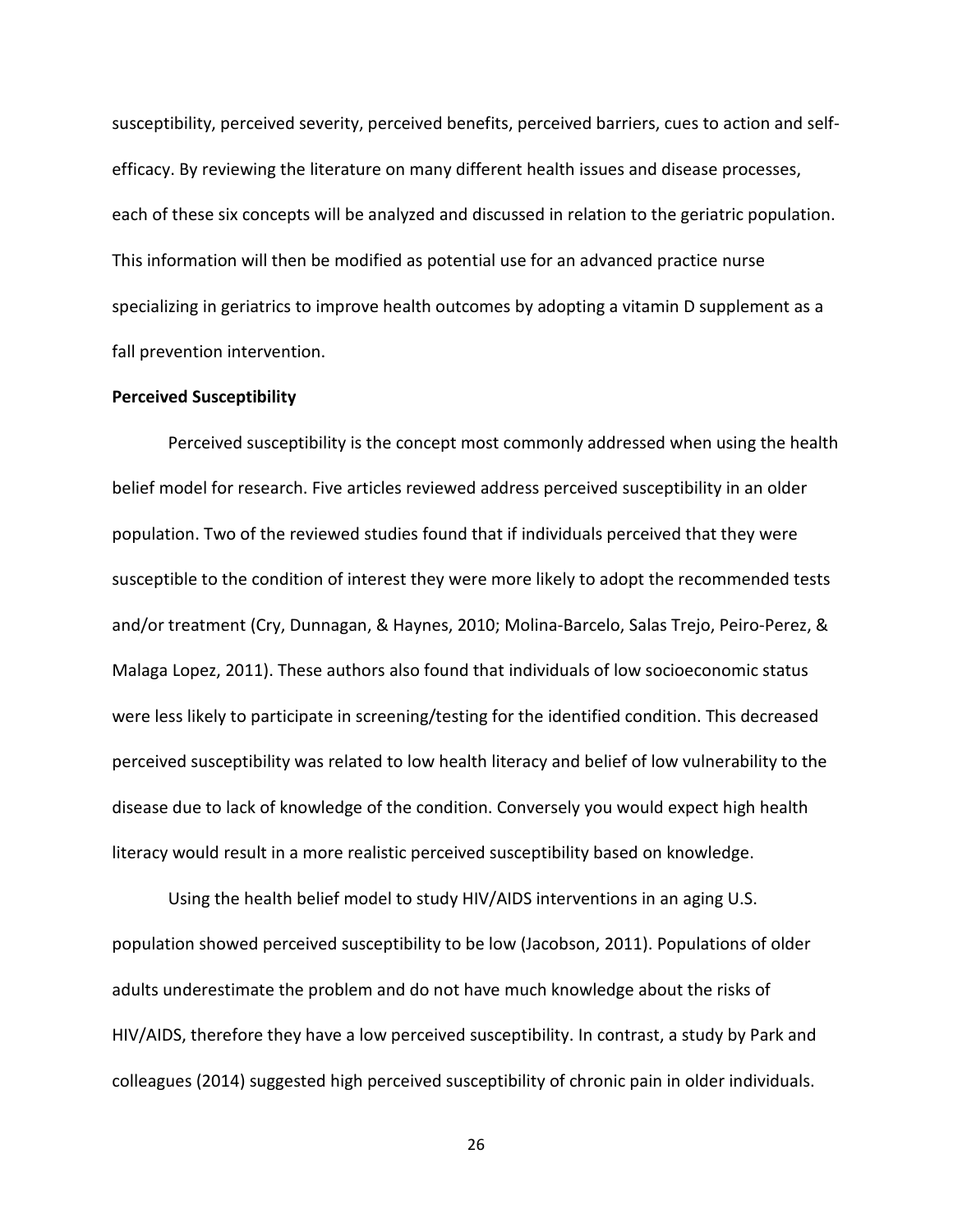susceptibility, perceived severity, perceived benefits, perceived barriers, cues to action and self-efficacy. By reviewing the literature on many different health issues and disease processes, each of these six concepts will be analyzed and discussed in relation to the geriatric population. This information will then be modified as potential use for an advanced practice nurse specializing in geriatrics to improve health outcomes by adopting a vitamin D supplement as a fall prevention intervention.

**Perceived Susceptibility**

Perceived susceptibility is the concept most commonly addressed when using the health belief model for research. Five articles reviewed address perceived susceptibility in an older population. Two of the reviewed studies found that if individuals perceived that they were susceptible to the condition of interest they were more likely to adopt the recommended tests and/or treatment (Cry, Dunnagan, & Haynes, 2010; Molina-Barcelo, Salas Trejo, Peiro-Perez, & Malaga Lopez, 2011). These authors also found that individuals of low socioeconomic status were less likely to participate in screening/testing for the identified condition. This decreased perceived susceptibility was related to low health literacy and belief of low vulnerability to the disease due to lack of knowledge of the condition. Conversely you would expect high health literacy would result in a more realistic perceived susceptibility based on knowledge.

Using the health belief model to study HIV/AIDS interventions in an aging U.S. population showed perceived susceptibility to be low (Jacobson, 2011). Populations of older adults underestimate the problem and do not have much knowledge about the risks of HIV/AIDS, therefore they have a low perceived susceptibility. In contrast, a study by Park and colleagues (2014) suggested high perceived susceptibility of chronic pain in older individuals.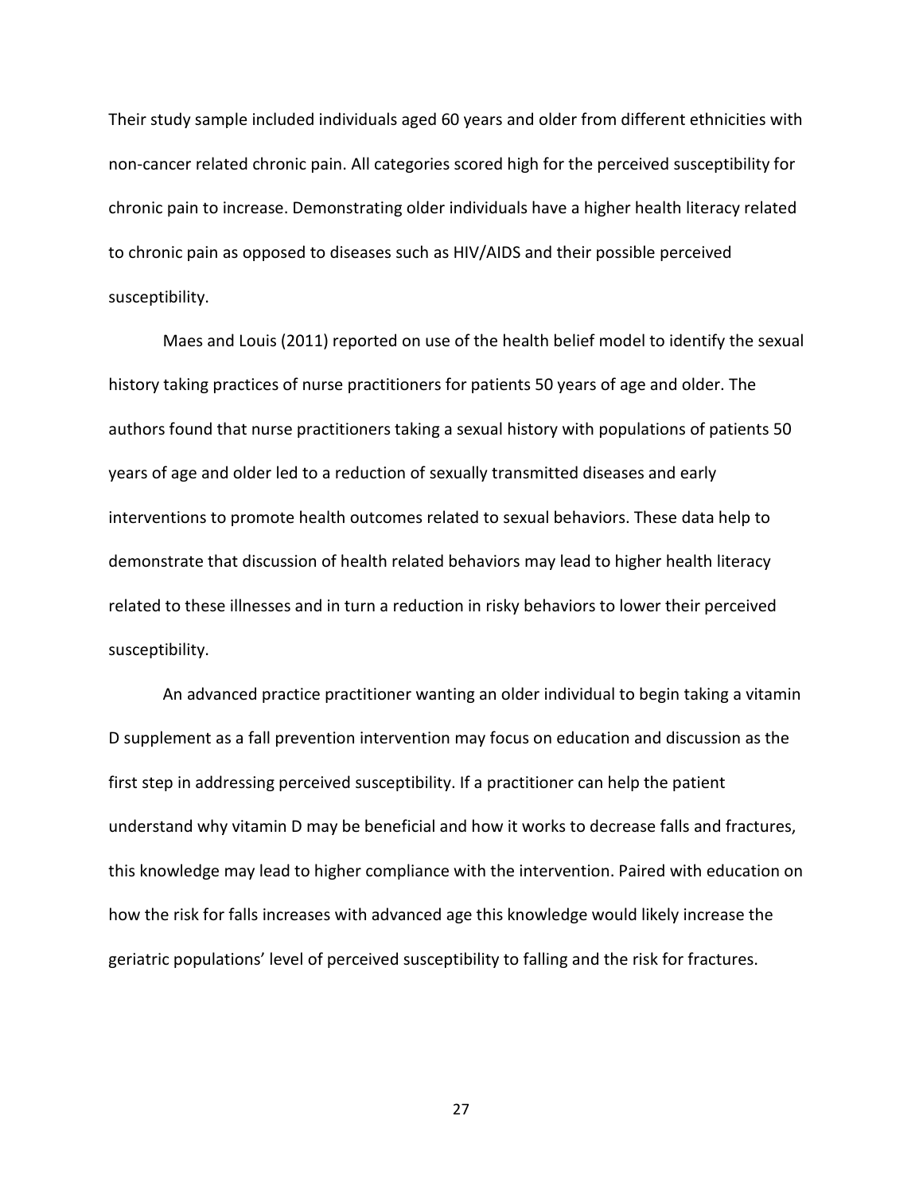Their study sample included individuals aged 60 years and older from different ethnicities with non-cancer related chronic pain. All categories scored high for the perceived susceptibility for chronic pain to increase. Demonstrating older individuals have a higher health literacy related to chronic pain as opposed to diseases such as HIV/AIDS and their possible perceived susceptibility.

Maes and Louis (2011) reported on use of the health belief model to identify the sexual history taking practices of nurse practitioners for patients 50 years of age and older. The authors found that nurse practitioners taking a sexual history with populations of patients 50 years of age and older led to a reduction of sexually transmitted diseases and early interventions to promote health outcomes related to sexual behaviors. These data help to demonstrate that discussion of health related behaviors may lead to higher health literacy related to these illnesses and in turn a reduction in risky behaviors to lower their perceived susceptibility.

An advanced practice practitioner wanting an older individual to begin taking a vitamin D supplement as a fall prevention intervention may focus on education and discussion as the first step in addressing perceived susceptibility. If a practitioner can help the patient understand why vitamin D may be beneficial and how it works to decrease falls and fractures, this knowledge may lead to higher compliance with the intervention. Paired with education on how the risk for falls increases with advanced age this knowledge would likely increase the geriatric populations' level of perceived susceptibility to falling and the risk for fractures.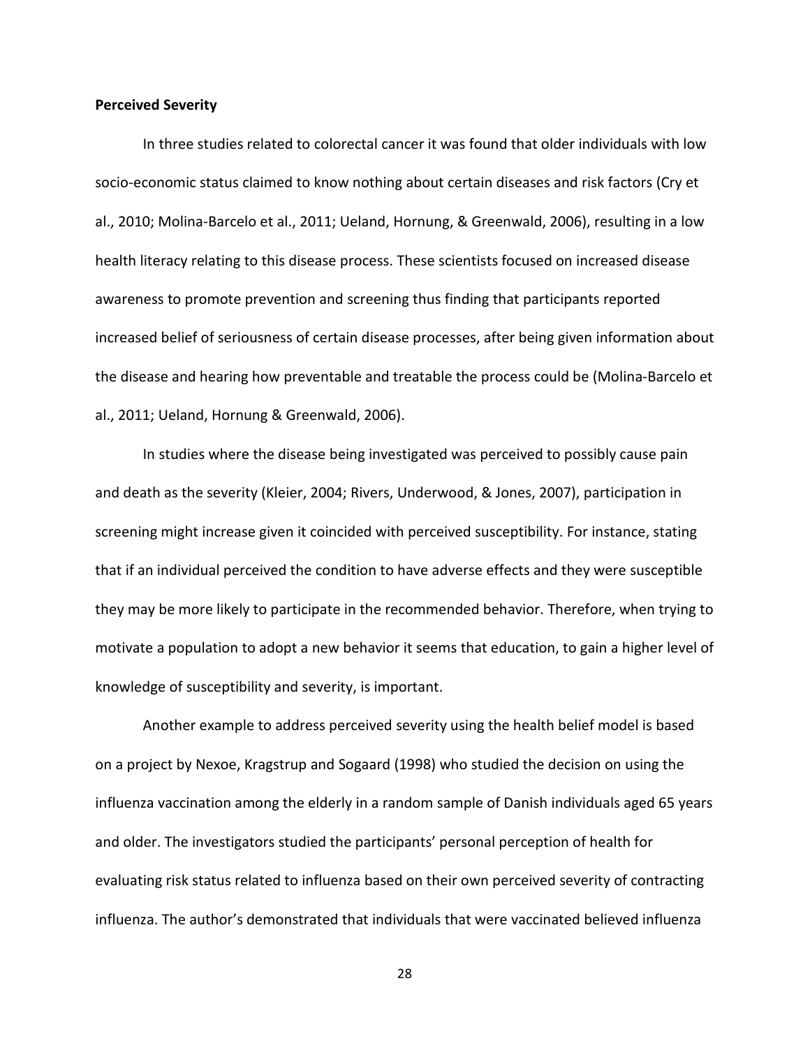**Perceived Severity**

In three studies related to colorectal cancer it was found that older individuals with low socio-economic status claimed to know nothing about certain diseases and risk factors (Cry et al., 2010; Molina-Barcelo et al., 2011; Ueland, Hornung, & Greenwald, 2006), resulting in a low health literacy relating to this disease process. These scientists focused on increased disease awareness to promote prevention and screening thus finding that participants reported increased belief of seriousness of certain disease processes, after being given information about the disease and hearing how preventable and treatable the process could be (Molina-Barcelo et al., 2011; Ueland, Hornung & Greenwald, 2006).

In studies where the disease being investigated was perceived to possibly cause pain and death as the severity (Kleier, 2004; Rivers, Underwood, & Jones, 2007), participation in screening might increase given it coincided with perceived susceptibility. For instance, stating that if an individual perceived the condition to have adverse effects and they were susceptible they may be more likely to participate in the recommended behavior. Therefore, when trying to motivate a population to adopt a new behavior it seems that education, to gain a higher level of knowledge of susceptibility and severity, is important.

Another example to address perceived severity using the health belief model is based on a project by Nexoe, Kragstrup and Sogaard (1998) who studied the decision on using the influenza vaccination among the elderly in a random sample of Danish individuals aged 65 years and older. The investigators studied the participants' personal perception of health for evaluating risk status related to influenza based on their own perceived severity of contracting influenza. The author's demonstrated that individuals that were vaccinated believed influenza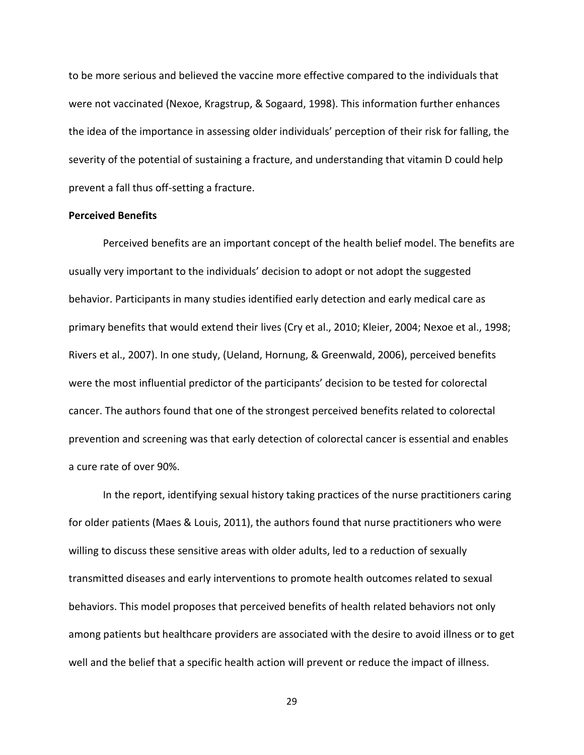to be more serious and believed the vaccine more effective compared to the individuals that were not vaccinated (Nexoe, Kragstrup, & Sogaard, 1998). This information further enhances the idea of the importance in assessing older individuals' perception of their risk for falling, the severity of the potential of sustaining a fracture, and understanding that vitamin D could help prevent a fall thus off-setting a fracture.

**Perceived Benefits**

Perceived benefits are an important concept of the health belief model. The benefits are usually very important to the individuals' decision to adopt or not adopt the suggested behavior. Participants in many studies identified early detection and early medical care as primary benefits that would extend their lives (Cry et al., 2010; Kleier, 2004; Nexoe et al., 1998; Rivers et al., 2007). In one study, (Ueland, Hornung, & Greenwald, 2006), perceived benefits were the most influential predictor of the participants' decision to be tested for colorectal cancer. The authors found that one of the strongest perceived benefits related to colorectal prevention and screening was that early detection of colorectal cancer is essential and enables a cure rate of over 90%.

In the report, identifying sexual history taking practices of the nurse practitioners caring for older patients (Maes & Louis, 2011), the authors found that nurse practitioners who were willing to discuss these sensitive areas with older adults, led to a reduction of sexually transmitted diseases and early interventions to promote health outcomes related to sexual behaviors. This model proposes that perceived benefits of health related behaviors not only among patients but healthcare providers are associated with the desire to avoid illness or to get well and the belief that a specific health action will prevent or reduce the impact of illness.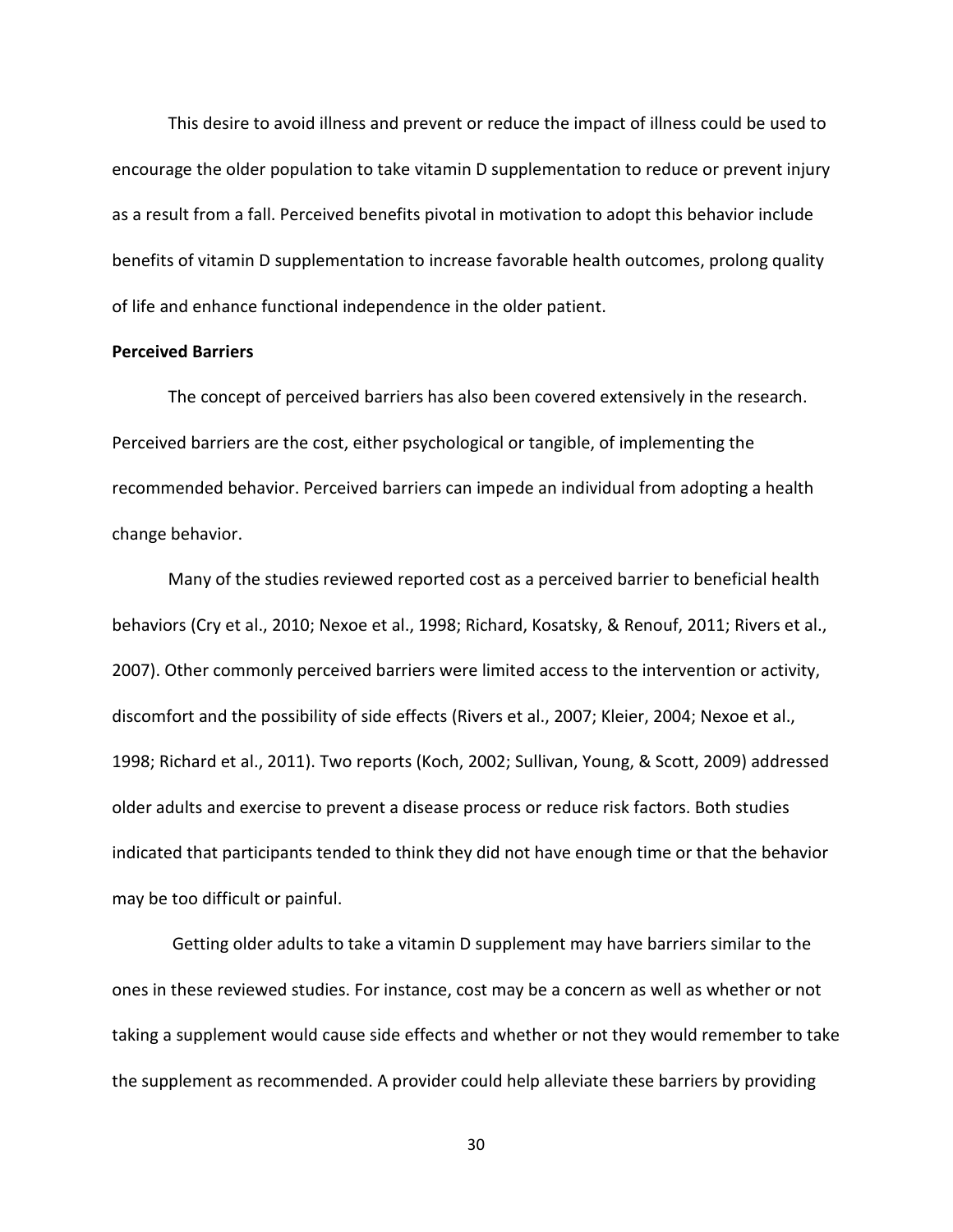This desire to avoid illness and prevent or reduce the impact of illness could be used to encourage the older population to take vitamin D supplementation to reduce or prevent injury as a result from a fall. Perceived benefits pivotal in motivation to adopt this behavior include benefits of vitamin D supplementation to increase favorable health outcomes, prolong quality of life and enhance functional independence in the older patient.

**Perceived Barriers**

The concept of perceived barriers has also been covered extensively in the research. Perceived barriers are the cost, either psychological or tangible, of implementing the recommended behavior. Perceived barriers can impede an individual from adopting a health change behavior.

Many of the studies reviewed reported cost as a perceived barrier to beneficial health behaviors (Cry et al., 2010; Nexoe et al., 1998; Richard, Kosatsky, & Renouf, 2011; Rivers et al., 2007). Other commonly perceived barriers were limited access to the intervention or activity, discomfort and the possibility of side effects (Rivers et al., 2007; Kleier, 2004; Nexoe et al., 1998; Richard et al., 2011). Two reports (Koch, 2002; Sullivan, Young, & Scott, 2009) addressed older adults and exercise to prevent a disease process or reduce risk factors. Both studies indicated that participants tended to think they did not have enough time or that the behavior may be too difficult or painful.

Getting older adults to take a vitamin D supplement may have barriers similar to the ones in these reviewed studies. For instance, cost may be a concern as well as whether or not taking a supplement would cause side effects and whether or not they would remember to take the supplement as recommended. A provider could help alleviate these barriers by providing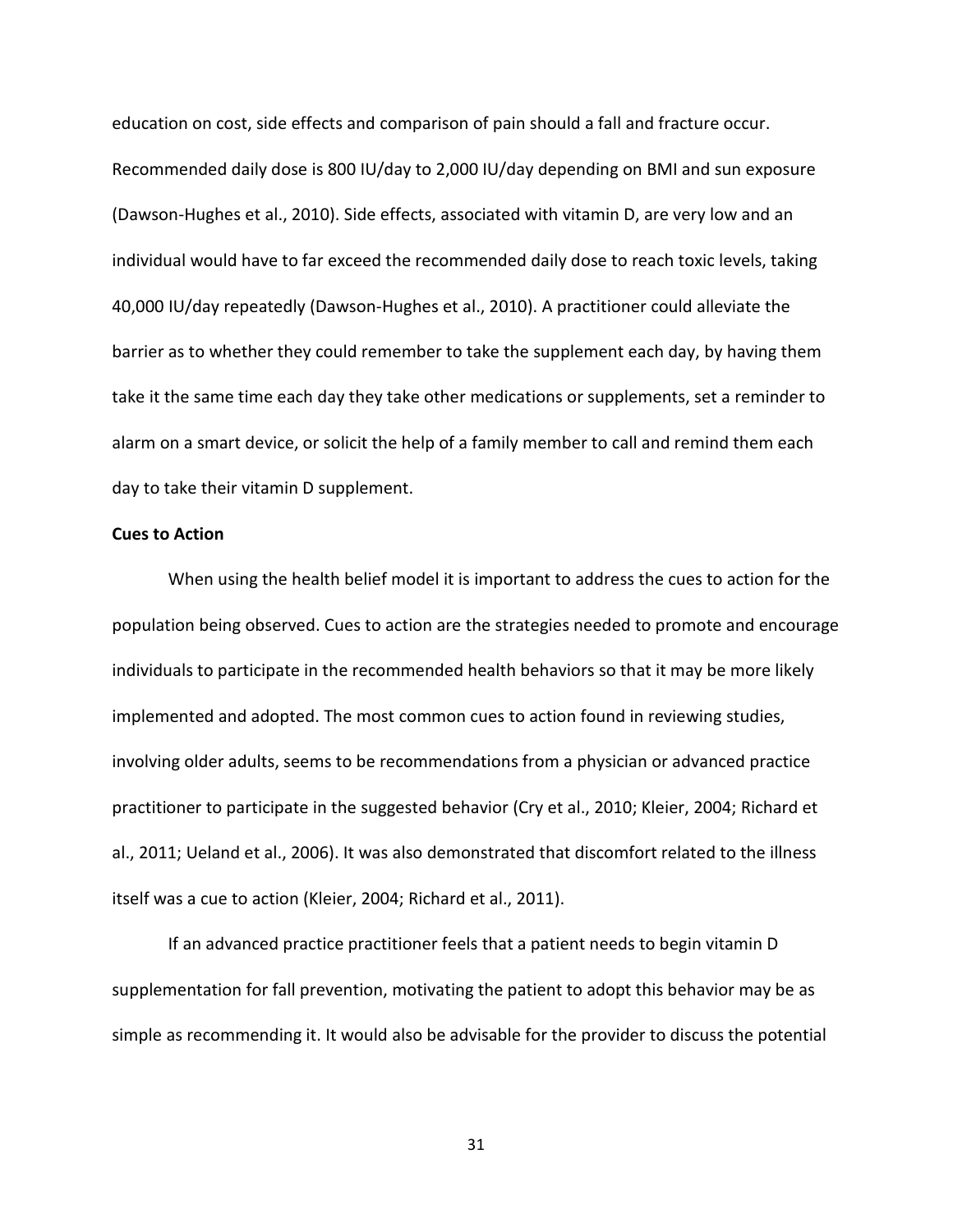education on cost, side effects and comparison of pain should a fall and fracture occur. Recommended daily dose is 800 IU/day to 2,000 IU/day depending on BMI and sun exposure (Dawson-Hughes et al., 2010). Side effects, associated with vitamin D, are very low and an individual would have to far exceed the recommended daily dose to reach toxic levels, taking 40,000 IU/day repeatedly (Dawson-Hughes et al., 2010). A practitioner could alleviate the barrier as to whether they could remember to take the supplement each day, by having them take it the same time each day they take other medications or supplements, set a reminder to alarm on a smart device, or solicit the help of a family member to call and remind them each day to take their vitamin D supplement.

**Cues to Action**

When using the health belief model it is important to address the cues to action for the population being observed. Cues to action are the strategies needed to promote and encourage individuals to participate in the recommended health behaviors so that it may be more likely implemented and adopted. The most common cues to action found in reviewing studies, involving older adults, seems to be recommendations from a physician or advanced practice practitioner to participate in the suggested behavior (Cry et al., 2010; Kleier, 2004; Richard et al., 2011; Ueland et al., 2006). It was also demonstrated that discomfort related to the illness itself was a cue to action (Kleier, 2004; Richard et al., 2011).

If an advanced practice practitioner feels that a patient needs to begin vitamin D supplementation for fall prevention, motivating the patient to adopt this behavior may be as simple as recommending it. It would also be advisable for the provider to discuss the potential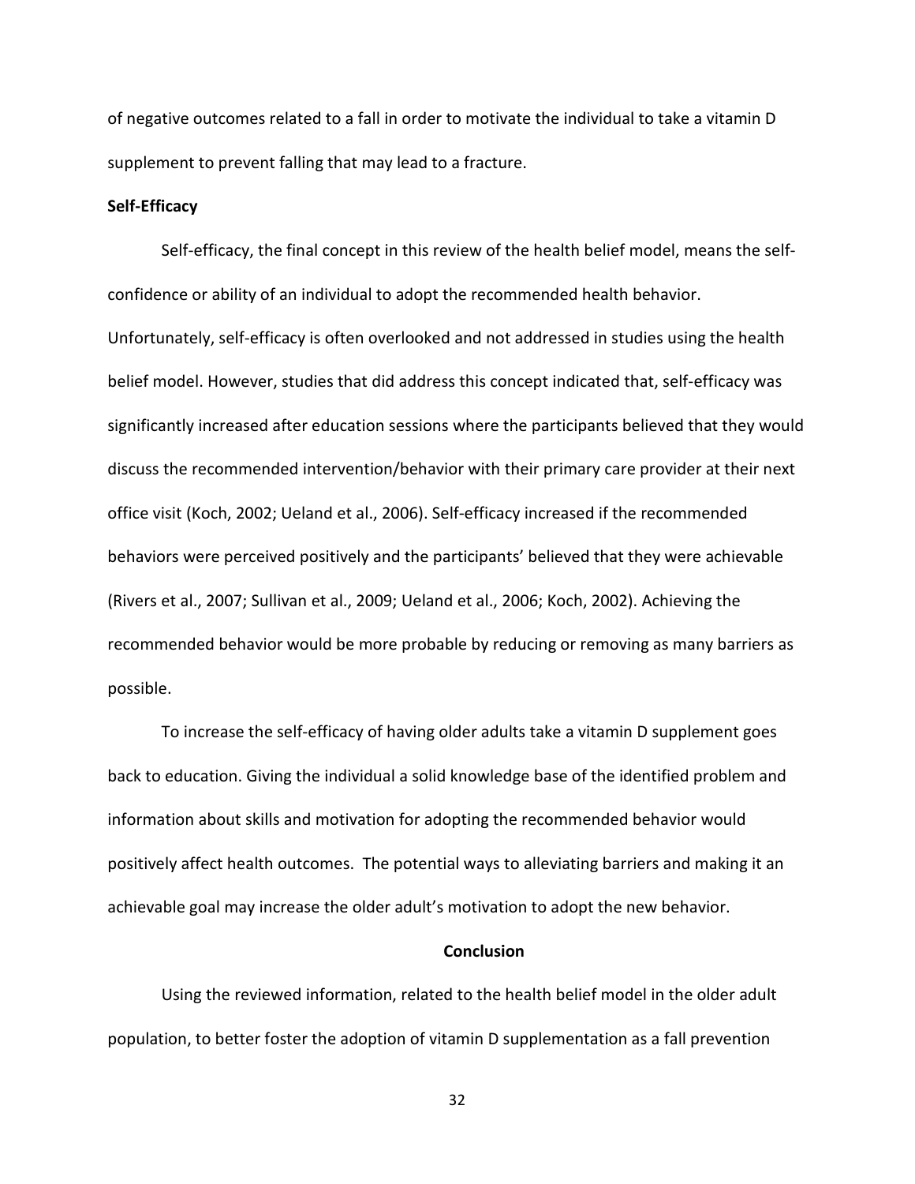of negative outcomes related to a fall in order to motivate the individual to take a vitamin D supplement to prevent falling that may lead to a fracture.

**Self-Efficacy**

Self-efficacy, the final concept in this review of the health belief model, means the self-confidence or ability of an individual to adopt the recommended health behavior. Unfortunately, self-efficacy is often overlooked and not addressed in studies using the health belief model. However, studies that did address this concept indicated that, self-efficacy was significantly increased after education sessions where the participants believed that they would discuss the recommended intervention/behavior with their primary care provider at their next office visit (Koch, 2002; Ueland et al., 2006). Self-efficacy increased if the recommended behaviors were perceived positively and the participants' believed that they were achievable (Rivers et al., 2007; Sullivan et al., 2009; Ueland et al., 2006; Koch, 2002). Achieving the recommended behavior would be more probable by reducing or removing as many barriers as possible.

To increase the self-efficacy of having older adults take a vitamin D supplement goes back to education. Giving the individual a solid knowledge base of the identified problem and information about skills and motivation for adopting the recommended behavior would positively affect health outcomes. The potential ways to alleviating barriers and making it an achievable goal may increase the older adult's motivation to adopt the new behavior.

## Conclusion

Using the reviewed information, related to the health belief model in the older adult population, to better foster the adoption of vitamin D supplementation as a fall prevention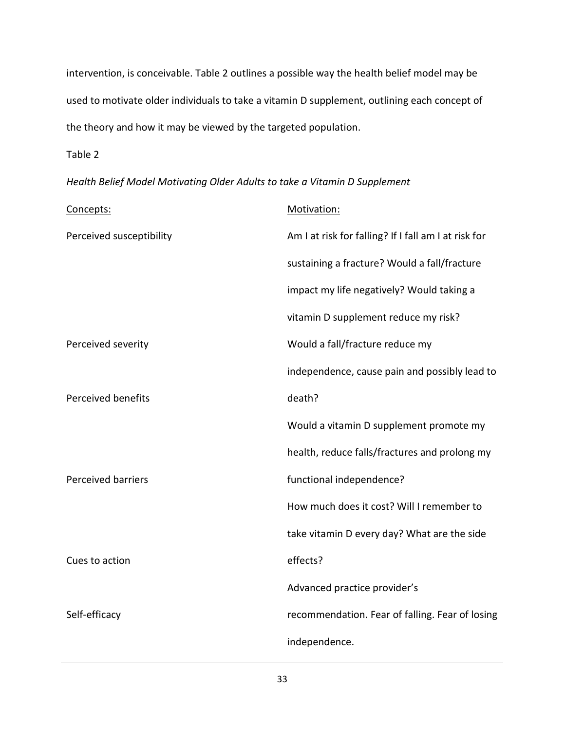intervention, is conceivable. Table 2 outlines a possible way the health belief model may be used to motivate older individuals to take a vitamin D supplement, outlining each concept of the theory and how it may be viewed by the targeted population.

Table 2

*Health Belief Model Motivating Older Adults to take a Vitamin D Supplement*

| Concepts: | Motivation: |
|---|---|
| Perceived susceptibility | Am I at risk for falling? If I fall am I at risk for sustaining a fracture? Would a fall/fracture impact my life negatively? Would taking a vitamin D supplement reduce my risk? |
| Perceived severity | Would a fall/fracture reduce my independence, cause pain and possibly lead to death? |
| Perceived benefits | Would a vitamin D supplement promote my health, reduce falls/fractures and prolong my functional independence? |
| Perceived barriers | How much does it cost? Will I remember to take vitamin D every day? What are the side effects? |
| Cues to action | Advanced practice provider's recommendation. Fear of falling. Fear of losing independence. |
| Self-efficacy | |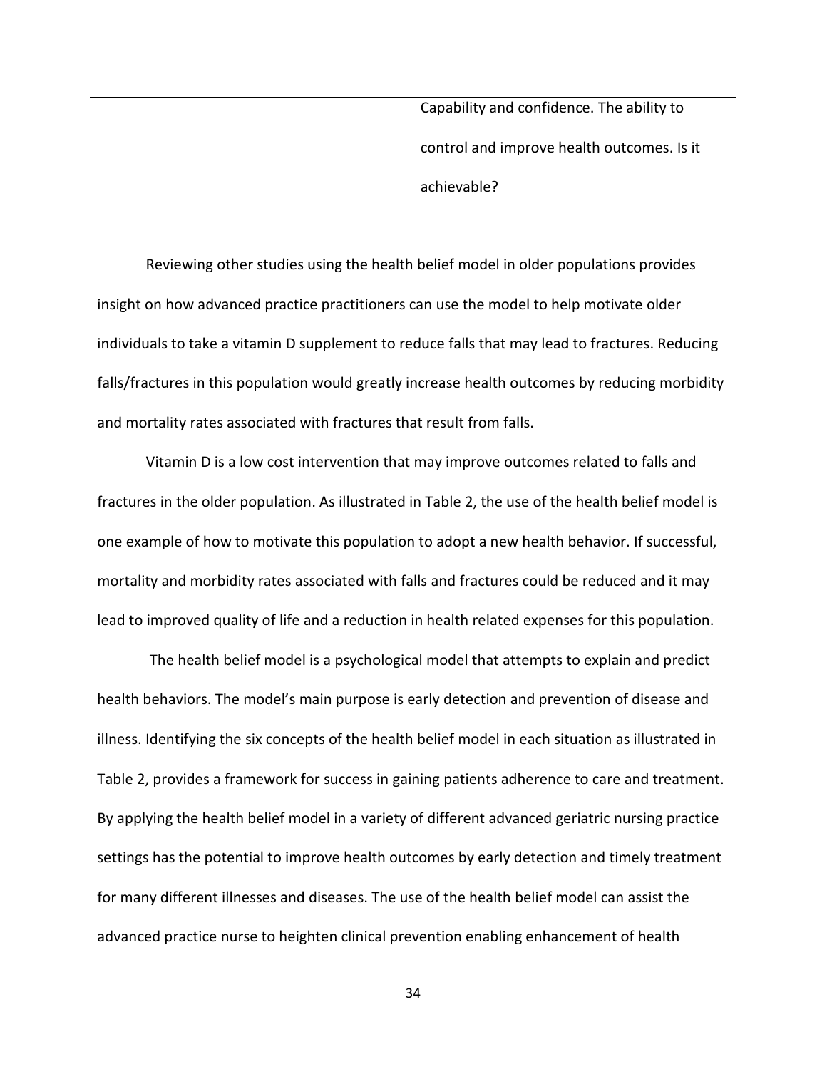| | |
|---|---|
| | Capability and confidence. The ability to control and improve health outcomes. Is it achievable? |

Reviewing other studies using the health belief model in older populations provides insight on how advanced practice practitioners can use the model to help motivate older individuals to take a vitamin D supplement to reduce falls that may lead to fractures. Reducing falls/fractures in this population would greatly increase health outcomes by reducing morbidity and mortality rates associated with fractures that result from falls.

Vitamin D is a low cost intervention that may improve outcomes related to falls and fractures in the older population. As illustrated in Table 2, the use of the health belief model is one example of how to motivate this population to adopt a new health behavior. If successful, mortality and morbidity rates associated with falls and fractures could be reduced and it may lead to improved quality of life and a reduction in health related expenses for this population.

The health belief model is a psychological model that attempts to explain and predict health behaviors. The model's main purpose is early detection and prevention of disease and illness. Identifying the six concepts of the health belief model in each situation as illustrated in Table 2, provides a framework for success in gaining patients adherence to care and treatment. By applying the health belief model in a variety of different advanced geriatric nursing practice settings has the potential to improve health outcomes by early detection and timely treatment for many different illnesses and diseases. The use of the health belief model can assist the advanced practice nurse to heighten clinical prevention enabling enhancement of health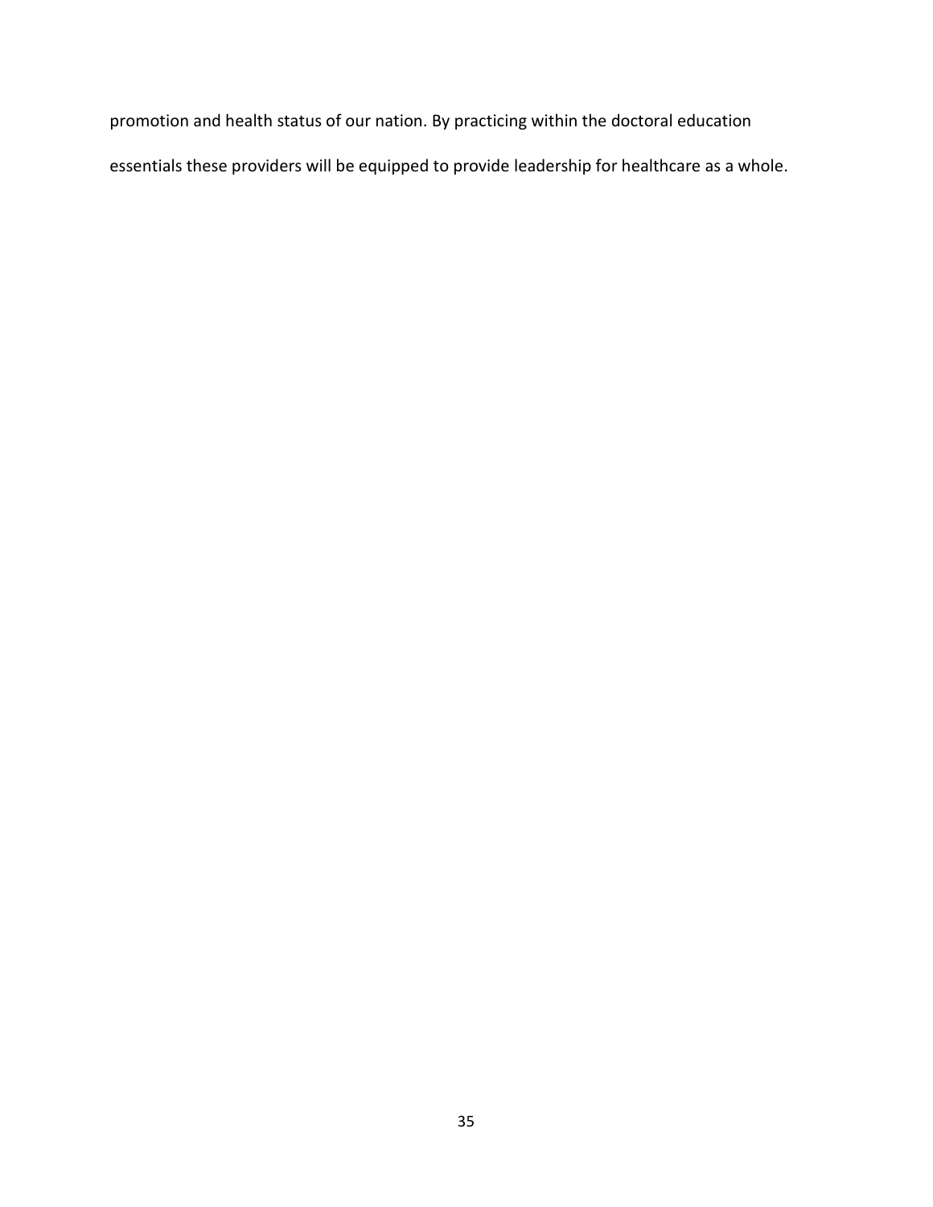promotion and health status of our nation. By practicing within the doctoral education essentials these providers will be equipped to provide leadership for healthcare as a whole.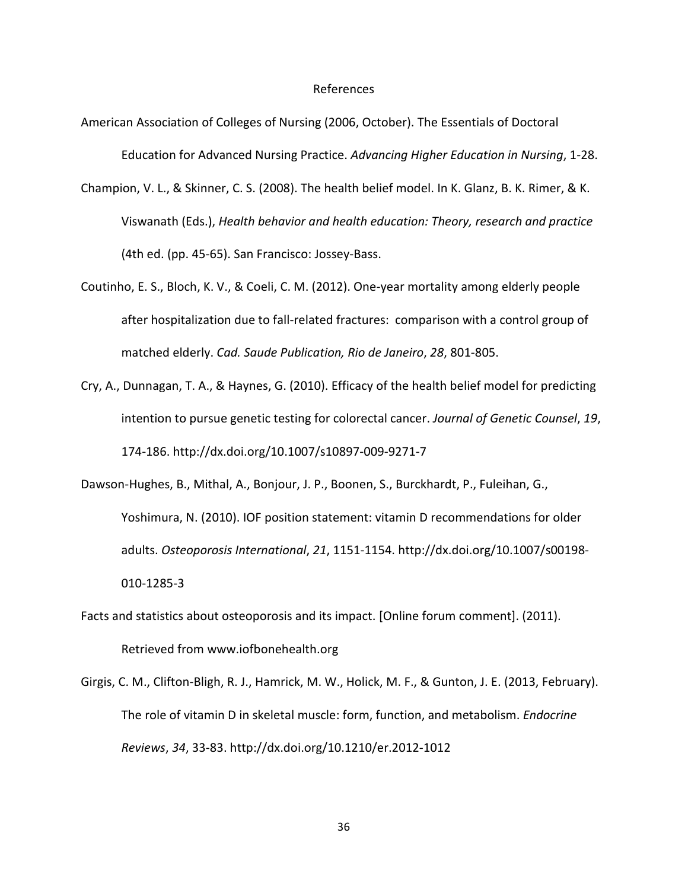# References

American Association of Colleges of Nursing (2006, October). The Essentials of Doctoral Education for Advanced Nursing Practice. *Advancing Higher Education in Nursing*, 1-28.

Champion, V. L., & Skinner, C. S. (2008). The health belief model. In K. Glanz, B. K. Rimer, & K. Viswanath (Eds.), *Health behavior and health education: Theory, research and practice* (4th ed. (pp. 45-65). San Francisco: Jossey-Bass.

Coutinho, E. S., Bloch, K. V., & Coeli, C. M. (2012). One-year mortality among elderly people after hospitalization due to fall-related fractures: comparison with a control group of matched elderly. *Cad. Saude Publication, Rio de Janeiro*, *28*, 801-805.

Cry, A., Dunnagan, T. A., & Haynes, G. (2010). Efficacy of the health belief model for predicting intention to pursue genetic testing for colorectal cancer. *Journal of Genetic Counsel*, *19*, 174-186. http://dx.doi.org/10.1007/s10897-009-9271-7

Dawson-Hughes, B., Mithal, A., Bonjour, J. P., Boonen, S., Burckhardt, P., Fuleihan, G., Yoshimura, N. (2010). IOF position statement: vitamin D recommendations for older adults. *Osteoporosis International*, *21*, 1151-1154. http://dx.doi.org/10.1007/s00198-010-1285-3

Facts and statistics about osteoporosis and its impact. [Online forum comment]. (2011). Retrieved from www.iofbonehealth.org

Girgis, C. M., Clifton-Bligh, R. J., Hamrick, M. W., Holick, M. F., & Gunton, J. E. (2013, February). The role of vitamin D in skeletal muscle: form, function, and metabolism. *Endocrine Reviews*, *34*, 33-83. http://dx.doi.org/10.1210/er.2012-1012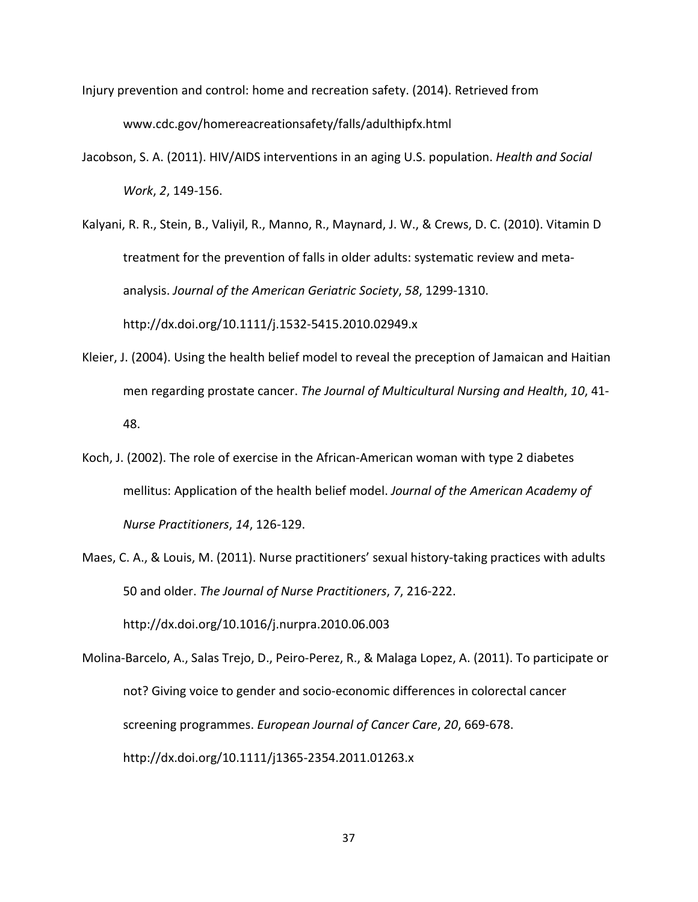Injury prevention and control: home and recreation safety. (2014). Retrieved from www.cdc.gov/homereacreationsafety/falls/adulthipfx.html

Jacobson, S. A. (2011). HIV/AIDS interventions in an aging U.S. population. *Health and Social Work*, *2*, 149-156.

Kalyani, R. R., Stein, B., Valiyil, R., Manno, R., Maynard, J. W., & Crews, D. C. (2010). Vitamin D treatment for the prevention of falls in older adults: systematic review and meta-analysis. *Journal of the American Geriatric Society*, *58*, 1299-1310. http://dx.doi.org/10.1111/j.1532-5415.2010.02949.x

Kleier, J. (2004). Using the health belief model to reveal the preception of Jamaican and Haitian men regarding prostate cancer. *The Journal of Multicultural Nursing and Health*, *10*, 41-48.

Koch, J. (2002). The role of exercise in the African-American woman with type 2 diabetes mellitus: Application of the health belief model. *Journal of the American Academy of Nurse Practitioners*, *14*, 126-129.

Maes, C. A., & Louis, M. (2011). Nurse practitioners' sexual history-taking practices with adults 50 and older. *The Journal of Nurse Practitioners*, *7*, 216-222. http://dx.doi.org/10.1016/j.nurpra.2010.06.003

Molina-Barcelo, A., Salas Trejo, D., Peiro-Perez, R., & Malaga Lopez, A. (2011). To participate or not? Giving voice to gender and socio-economic differences in colorectal cancer screening programmes. *European Journal of Cancer Care*, *20*, 669-678. http://dx.doi.org/10.1111/j1365-2354.2011.01263.x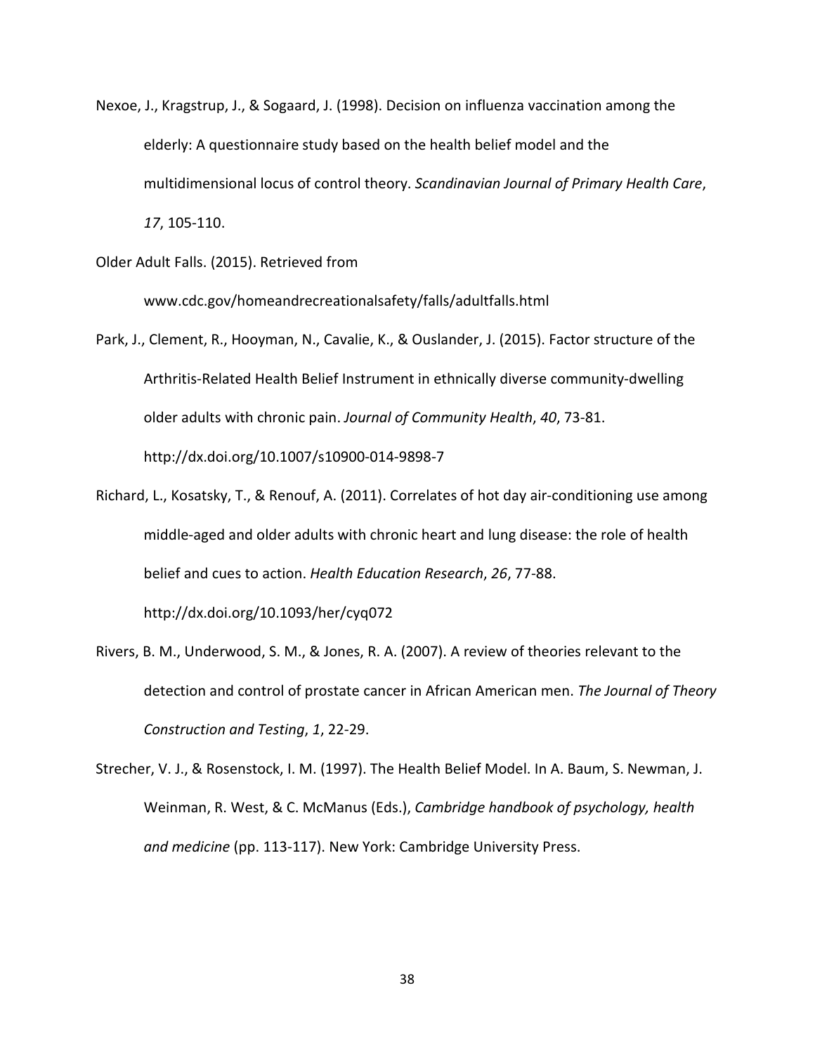Nexoe, J., Kragstrup, J., & Sogaard, J. (1998). Decision on influenza vaccination among the elderly: A questionnaire study based on the health belief model and the multidimensional locus of control theory. *Scandinavian Journal of Primary Health Care*, *17*, 105-110.

Older Adult Falls. (2015). Retrieved from www.cdc.gov/homeandrecreationalsafety/falls/adultfalls.html

Park, J., Clement, R., Hooyman, N., Cavalie, K., & Ouslander, J. (2015). Factor structure of the Arthritis-Related Health Belief Instrument in ethnically diverse community-dwelling older adults with chronic pain. *Journal of Community Health*, *40*, 73-81. http://dx.doi.org/10.1007/s10900-014-9898-7

Richard, L., Kosatsky, T., & Renouf, A. (2011). Correlates of hot day air-conditioning use among middle-aged and older adults with chronic heart and lung disease: the role of health belief and cues to action. *Health Education Research*, *26*, 77-88. http://dx.doi.org/10.1093/her/cyq072

Rivers, B. M., Underwood, S. M., & Jones, R. A. (2007). A review of theories relevant to the detection and control of prostate cancer in African American men. *The Journal of Theory Construction and Testing*, *1*, 22-29.

Strecher, V. J., & Rosenstock, I. M. (1997). The Health Belief Model. In A. Baum, S. Newman, J. Weinman, R. West, & C. McManus (Eds.), *Cambridge handbook of psychology, health and medicine* (pp. 113-117). New York: Cambridge University Press.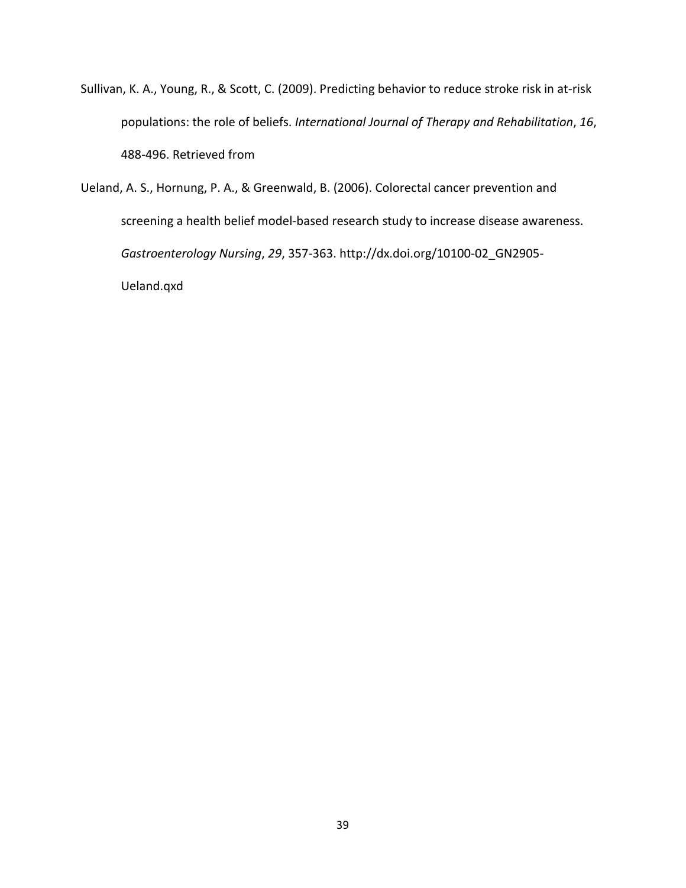Sullivan, K. A., Young, R., & Scott, C. (2009). Predicting behavior to reduce stroke risk in at-risk populations: the role of beliefs. *International Journal of Therapy and Rehabilitation*, *16*, 488-496. Retrieved from

Ueland, A. S., Hornung, P. A., & Greenwald, B. (2006). Colorectal cancer prevention and screening a health belief model-based research study to increase disease awareness. *Gastroenterology Nursing*, *29*, 357-363. http://dx.doi.org/10100-02_GN2905-Ueland.qxd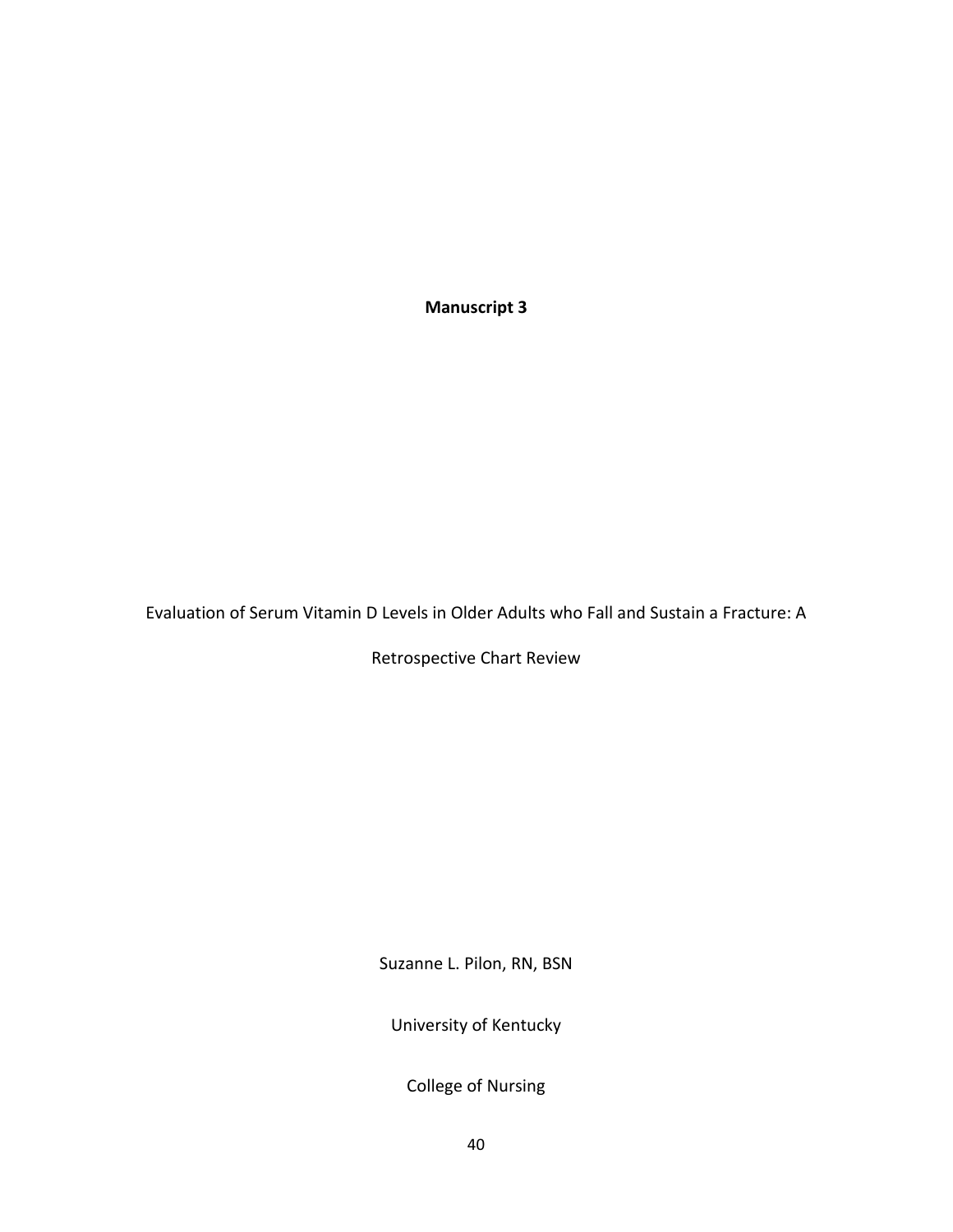**Manuscript 3**

Evaluation of Serum Vitamin D Levels in Older Adults who Fall and Sustain a Fracture: A Retrospective Chart Review

Suzanne L. Pilon, RN, BSN

University of Kentucky

College of Nursing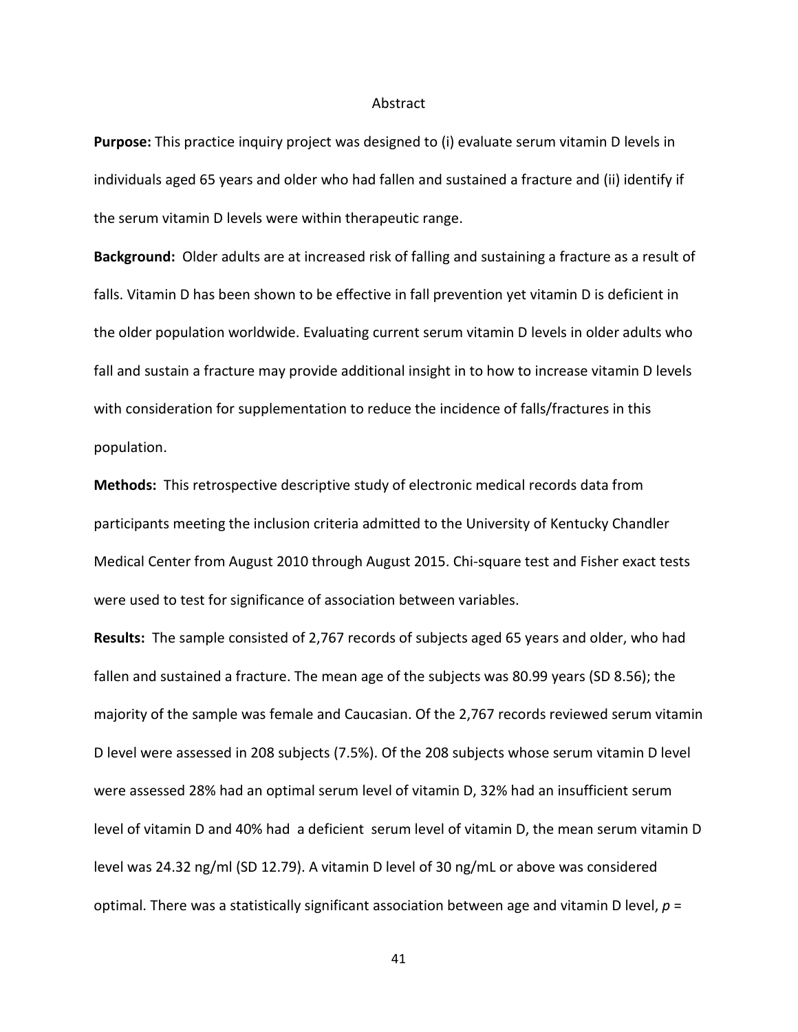# Abstract

**Purpose:** This practice inquiry project was designed to (i) evaluate serum vitamin D levels in individuals aged 65 years and older who had fallen and sustained a fracture and (ii) identify if the serum vitamin D levels were within therapeutic range.

**Background:** Older adults are at increased risk of falling and sustaining a fracture as a result of falls. Vitamin D has been shown to be effective in fall prevention yet vitamin D is deficient in the older population worldwide. Evaluating current serum vitamin D levels in older adults who fall and sustain a fracture may provide additional insight in to how to increase vitamin D levels with consideration for supplementation to reduce the incidence of falls/fractures in this population.

**Methods:** This retrospective descriptive study of electronic medical records data from participants meeting the inclusion criteria admitted to the University of Kentucky Chandler Medical Center from August 2010 through August 2015. Chi-square test and Fisher exact tests were used to test for significance of association between variables.

**Results:** The sample consisted of 2,767 records of subjects aged 65 years and older, who had fallen and sustained a fracture. The mean age of the subjects was 80.99 years (SD 8.56); the majority of the sample was female and Caucasian. Of the 2,767 records reviewed serum vitamin D level were assessed in 208 subjects (7.5%). Of the 208 subjects whose serum vitamin D level were assessed 28% had an optimal serum level of vitamin D, 32% had an insufficient serum level of vitamin D and 40% had a deficient serum level of vitamin D, the mean serum vitamin D level was 24.32 ng/ml (SD 12.79). A vitamin D level of 30 ng/mL or above was considered optimal. There was a statistically significant association between age and vitamin D level, $p =$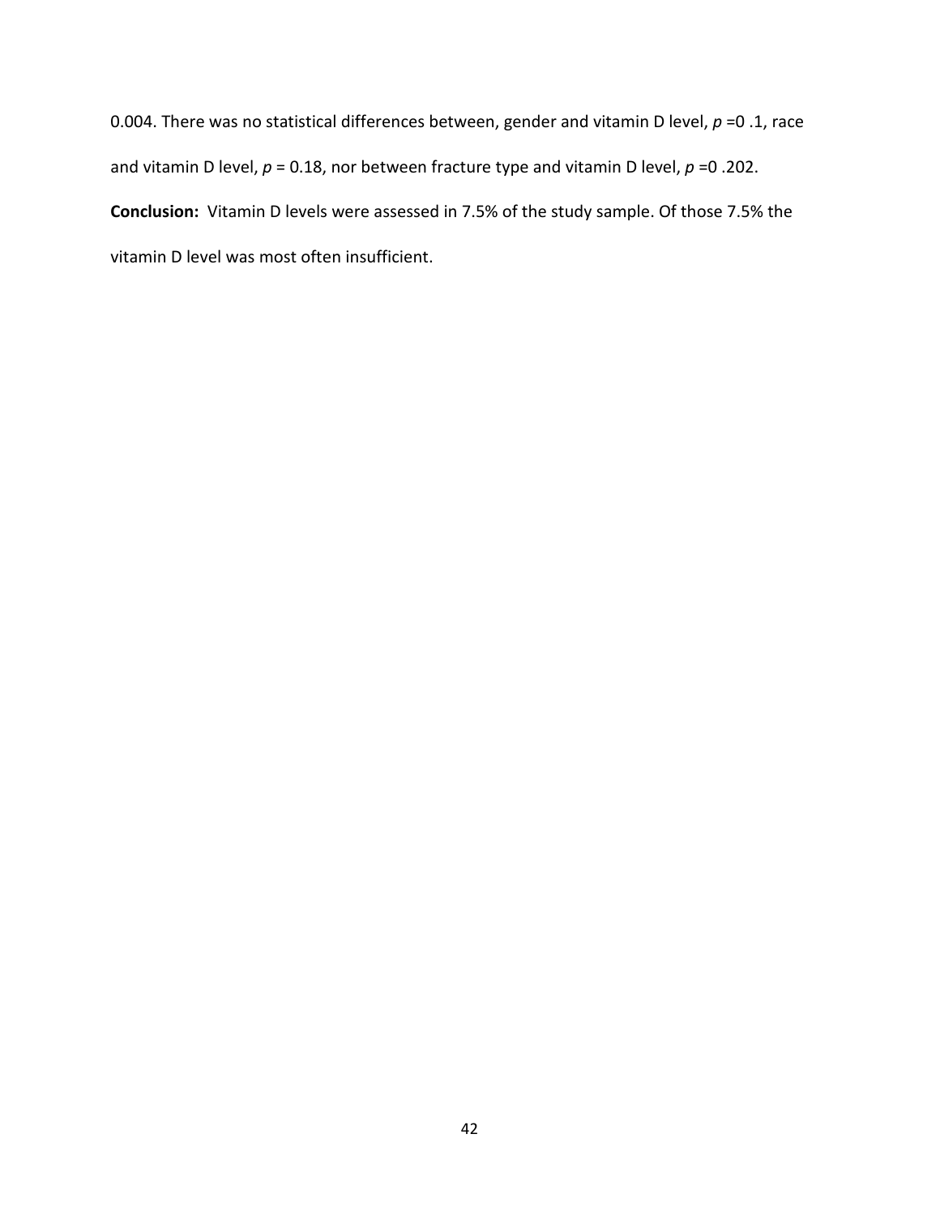0.004. There was no statistical differences between, gender and vitamin D level, $p$ =0 .1, race and vitamin D level, $p$ = 0.18, nor between fracture type and vitamin D level, $p$ =0 .202.

**Conclusion:** Vitamin D levels were assessed in 7.5% of the study sample. Of those 7.5% the vitamin D level was most often insufficient.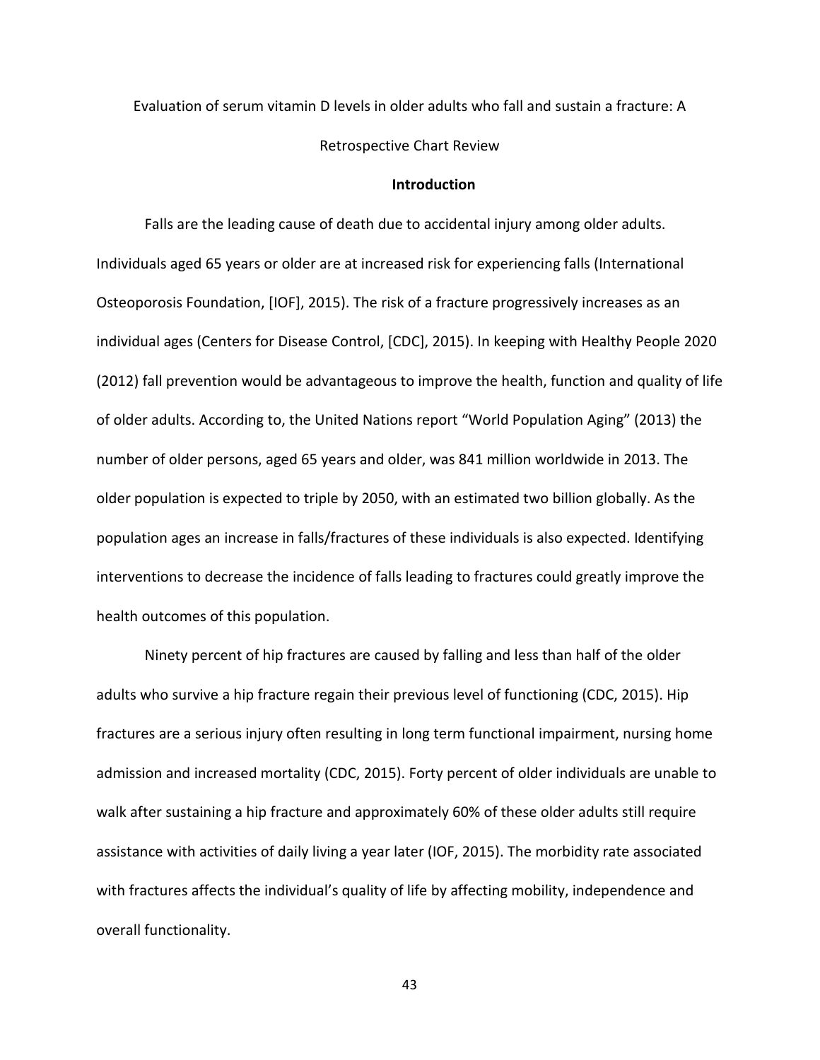Evaluation of serum vitamin D levels in older adults who fall and sustain a fracture: A Retrospective Chart Review

## Introduction

Falls are the leading cause of death due to accidental injury among older adults. Individuals aged 65 years or older are at increased risk for experiencing falls (International Osteoporosis Foundation, [IOF], 2015). The risk of a fracture progressively increases as an individual ages (Centers for Disease Control, [CDC], 2015). In keeping with Healthy People 2020 (2012) fall prevention would be advantageous to improve the health, function and quality of life of older adults. According to, the United Nations report "World Population Aging" (2013) the number of older persons, aged 65 years and older, was 841 million worldwide in 2013. The older population is expected to triple by 2050, with an estimated two billion globally. As the population ages an increase in falls/fractures of these individuals is also expected. Identifying interventions to decrease the incidence of falls leading to fractures could greatly improve the health outcomes of this population.

Ninety percent of hip fractures are caused by falling and less than half of the older adults who survive a hip fracture regain their previous level of functioning (CDC, 2015). Hip fractures are a serious injury often resulting in long term functional impairment, nursing home admission and increased mortality (CDC, 2015). Forty percent of older individuals are unable to walk after sustaining a hip fracture and approximately 60% of these older adults still require assistance with activities of daily living a year later (IOF, 2015). The morbidity rate associated with fractures affects the individual's quality of life by affecting mobility, independence and overall functionality.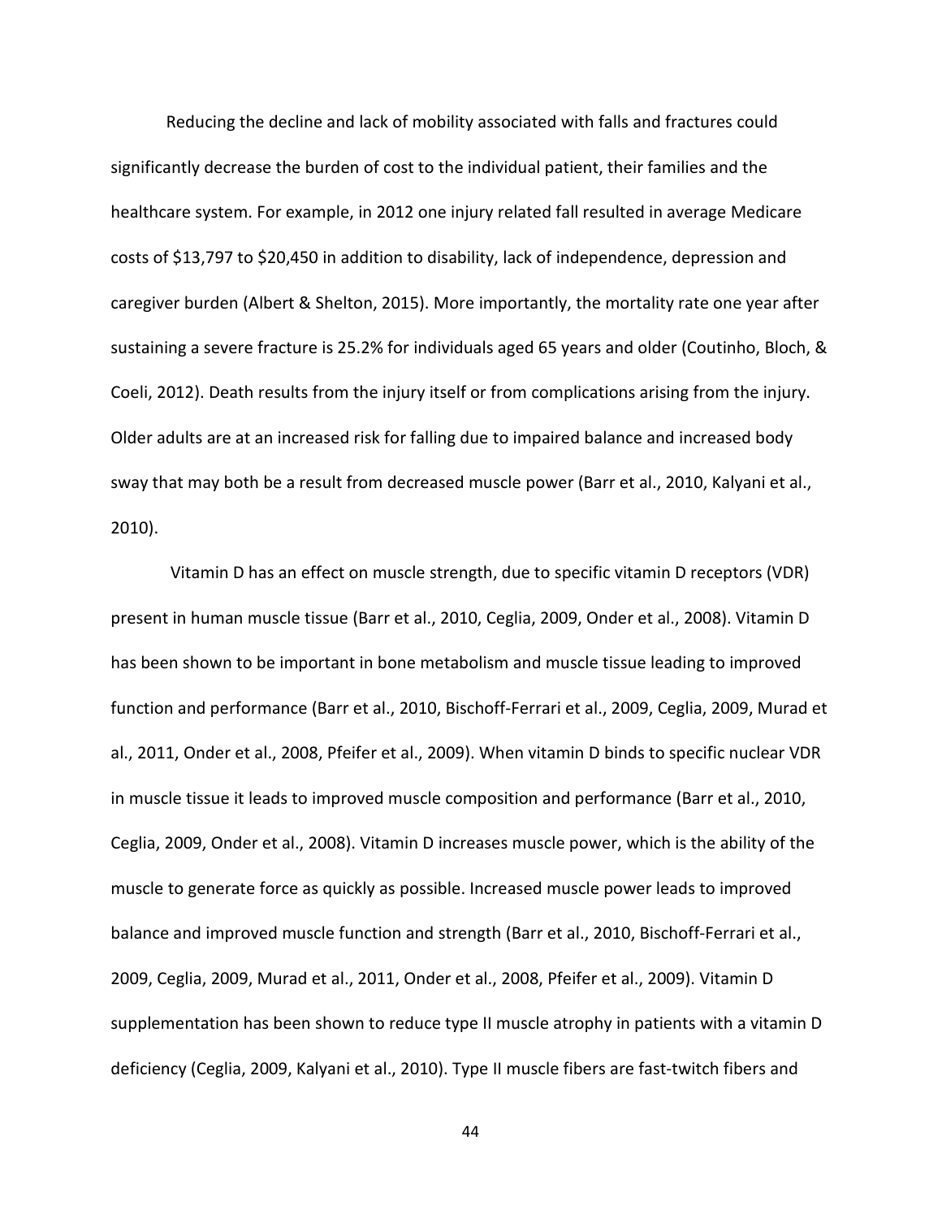Reducing the decline and lack of mobility associated with falls and fractures could significantly decrease the burden of cost to the individual patient, their families and the healthcare system. For example, in 2012 one injury related fall resulted in average Medicare costs of $13,797 to $20,450 in addition to disability, lack of independence, depression and caregiver burden (Albert & Shelton, 2015). More importantly, the mortality rate one year after sustaining a severe fracture is 25.2% for individuals aged 65 years and older (Coutinho, Bloch, & Coeli, 2012). Death results from the injury itself or from complications arising from the injury. Older adults are at an increased risk for falling due to impaired balance and increased body sway that may both be a result from decreased muscle power (Barr et al., 2010, Kalyani et al., 2010).

Vitamin D has an effect on muscle strength, due to specific vitamin D receptors (VDR) present in human muscle tissue (Barr et al., 2010, Ceglia, 2009, Onder et al., 2008). Vitamin D has been shown to be important in bone metabolism and muscle tissue leading to improved function and performance (Barr et al., 2010, Bischoff-Ferrari et al., 2009, Ceglia, 2009, Murad et al., 2011, Onder et al., 2008, Pfeifer et al., 2009). When vitamin D binds to specific nuclear VDR in muscle tissue it leads to improved muscle composition and performance (Barr et al., 2010, Ceglia, 2009, Onder et al., 2008). Vitamin D increases muscle power, which is the ability of the muscle to generate force as quickly as possible. Increased muscle power leads to improved balance and improved muscle function and strength (Barr et al., 2010, Bischoff-Ferrari et al., 2009, Ceglia, 2009, Murad et al., 2011, Onder et al., 2008, Pfeifer et al., 2009). Vitamin D supplementation has been shown to reduce type II muscle atrophy in patients with a vitamin D deficiency (Ceglia, 2009, Kalyani et al., 2010). Type II muscle fibers are fast-twitch fibers and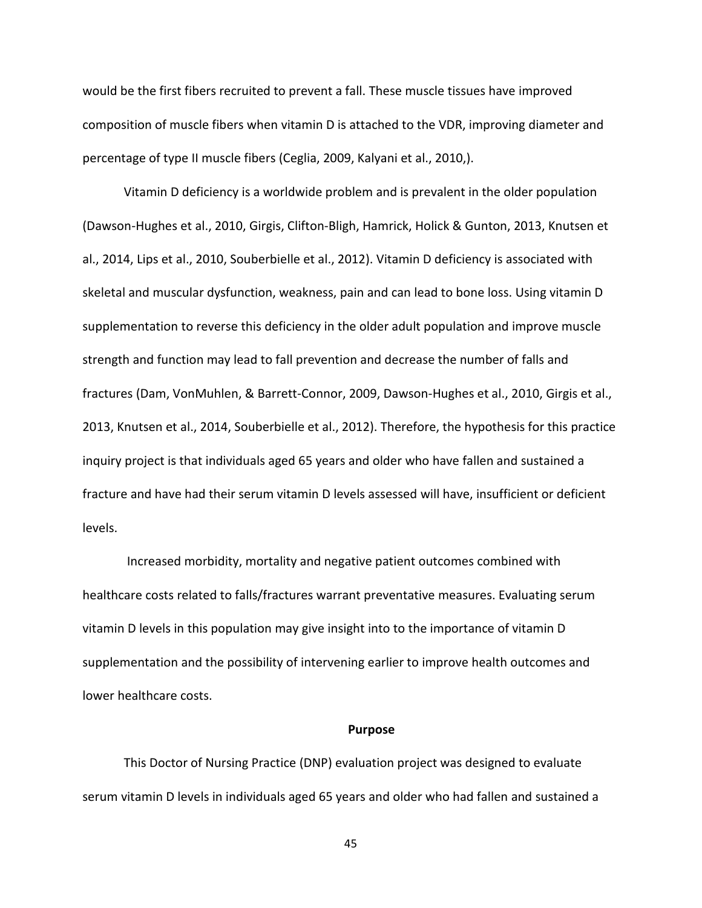would be the first fibers recruited to prevent a fall. These muscle tissues have improved composition of muscle fibers when vitamin D is attached to the VDR, improving diameter and percentage of type II muscle fibers (Ceglia, 2009, Kalyani et al., 2010,).

Vitamin D deficiency is a worldwide problem and is prevalent in the older population (Dawson-Hughes et al., 2010, Girgis, Clifton-Bligh, Hamrick, Holick & Gunton, 2013, Knutsen et al., 2014, Lips et al., 2010, Souberbielle et al., 2012). Vitamin D deficiency is associated with skeletal and muscular dysfunction, weakness, pain and can lead to bone loss. Using vitamin D supplementation to reverse this deficiency in the older adult population and improve muscle strength and function may lead to fall prevention and decrease the number of falls and fractures (Dam, VonMuhlen, & Barrett-Connor, 2009, Dawson-Hughes et al., 2010, Girgis et al., 2013, Knutsen et al., 2014, Souberbielle et al., 2012). Therefore, the hypothesis for this practice inquiry project is that individuals aged 65 years and older who have fallen and sustained a fracture and have had their serum vitamin D levels assessed will have, insufficient or deficient levels.

Increased morbidity, mortality and negative patient outcomes combined with healthcare costs related to falls/fractures warrant preventative measures. Evaluating serum vitamin D levels in this population may give insight into to the importance of vitamin D supplementation and the possibility of intervening earlier to improve health outcomes and lower healthcare costs.

## Purpose

This Doctor of Nursing Practice (DNP) evaluation project was designed to evaluate serum vitamin D levels in individuals aged 65 years and older who had fallen and sustained a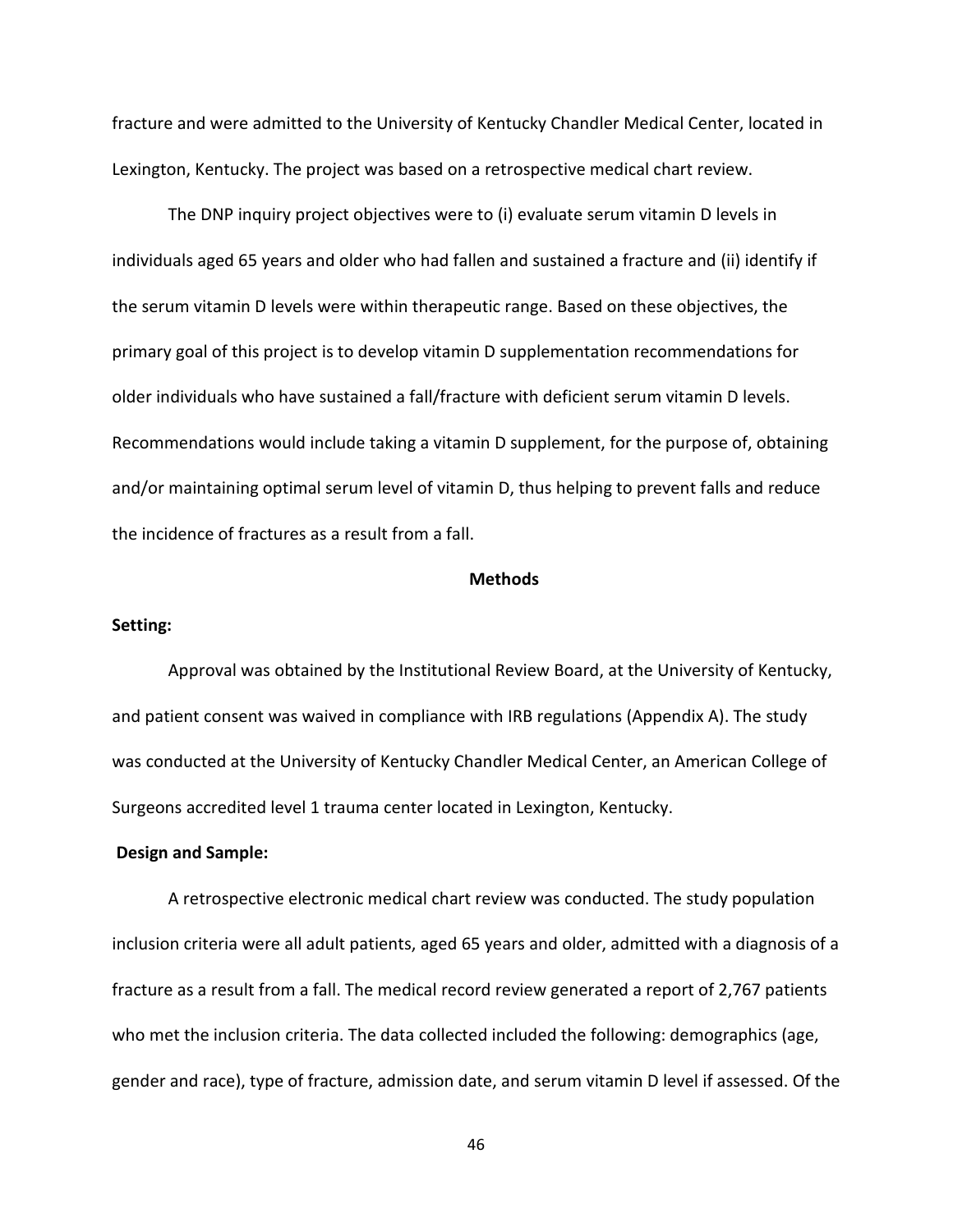fracture and were admitted to the University of Kentucky Chandler Medical Center, located in Lexington, Kentucky. The project was based on a retrospective medical chart review.

The DNP inquiry project objectives were to (i) evaluate serum vitamin D levels in individuals aged 65 years and older who had fallen and sustained a fracture and (ii) identify if the serum vitamin D levels were within therapeutic range. Based on these objectives, the primary goal of this project is to develop vitamin D supplementation recommendations for older individuals who have sustained a fall/fracture with deficient serum vitamin D levels. Recommendations would include taking a vitamin D supplement, for the purpose of, obtaining and/or maintaining optimal serum level of vitamin D, thus helping to prevent falls and reduce the incidence of fractures as a result from a fall.

## Methods

**Setting:**

Approval was obtained by the Institutional Review Board, at the University of Kentucky, and patient consent was waived in compliance with IRB regulations (Appendix A). The study was conducted at the University of Kentucky Chandler Medical Center, an American College of Surgeons accredited level 1 trauma center located in Lexington, Kentucky.

**Design and Sample:**

A retrospective electronic medical chart review was conducted. The study population inclusion criteria were all adult patients, aged 65 years and older, admitted with a diagnosis of a fracture as a result from a fall. The medical record review generated a report of 2,767 patients who met the inclusion criteria. The data collected included the following: demographics (age, gender and race), type of fracture, admission date, and serum vitamin D level if assessed. Of the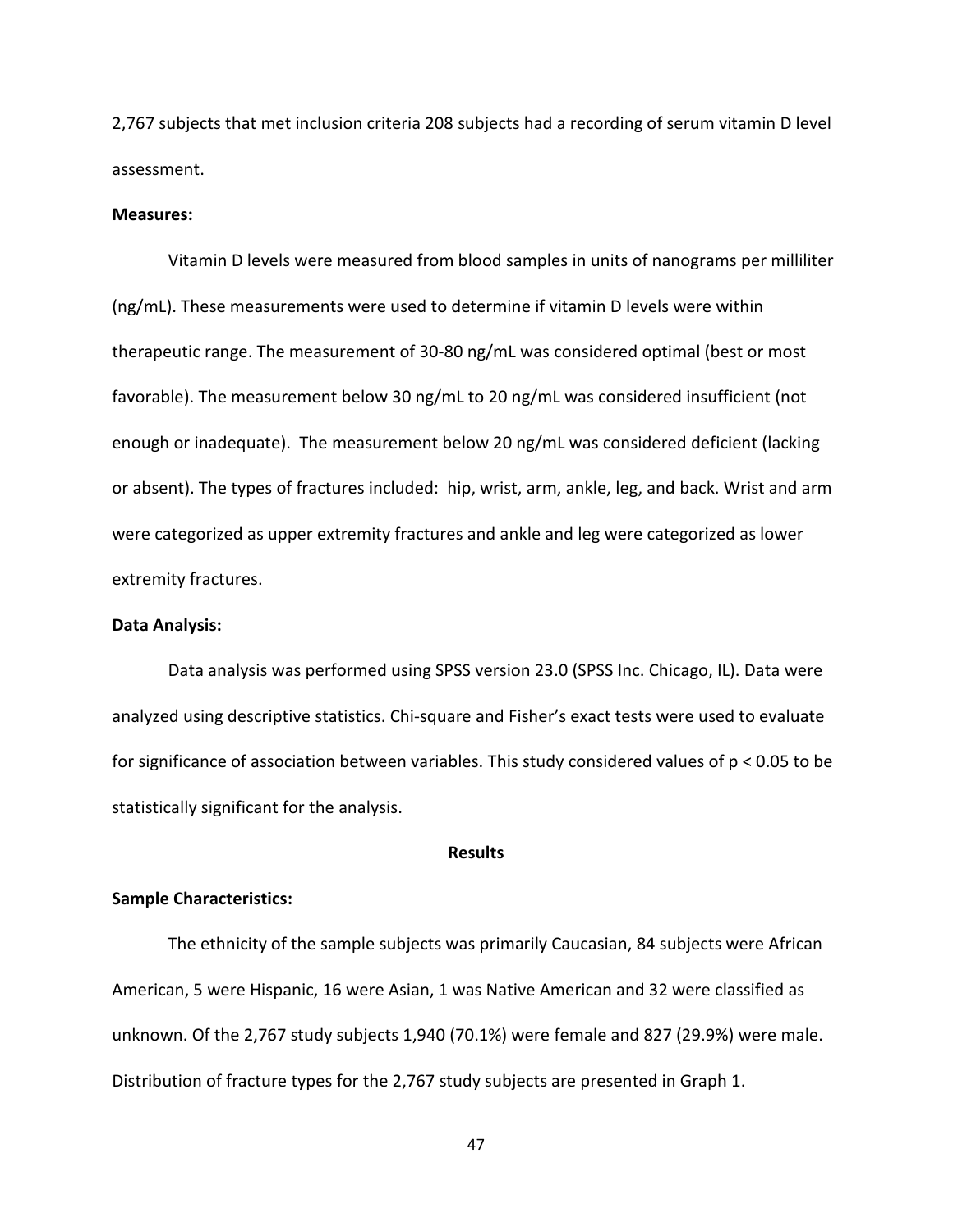2,767 subjects that met inclusion criteria 208 subjects had a recording of serum vitamin D level assessment.

**Measures:**

Vitamin D levels were measured from blood samples in units of nanograms per milliliter (ng/mL). These measurements were used to determine if vitamin D levels were within therapeutic range. The measurement of 30-80 ng/mL was considered optimal (best or most favorable). The measurement below 30 ng/mL to 20 ng/mL was considered insufficient (not enough or inadequate). The measurement below 20 ng/mL was considered deficient (lacking or absent). The types of fractures included: hip, wrist, arm, ankle, leg, and back. Wrist and arm were categorized as upper extremity fractures and ankle and leg were categorized as lower extremity fractures.

**Data Analysis:**

Data analysis was performed using SPSS version 23.0 (SPSS Inc. Chicago, IL). Data were analyzed using descriptive statistics. Chi-square and Fisher's exact tests were used to evaluate for significance of association between variables. This study considered values of $p < 0.05$ to be statistically significant for the analysis.

## Results

**Sample Characteristics:**

The ethnicity of the sample subjects was primarily Caucasian, 84 subjects were African American, 5 were Hispanic, 16 were Asian, 1 was Native American and 32 were classified as unknown. Of the 2,767 study subjects 1,940 (70.1%) were female and 827 (29.9%) were male. Distribution of fracture types for the 2,767 study subjects are presented in Graph 1.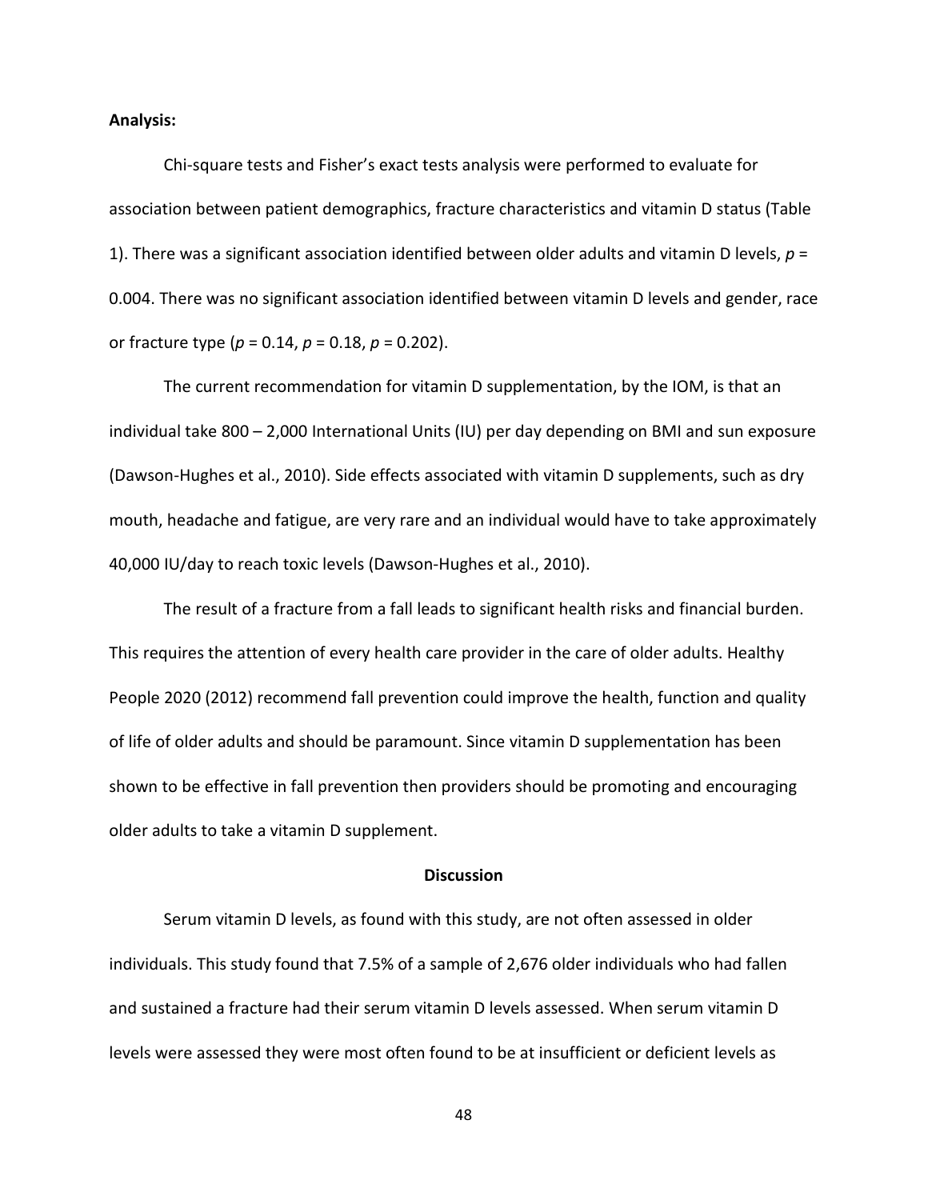**Analysis:**

Chi-square tests and Fisher's exact tests analysis were performed to evaluate for association between patient demographics, fracture characteristics and vitamin D status (Table 1). There was a significant association identified between older adults and vitamin D levels, $p$ = 0.004. There was no significant association identified between vitamin D levels and gender, race or fracture type ($p$ = 0.14, $p$ = 0.18, $p$ = 0.202).

The current recommendation for vitamin D supplementation, by the IOM, is that an individual take 800 – 2,000 International Units (IU) per day depending on BMI and sun exposure (Dawson-Hughes et al., 2010). Side effects associated with vitamin D supplements, such as dry mouth, headache and fatigue, are very rare and an individual would have to take approximately 40,000 IU/day to reach toxic levels (Dawson-Hughes et al., 2010).

The result of a fracture from a fall leads to significant health risks and financial burden. This requires the attention of every health care provider in the care of older adults. Healthy People 2020 (2012) recommend fall prevention could improve the health, function and quality of life of older adults and should be paramount. Since vitamin D supplementation has been shown to be effective in fall prevention then providers should be promoting and encouraging older adults to take a vitamin D supplement.

## Discussion

Serum vitamin D levels, as found with this study, are not often assessed in older individuals. This study found that 7.5% of a sample of 2,676 older individuals who had fallen and sustained a fracture had their serum vitamin D levels assessed. When serum vitamin D levels were assessed they were most often found to be at insufficient or deficient levels as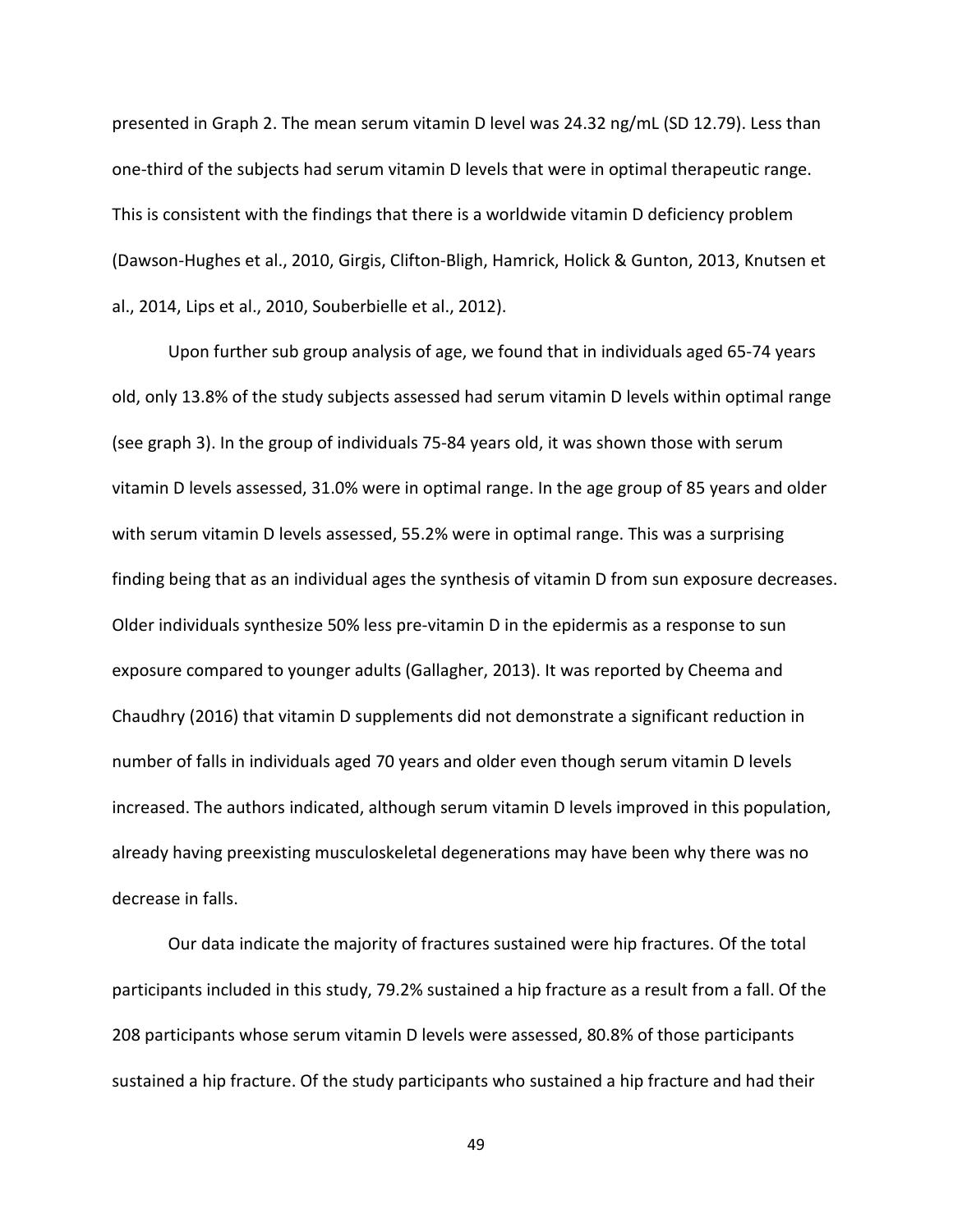presented in Graph 2. The mean serum vitamin D level was 24.32 ng/mL (SD 12.79). Less than one-third of the subjects had serum vitamin D levels that were in optimal therapeutic range. This is consistent with the findings that there is a worldwide vitamin D deficiency problem (Dawson-Hughes et al., 2010, Girgis, Clifton-Bligh, Hamrick, Holick & Gunton, 2013, Knutsen et al., 2014, Lips et al., 2010, Souberbielle et al., 2012).

Upon further sub group analysis of age, we found that in individuals aged 65-74 years old, only 13.8% of the study subjects assessed had serum vitamin D levels within optimal range (see graph 3). In the group of individuals 75-84 years old, it was shown those with serum vitamin D levels assessed, 31.0% were in optimal range. In the age group of 85 years and older with serum vitamin D levels assessed, 55.2% were in optimal range. This was a surprising finding being that as an individual ages the synthesis of vitamin D from sun exposure decreases. Older individuals synthesize 50% less pre-vitamin D in the epidermis as a response to sun exposure compared to younger adults (Gallagher, 2013). It was reported by Cheema and Chaudhry (2016) that vitamin D supplements did not demonstrate a significant reduction in number of falls in individuals aged 70 years and older even though serum vitamin D levels increased. The authors indicated, although serum vitamin D levels improved in this population, already having preexisting musculoskeletal degenerations may have been why there was no decrease in falls.

Our data indicate the majority of fractures sustained were hip fractures. Of the total participants included in this study, 79.2% sustained a hip fracture as a result from a fall. Of the 208 participants whose serum vitamin D levels were assessed, 80.8% of those participants sustained a hip fracture. Of the study participants who sustained a hip fracture and had their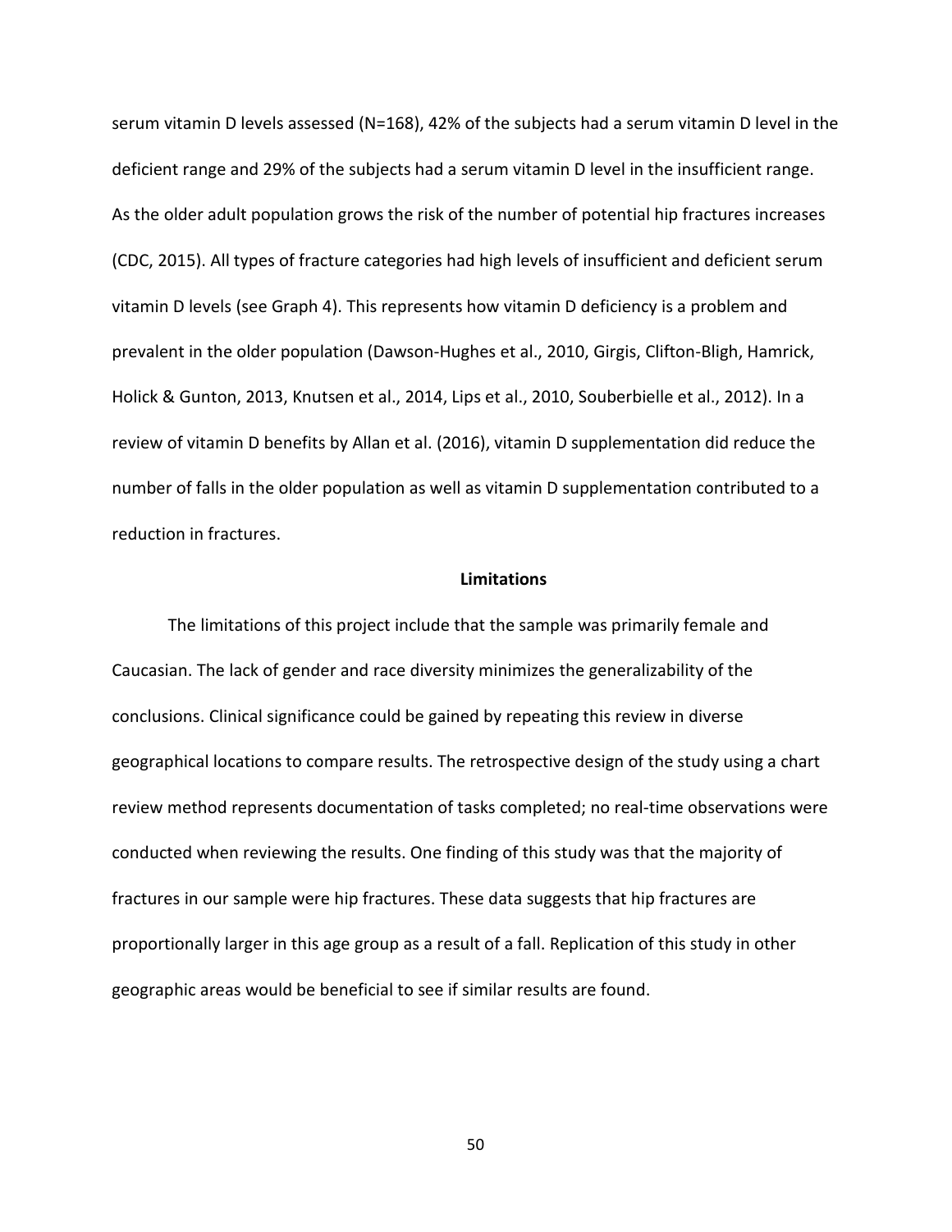serum vitamin D levels assessed (N=168), 42% of the subjects had a serum vitamin D level in the deficient range and 29% of the subjects had a serum vitamin D level in the insufficient range. As the older adult population grows the risk of the number of potential hip fractures increases (CDC, 2015). All types of fracture categories had high levels of insufficient and deficient serum vitamin D levels (see Graph 4). This represents how vitamin D deficiency is a problem and prevalent in the older population (Dawson-Hughes et al., 2010, Girgis, Clifton-Bligh, Hamrick, Holick & Gunton, 2013, Knutsen et al., 2014, Lips et al., 2010, Souberbielle et al., 2012). In a review of vitamin D benefits by Allan et al. (2016), vitamin D supplementation did reduce the number of falls in the older population as well as vitamin D supplementation contributed to a reduction in fractures.

## Limitations

The limitations of this project include that the sample was primarily female and Caucasian. The lack of gender and race diversity minimizes the generalizability of the conclusions. Clinical significance could be gained by repeating this review in diverse geographical locations to compare results. The retrospective design of the study using a chart review method represents documentation of tasks completed; no real-time observations were conducted when reviewing the results. One finding of this study was that the majority of fractures in our sample were hip fractures. These data suggests that hip fractures are proportionally larger in this age group as a result of a fall. Replication of this study in other geographic areas would be beneficial to see if similar results are found.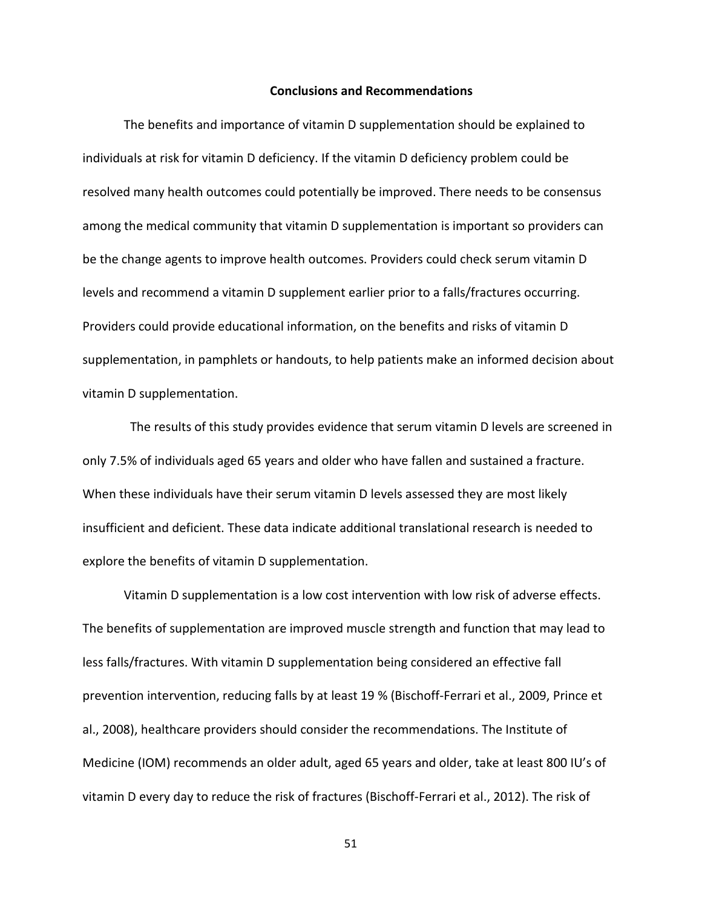## Conclusions and Recommendations

The benefits and importance of vitamin D supplementation should be explained to individuals at risk for vitamin D deficiency. If the vitamin D deficiency problem could be resolved many health outcomes could potentially be improved. There needs to be consensus among the medical community that vitamin D supplementation is important so providers can be the change agents to improve health outcomes. Providers could check serum vitamin D levels and recommend a vitamin D supplement earlier prior to a falls/fractures occurring. Providers could provide educational information, on the benefits and risks of vitamin D supplementation, in pamphlets or handouts, to help patients make an informed decision about vitamin D supplementation.

The results of this study provides evidence that serum vitamin D levels are screened in only 7.5% of individuals aged 65 years and older who have fallen and sustained a fracture. When these individuals have their serum vitamin D levels assessed they are most likely insufficient and deficient. These data indicate additional translational research is needed to explore the benefits of vitamin D supplementation.

Vitamin D supplementation is a low cost intervention with low risk of adverse effects. The benefits of supplementation are improved muscle strength and function that may lead to less falls/fractures. With vitamin D supplementation being considered an effective fall prevention intervention, reducing falls by at least 19 % (Bischoff-Ferrari et al., 2009, Prince et al., 2008), healthcare providers should consider the recommendations. The Institute of Medicine (IOM) recommends an older adult, aged 65 years and older, take at least 800 IU's of vitamin D every day to reduce the risk of fractures (Bischoff-Ferrari et al., 2012). The risk of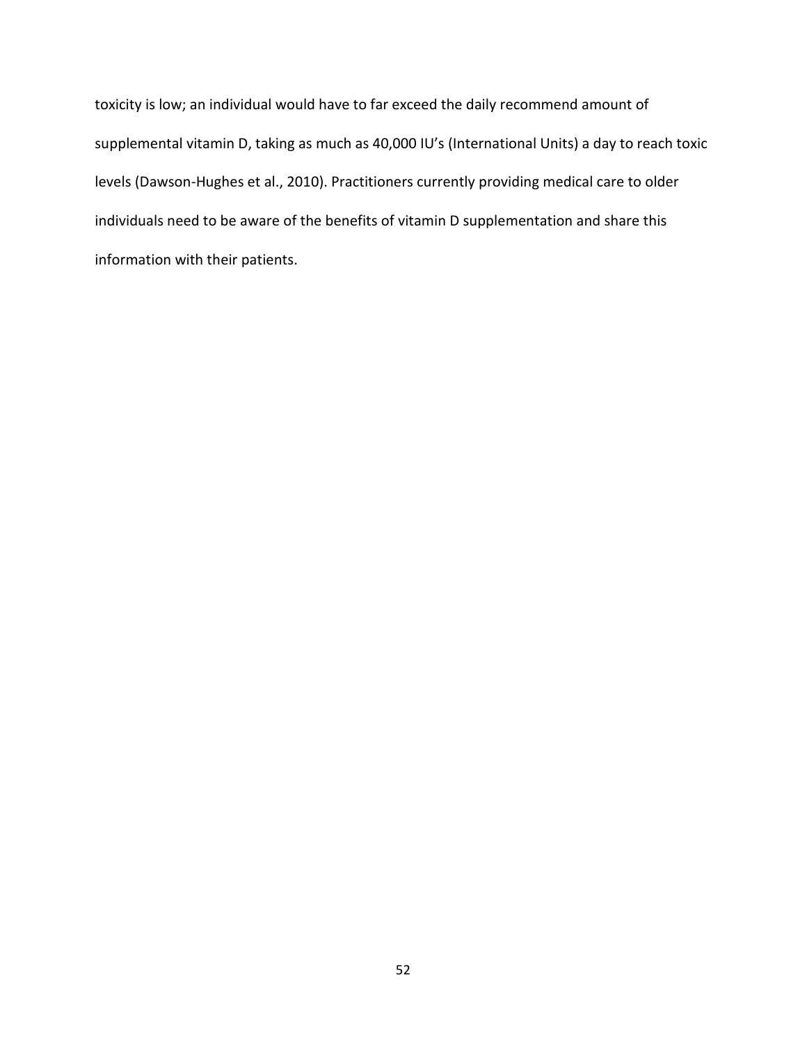toxicity is low; an individual would have to far exceed the daily recommend amount of supplemental vitamin D, taking as much as 40,000 IU's (International Units) a day to reach toxic levels (Dawson-Hughes et al., 2010). Practitioners currently providing medical care to older individuals need to be aware of the benefits of vitamin D supplementation and share this information with their patients.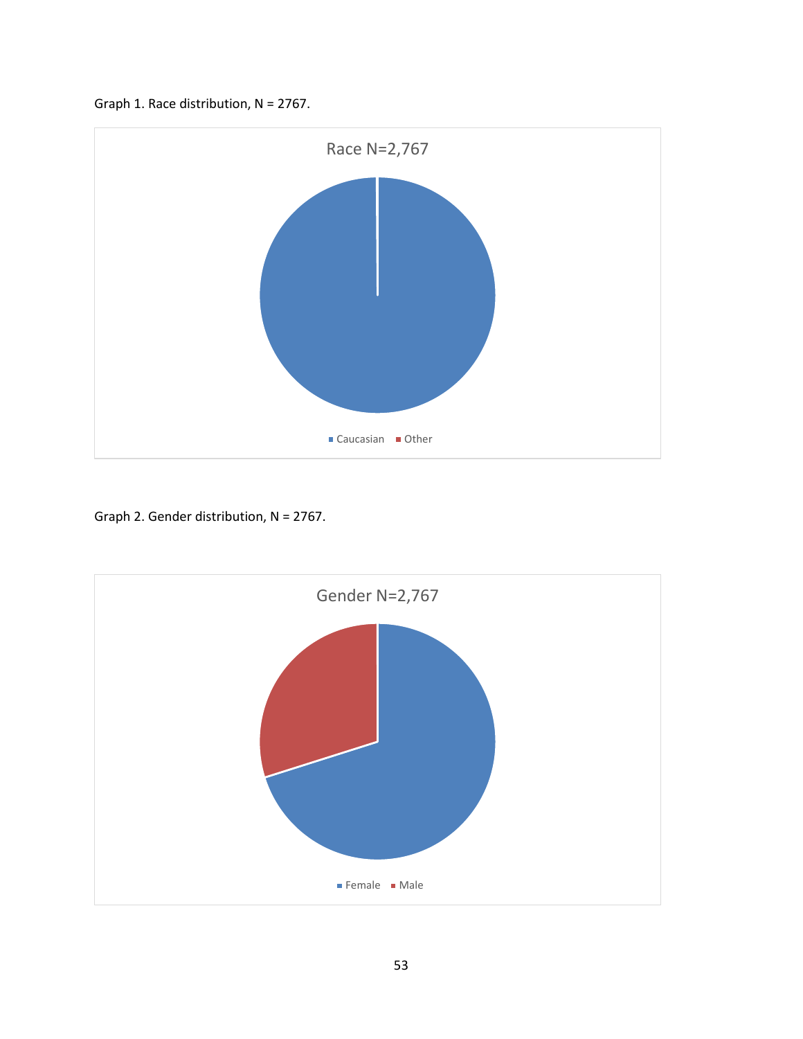Graph 1. Race distribution, N = 2767.

Race N=2,767

Caucasian Other

Graph 2. Gender distribution, N = 2767.

Gender N=2,767

Female Male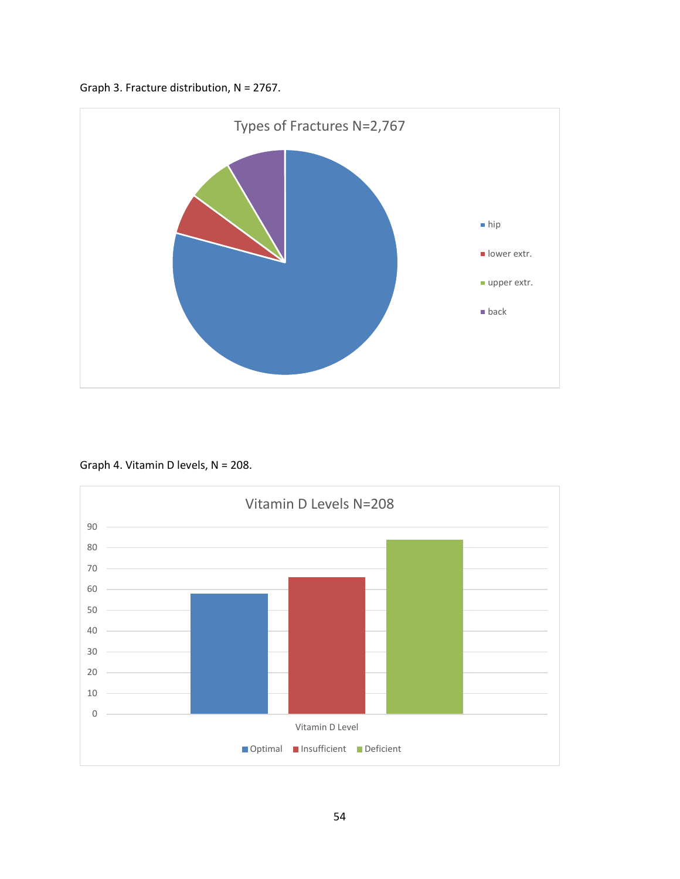Graph 3. Fracture distribution, N = 2767.

Graph 4. Vitamin D levels, N = 208.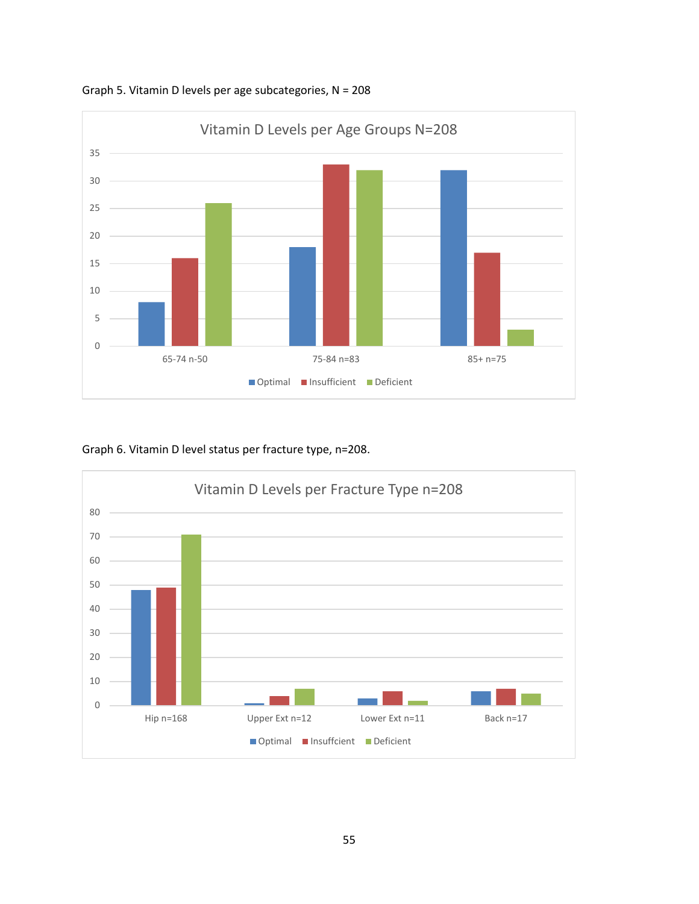Graph 5. Vitamin D levels per age subcategories, N = 208

Graph 6. Vitamin D level status per fracture type, n=208.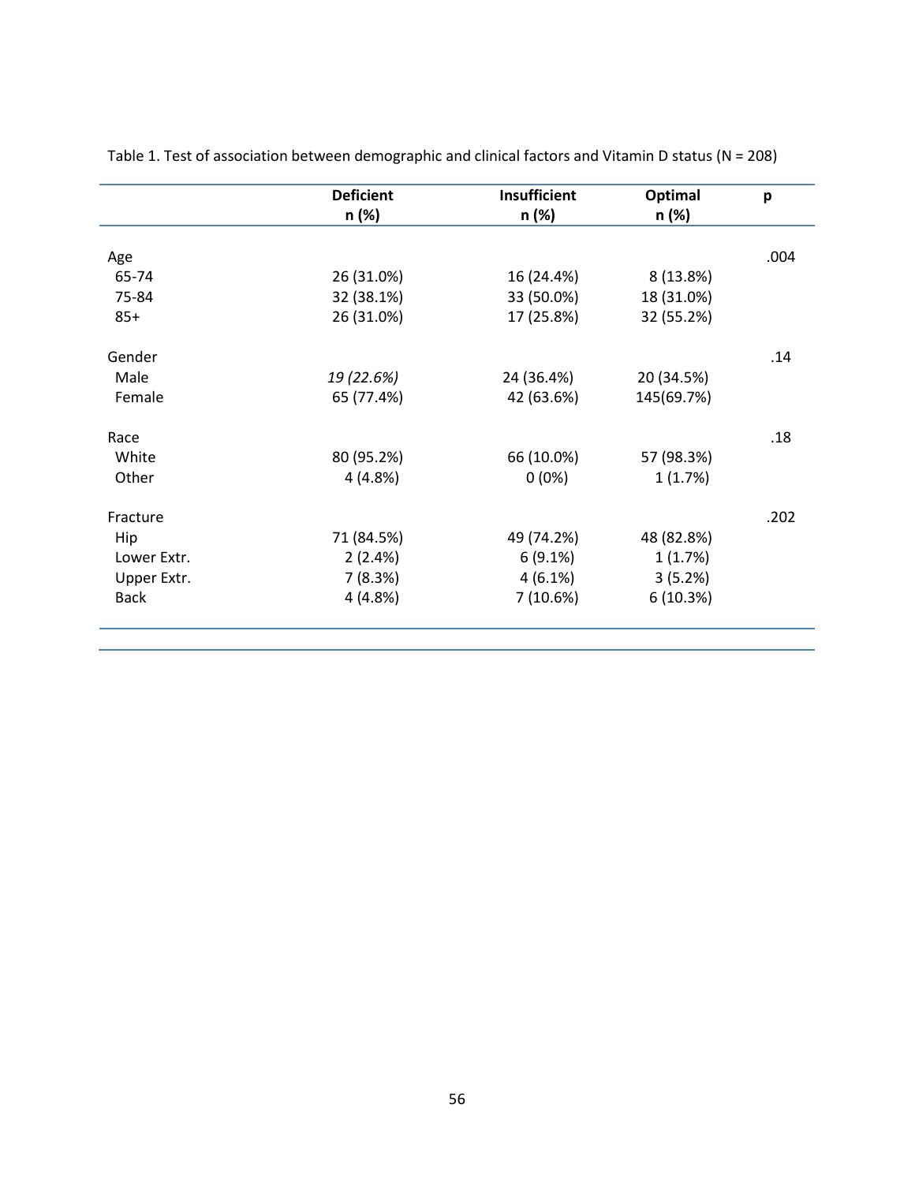Table 1. Test of association between demographic and clinical factors and Vitamin D status (N = 208)

| | **Deficient n (%)** | **Insufficient n (%)** | **Optimal n (%)** | **p** |
|---|---|---|---|---|
| Age | | | | .004 |
| 65-74 | 26 (31.0%) | 16 (24.4%) | 8 (13.8%) | |
| 75-84 | 32 (38.1%) | 33 (50.0%) | 18 (31.0%) | |
| 85+ | 26 (31.0%) | 17 (25.8%) | 32 (55.2%) | |
| Gender | | | | .14 |
| Male | *19 (22.6%)* | 24 (36.4%) | 20 (34.5%) | |
| Female | 65 (77.4%) | 42 (63.6%) | 145(69.7%) | |
| Race | | | | .18 |
| White | 80 (95.2%) | 66 (10.0%) | 57 (98.3%) | |
| Other | 4 (4.8%) | 0 (0%) | 1 (1.7%) | |
| Fracture | | | | .202 |
| Hip | 71 (84.5%) | 49 (74.2%) | 48 (82.8%) | |
| Lower Extr. | 2 (2.4%) | 6 (9.1%) | 1 (1.7%) | |
| Upper Extr. | 7 (8.3%) | 4 (6.1%) | 3 (5.2%) | |
| Back | 4 (4.8%) | 7 (10.6%) | 6 (10.3%) | |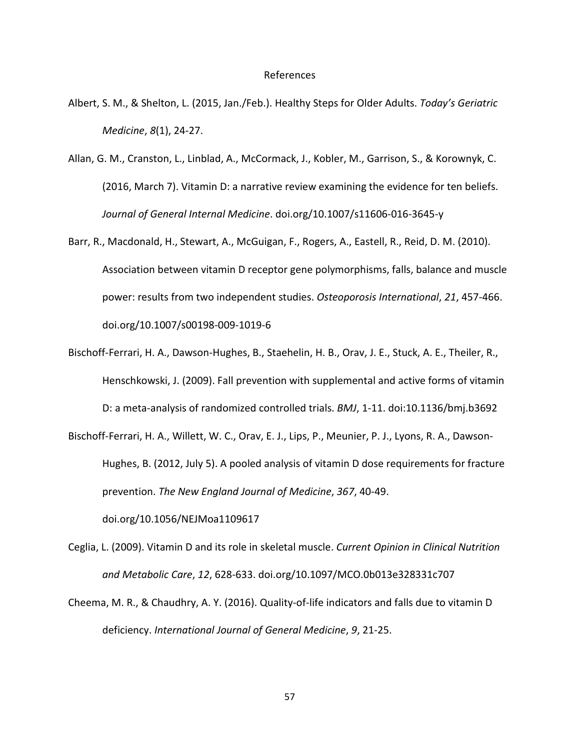# References

Albert, S. M., & Shelton, L. (2015, Jan./Feb.). Healthy Steps for Older Adults. *Today's Geriatric Medicine*, *8*(1), 24-27.

Allan, G. M., Cranston, L., Linblad, A., McCormack, J., Kobler, M., Garrison, S., & Korownyk, C. (2016, March 7). Vitamin D: a narrative review examining the evidence for ten beliefs. *Journal of General Internal Medicine*. doi.org/10.1007/s11606-016-3645-y

Barr, R., Macdonald, H., Stewart, A., McGuigan, F., Rogers, A., Eastell, R., Reid, D. M. (2010). Association between vitamin D receptor gene polymorphisms, falls, balance and muscle power: results from two independent studies. *Osteoporosis International*, *21*, 457-466. doi.org/10.1007/s00198-009-1019-6

Bischoff-Ferrari, H. A., Dawson-Hughes, B., Staehelin, H. B., Orav, J. E., Stuck, A. E., Theiler, R., Henschkowski, J. (2009). Fall prevention with supplemental and active forms of vitamin D: a meta-analysis of randomized controlled trials. *BMJ*, 1-11. doi:10.1136/bmj.b3692

Bischoff-Ferrari, H. A., Willett, W. C., Orav, E. J., Lips, P., Meunier, P. J., Lyons, R. A., Dawson-Hughes, B. (2012, July 5). A pooled analysis of vitamin D dose requirements for fracture prevention. *The New England Journal of Medicine*, *367*, 40-49. doi.org/10.1056/NEJMoa1109617

Ceglia, L. (2009). Vitamin D and its role in skeletal muscle. *Current Opinion in Clinical Nutrition and Metabolic Care*, *12*, 628-633. doi.org/10.1097/MCO.0b013e328331c707

Cheema, M. R., & Chaudhry, A. Y. (2016). Quality-of-life indicators and falls due to vitamin D deficiency. *International Journal of General Medicine*, *9*, 21-25.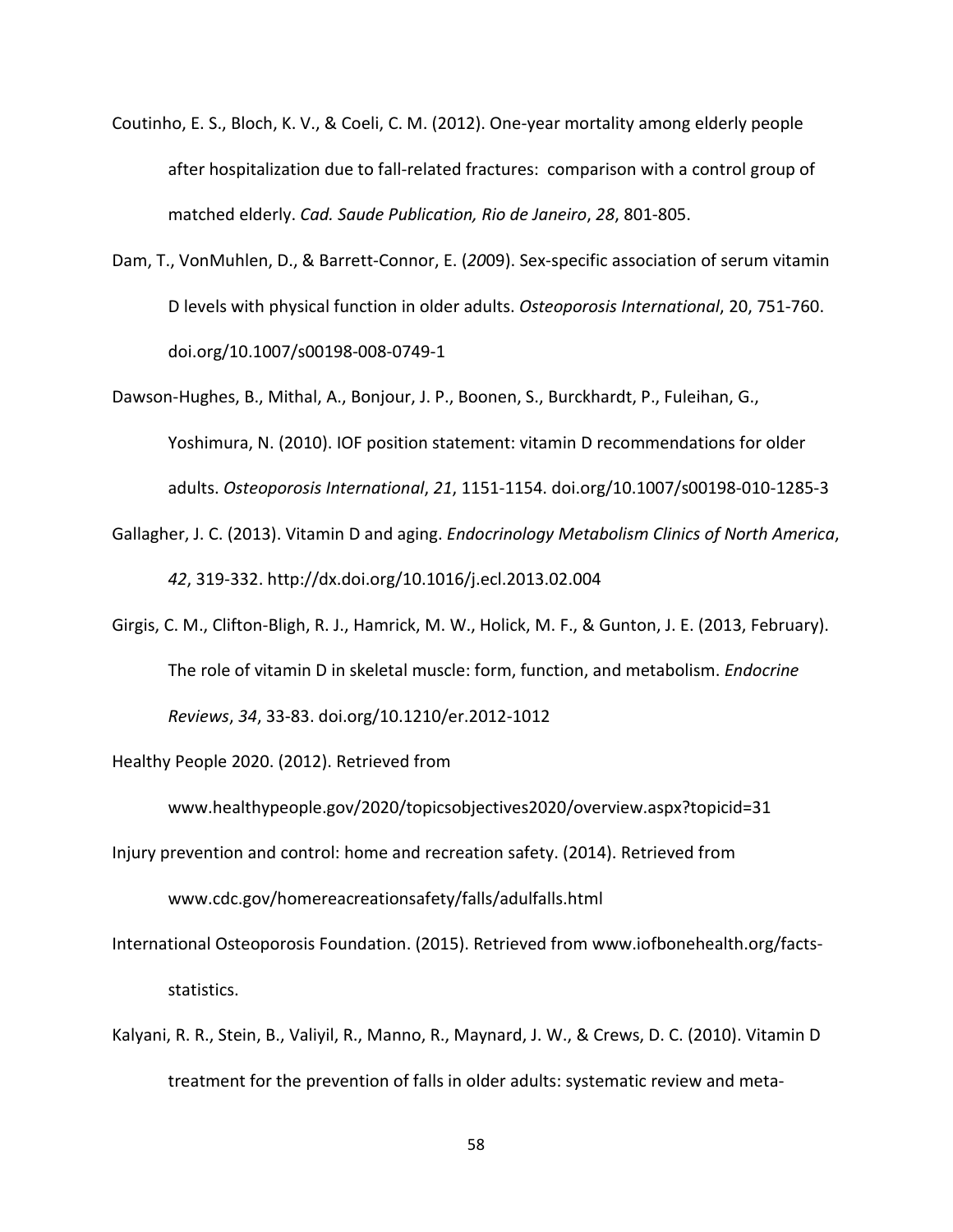Coutinho, E. S., Bloch, K. V., & Coeli, C. M. (2012). One-year mortality among elderly people after hospitalization due to fall-related fractures: comparison with a control group of matched elderly. *Cad. Saude Publication, Rio de Janeiro*, *28*, 801-805.

Dam, T., VonMuhlen, D., & Barrett-Connor, E. (*20*09). Sex-specific association of serum vitamin D levels with physical function in older adults. *Osteoporosis International*, 20, 751-760. doi.org/10.1007/s00198-008-0749-1

Dawson-Hughes, B., Mithal, A., Bonjour, J. P., Boonen, S., Burckhardt, P., Fuleihan, G., Yoshimura, N. (2010). IOF position statement: vitamin D recommendations for older adults. *Osteoporosis International*, *21*, 1151-1154. doi.org/10.1007/s00198-010-1285-3

Gallagher, J. C. (2013). Vitamin D and aging. *Endocrinology Metabolism Clinics of North America*, *42*, 319-332. http://dx.doi.org/10.1016/j.ecl.2013.02.004

Girgis, C. M., Clifton-Bligh, R. J., Hamrick, M. W., Holick, M. F., & Gunton, J. E. (2013, February). The role of vitamin D in skeletal muscle: form, function, and metabolism. *Endocrine Reviews*, *34*, 33-83. doi.org/10.1210/er.2012-1012

Healthy People 2020. (2012). Retrieved from www.healthypeople.gov/2020/topicsobjectives2020/overview.aspx?topicid=31

Injury prevention and control: home and recreation safety. (2014). Retrieved from www.cdc.gov/homereacreationsafety/falls/adultfalls.html

International Osteoporosis Foundation. (2015). Retrieved from www.iofbonehealth.org/facts-statistics.

Kalyani, R. R., Stein, B., Valiyil, R., Manno, R., Maynard, J. W., & Crews, D. C. (2010). Vitamin D treatment for the prevention of falls in older adults: systematic review and meta-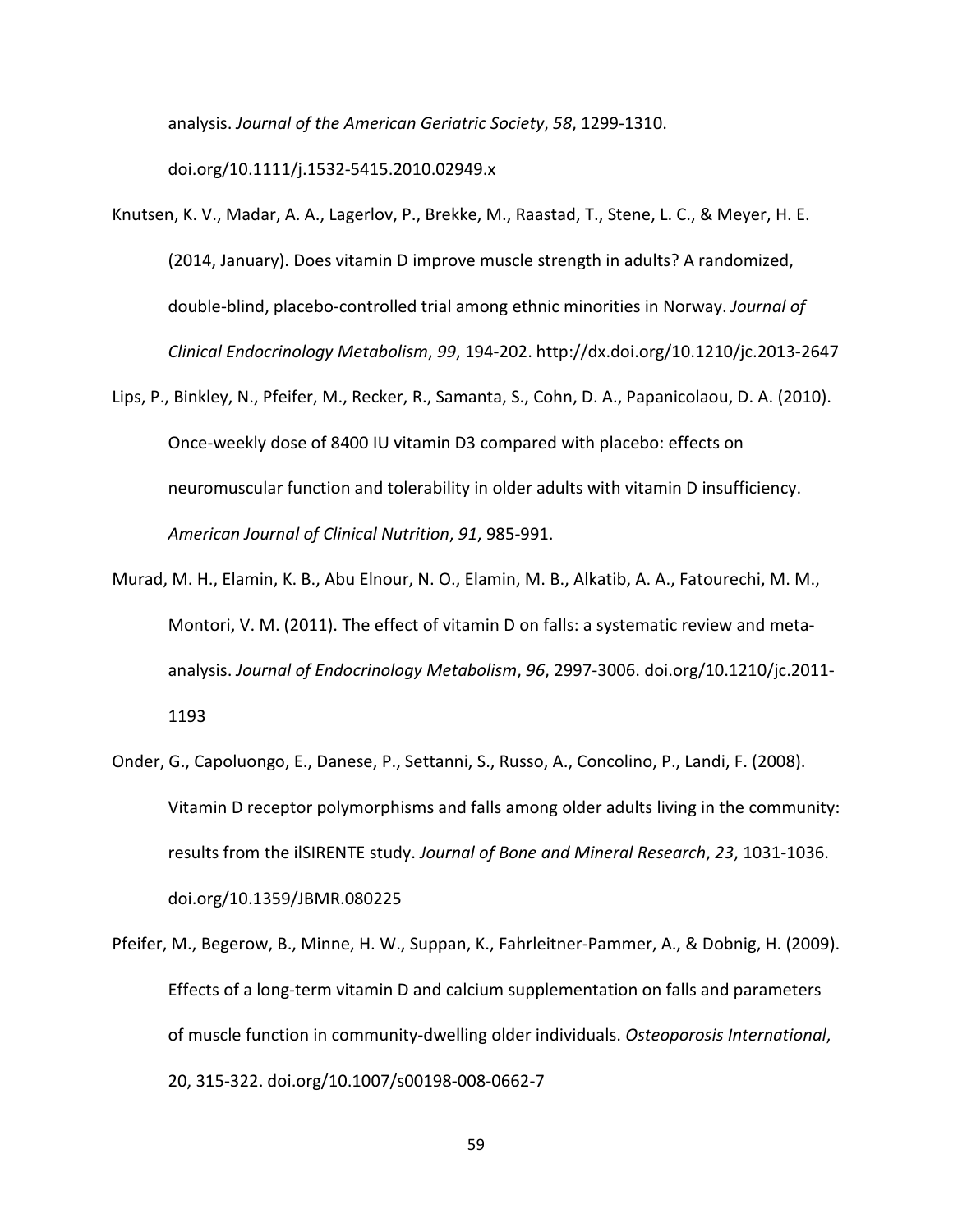analysis. *Journal of the American Geriatric Society*, *58*, 1299-1310. doi.org/10.1111/j.1532-5415.2010.02949.x

Knutsen, K. V., Madar, A. A., Lagerlov, P., Brekke, M., Raastad, T., Stene, L. C., & Meyer, H. E. (2014, January). Does vitamin D improve muscle strength in adults? A randomized, double-blind, placebo-controlled trial among ethnic minorities in Norway. *Journal of Clinical Endocrinology Metabolism*, *99*, 194-202. http://dx.doi.org/10.1210/jc.2013-2647

Lips, P., Binkley, N., Pfeifer, M., Recker, R., Samanta, S., Cohn, D. A., Papanicolaou, D. A. (2010). Once-weekly dose of 8400 IU vitamin D3 compared with placebo: effects on neuromuscular function and tolerability in older adults with vitamin D insufficiency. *American Journal of Clinical Nutrition*, *91*, 985-991.

Murad, M. H., Elamin, K. B., Abu Elnour, N. O., Elamin, M. B., Alkatib, A. A., Fatourechi, M. M., Montori, V. M. (2011). The effect of vitamin D on falls: a systematic review and meta-analysis. *Journal of Endocrinology Metabolism*, *96*, 2997-3006. doi.org/10.1210/jc.2011-1193

Onder, G., Capoluongo, E., Danese, P., Settanni, S., Russo, A., Concolino, P., Landi, F. (2008). Vitamin D receptor polymorphisms and falls among older adults living in the community: results from the ilSIRENTE study. *Journal of Bone and Mineral Research*, *23*, 1031-1036. doi.org/10.1359/JBMR.080225

Pfeifer, M., Begerow, B., Minne, H. W., Suppan, K., Fahrleitner-Pammer, A., & Dobnig, H. (2009). Effects of a long-term vitamin D and calcium supplementation on falls and parameters of muscle function in community-dwelling older individuals. *Osteoporosis International*, 20, 315-322. doi.org/10.1007/s00198-008-0662-7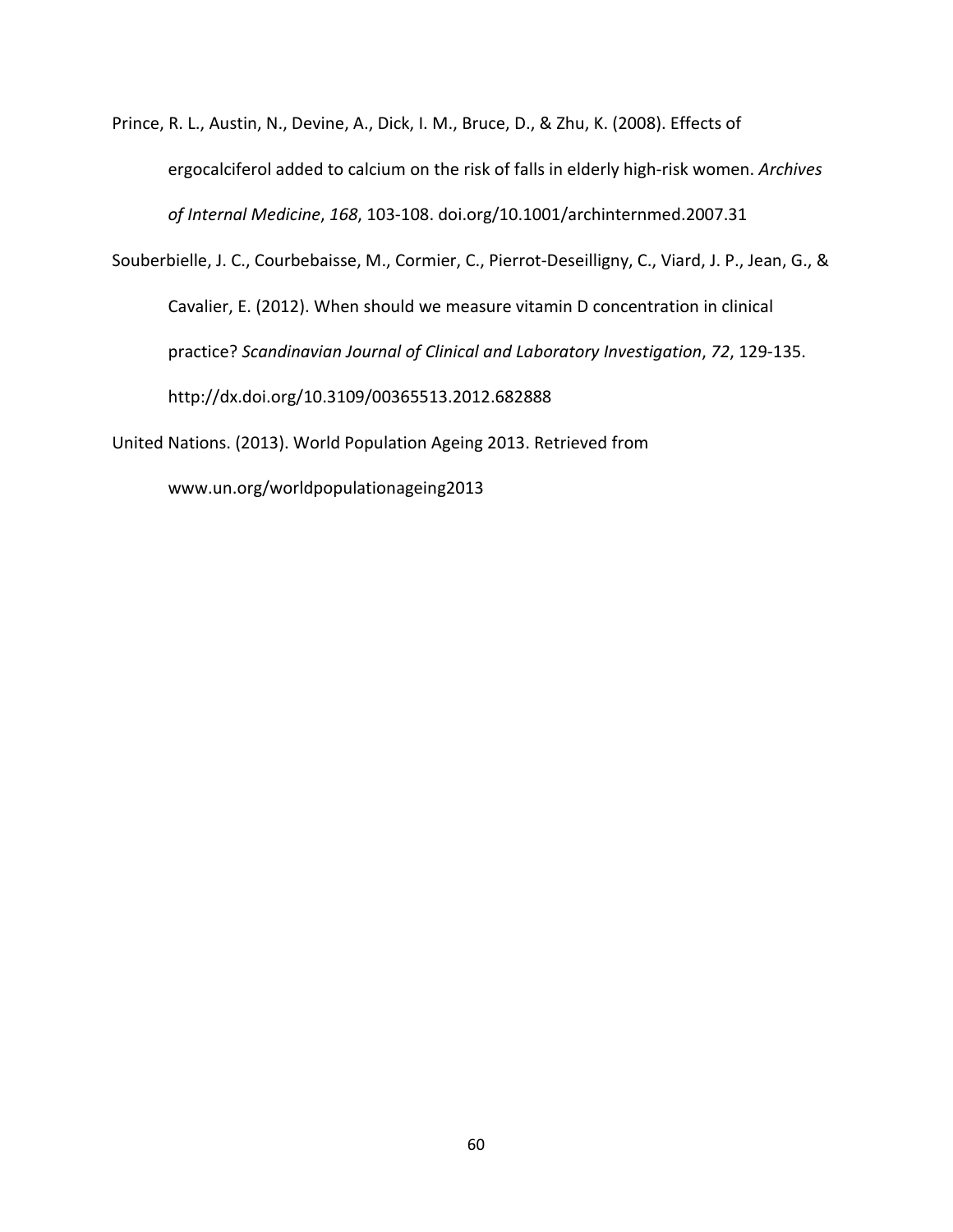Prince, R. L., Austin, N., Devine, A., Dick, I. M., Bruce, D., & Zhu, K. (2008). Effects of ergocalciferol added to calcium on the risk of falls in elderly high-risk women. *Archives of Internal Medicine*, *168*, 103-108. doi.org/10.1001/archinternmed.2007.31

Souberbielle, J. C., Courbebaisse, M., Cormier, C., Pierrot-Deseilligny, C., Viard, J. P., Jean, G., & Cavalier, E. (2012). When should we measure vitamin D concentration in clinical practice? *Scandinavian Journal of Clinical and Laboratory Investigation*, *72*, 129-135. http://dx.doi.org/10.3109/00365513.2012.682888

United Nations. (2013). World Population Ageing 2013. Retrieved from www.un.org/worldpopulationageing2013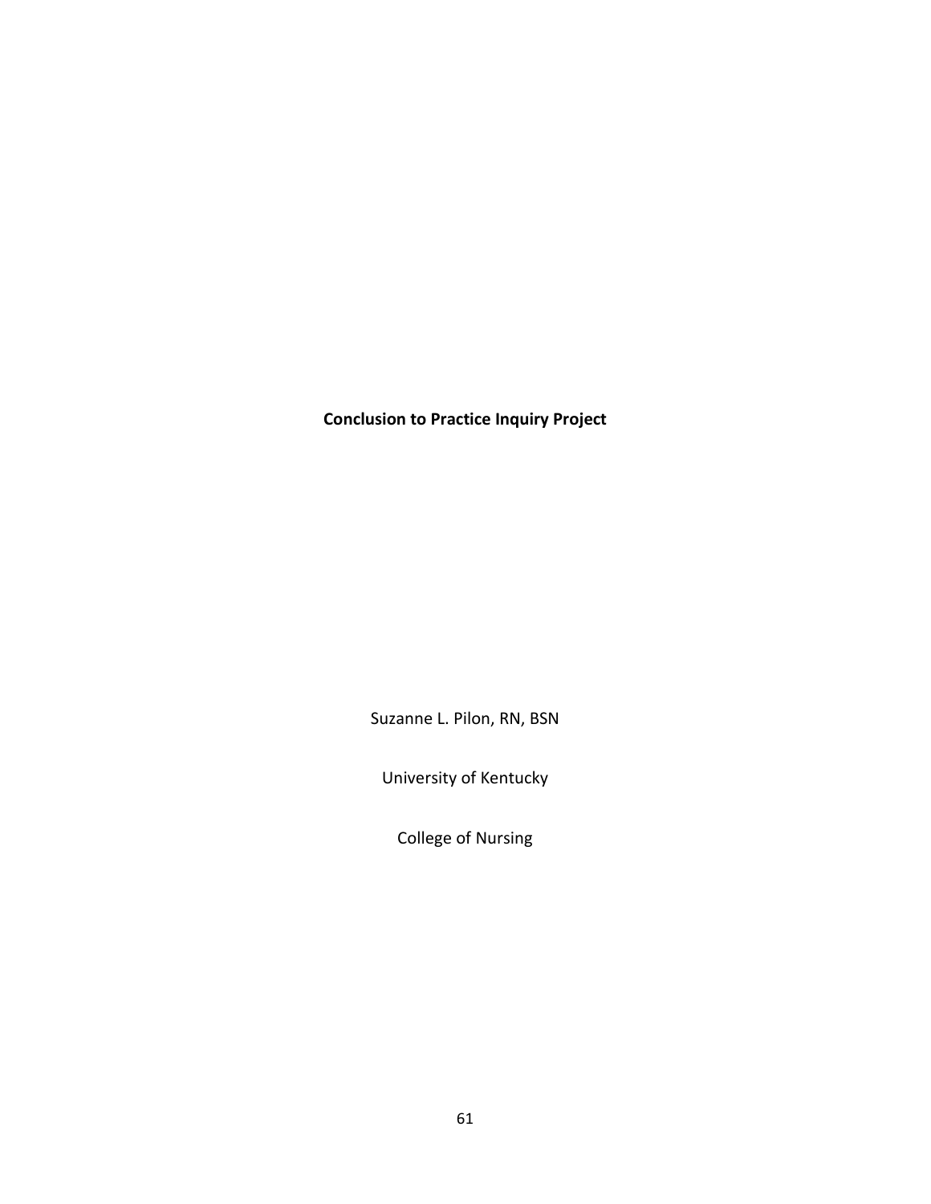**Conclusion to Practice Inquiry Project**

Suzanne L. Pilon, RN, BSN

University of Kentucky

College of Nursing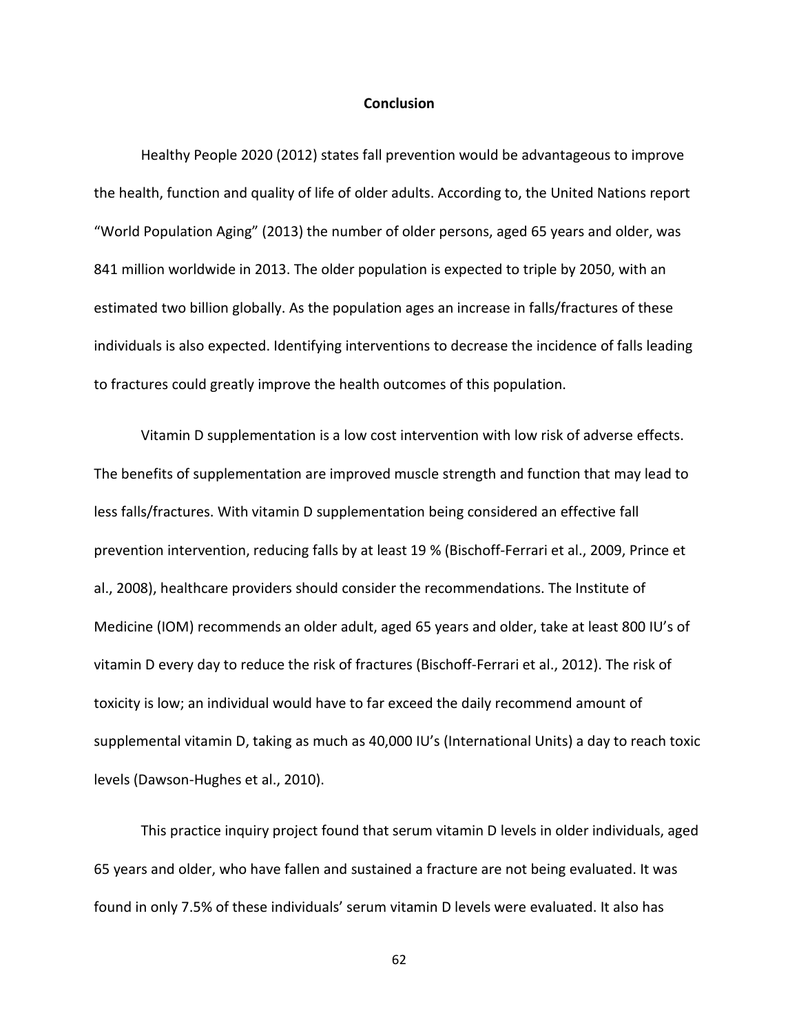## Conclusion

Healthy People 2020 (2012) states fall prevention would be advantageous to improve the health, function and quality of life of older adults. According to, the United Nations report "World Population Aging" (2013) the number of older persons, aged 65 years and older, was 841 million worldwide in 2013. The older population is expected to triple by 2050, with an estimated two billion globally. As the population ages an increase in falls/fractures of these individuals is also expected. Identifying interventions to decrease the incidence of falls leading to fractures could greatly improve the health outcomes of this population.

Vitamin D supplementation is a low cost intervention with low risk of adverse effects. The benefits of supplementation are improved muscle strength and function that may lead to less falls/fractures. With vitamin D supplementation being considered an effective fall prevention intervention, reducing falls by at least 19 % (Bischoff-Ferrari et al., 2009, Prince et al., 2008), healthcare providers should consider the recommendations. The Institute of Medicine (IOM) recommends an older adult, aged 65 years and older, take at least 800 IU's of vitamin D every day to reduce the risk of fractures (Bischoff-Ferrari et al., 2012). The risk of toxicity is low; an individual would have to far exceed the daily recommend amount of supplemental vitamin D, taking as much as 40,000 IU's (International Units) a day to reach toxic levels (Dawson-Hughes et al., 2010).

This practice inquiry project found that serum vitamin D levels in older individuals, aged 65 years and older, who have fallen and sustained a fracture are not being evaluated. It was found in only 7.5% of these individuals' serum vitamin D levels were evaluated. It also has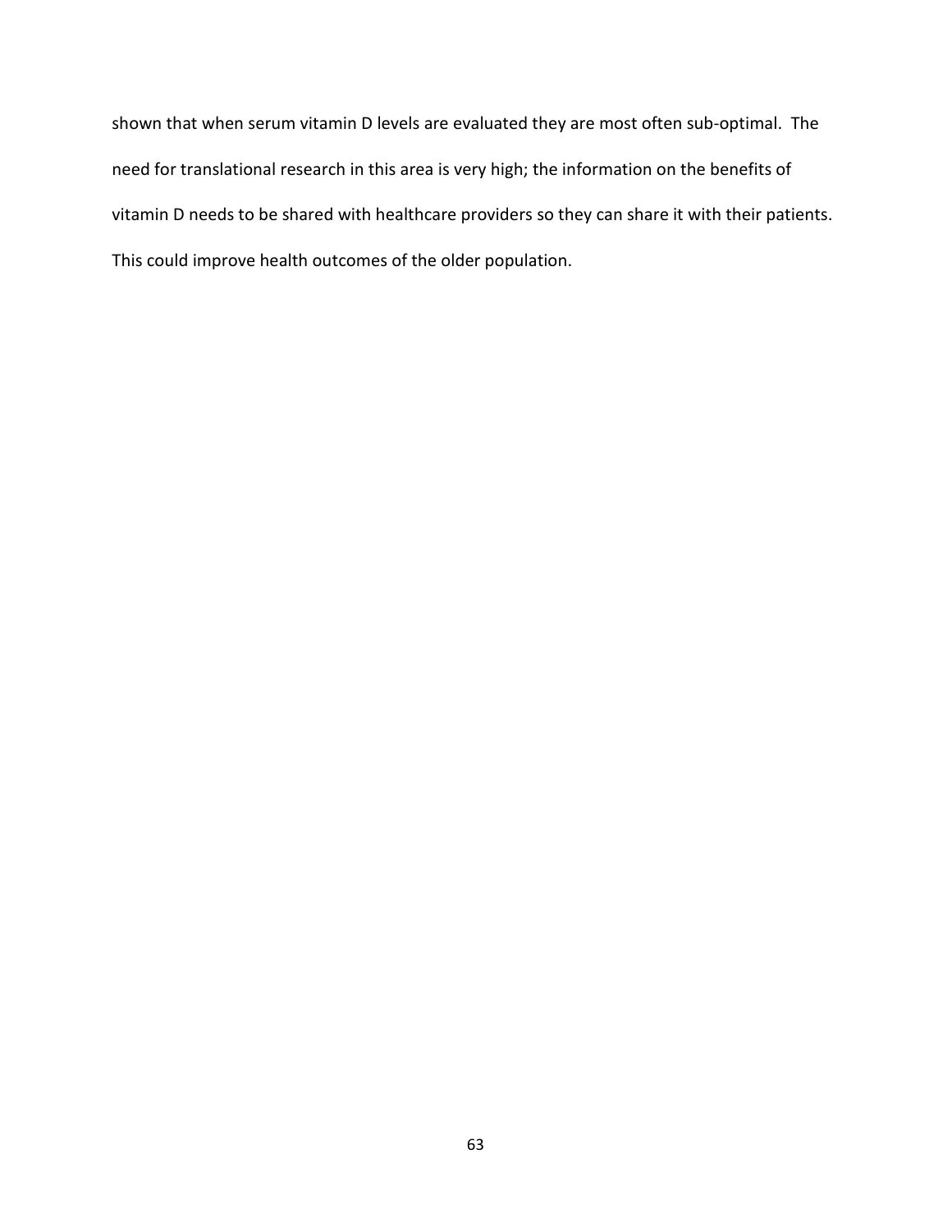shown that when serum vitamin D levels are evaluated they are most often sub-optimal. The need for translational research in this area is very high; the information on the benefits of vitamin D needs to be shared with healthcare providers so they can share it with their patients. This could improve health outcomes of the older population.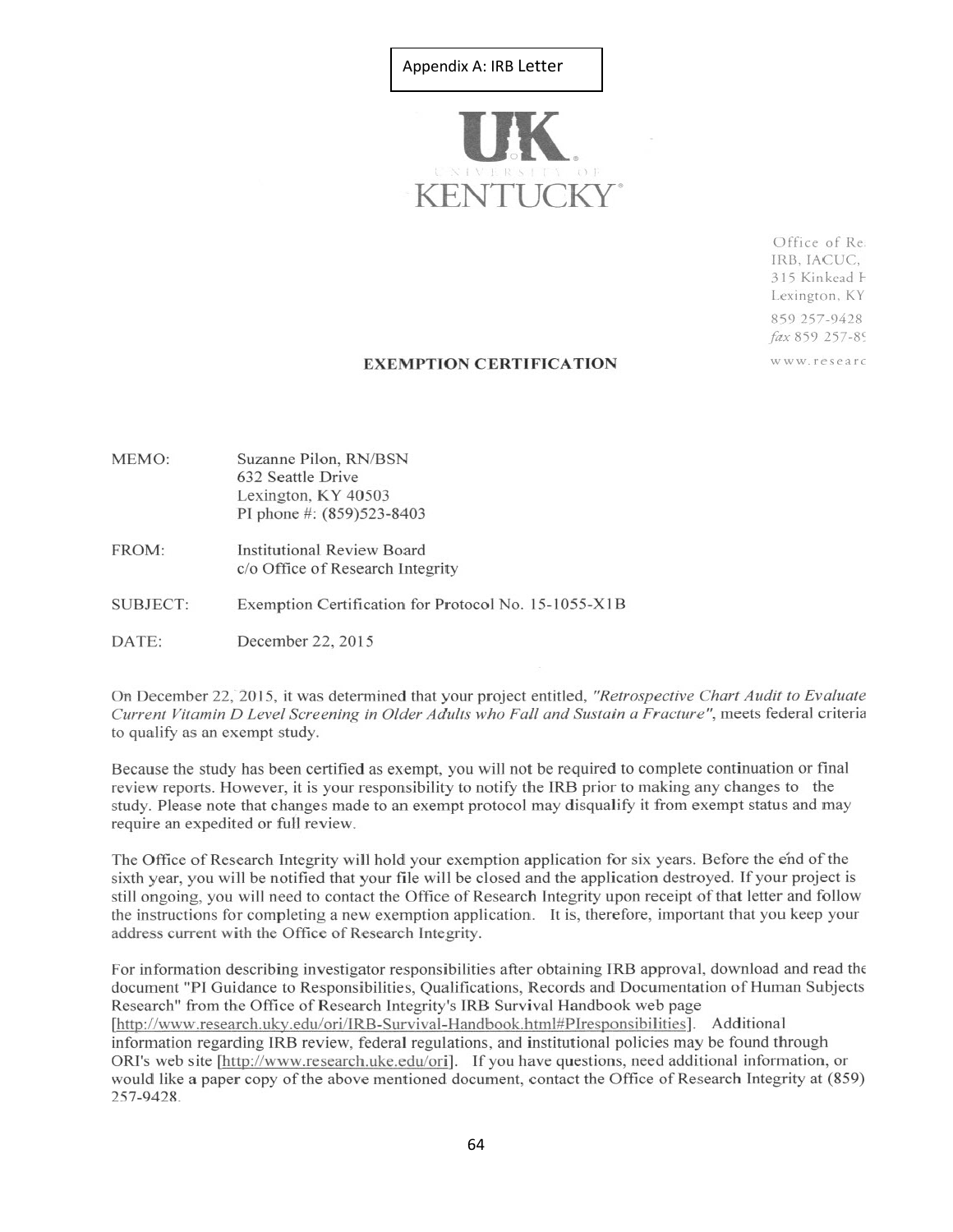Appendix A: IRB Letter

UK UNIVERSITY OF KENTUCKY

Office of Re
IRB, IACUC,
315 Kinkead H
Lexington, KY
859 257-9428
fax 859 257-8
www.researc

**EXEMPTION CERTIFICATION**

MEMO: Suzanne Pilon, RN/BSN
632 Seattle Drive
Lexington, KY 40503
PI phone #: (859)523-8403

FROM: Institutional Review Board
c/o Office of Research Integrity

SUBJECT: Exemption Certification for Protocol No. 15-1055-X1B

DATE: December 22, 2015

On December 22, 2015, it was determined that your project entitled, *"Retrospective Chart Audit to Evaluate Current Vitamin D Level Screening in Older Adults who Fall and Sustain a Fracture"*, meets federal criteria to qualify as an exempt study.

Because the study has been certified as exempt, you will not be required to complete continuation or final review reports. However, it is your responsibility to notify the IRB prior to making any changes to the study. Please note that changes made to an exempt protocol may disqualify it from exempt status and may require an expedited or full review.

The Office of Research Integrity will hold your exemption application for six years. Before the end of the sixth year, you will be notified that your file will be closed and the application destroyed. If your project is still ongoing, you will need to contact the Office of Research Integrity upon receipt of that letter and follow the instructions for completing a new exemption application. It is, therefore, important that you keep your address current with the Office of Research Integrity.

For information describing investigator responsibilities after obtaining IRB approval, download and read the document "PI Guidance to Responsibilities, Qualifications, Records and Documentation of Human Subjects Research" from the Office of Research Integrity's IRB Survival Handbook web page [http://www.research.uky.edu/ori/IRB-Survival-Handbook.html#PIresponsibilities]. Additional information regarding IRB review, federal regulations, and institutional policies may be found through ORI's web site [http://www.research.uke.edu/ori]. If you have questions, need additional information, or would like a paper copy of the above mentioned document, contact the Office of Research Integrity at (859) 257-9428.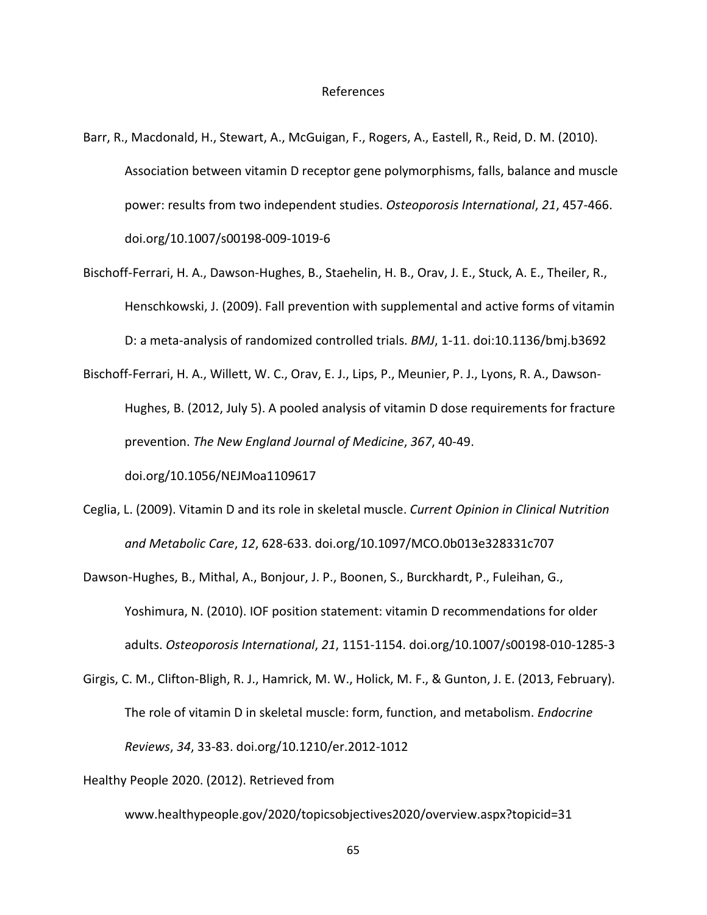# References

Barr, R., Macdonald, H., Stewart, A., McGuigan, F., Rogers, A., Eastell, R., Reid, D. M. (2010). Association between vitamin D receptor gene polymorphisms, falls, balance and muscle power: results from two independent studies. *Osteoporosis International*, *21*, 457-466. doi.org/10.1007/s00198-009-1019-6

Bischoff-Ferrari, H. A., Dawson-Hughes, B., Staehelin, H. B., Orav, J. E., Stuck, A. E., Theiler, R., Henschkowski, J. (2009). Fall prevention with supplemental and active forms of vitamin D: a meta-analysis of randomized controlled trials. *BMJ*, 1-11. doi:10.1136/bmj.b3692

Bischoff-Ferrari, H. A., Willett, W. C., Orav, E. J., Lips, P., Meunier, P. J., Lyons, R. A., Dawson-Hughes, B. (2012, July 5). A pooled analysis of vitamin D dose requirements for fracture prevention. *The New England Journal of Medicine*, *367*, 40-49. doi.org/10.1056/NEJMoa1109617

Ceglia, L. (2009). Vitamin D and its role in skeletal muscle. *Current Opinion in Clinical Nutrition and Metabolic Care*, *12*, 628-633. doi.org/10.1097/MCO.0b013e328331c707

Dawson-Hughes, B., Mithal, A., Bonjour, J. P., Boonen, S., Burckhardt, P., Fuleihan, G., Yoshimura, N. (2010). IOF position statement: vitamin D recommendations for older adults. *Osteoporosis International*, *21*, 1151-1154. doi.org/10.1007/s00198-010-1285-3

Girgis, C. M., Clifton-Bligh, R. J., Hamrick, M. W., Holick, M. F., & Gunton, J. E. (2013, February). The role of vitamin D in skeletal muscle: form, function, and metabolism. *Endocrine Reviews*, *34*, 33-83. doi.org/10.1210/er.2012-1012

Healthy People 2020. (2012). Retrieved from www.healthypeople.gov/2020/topicsobjectives2020/overview.aspx?topicid=31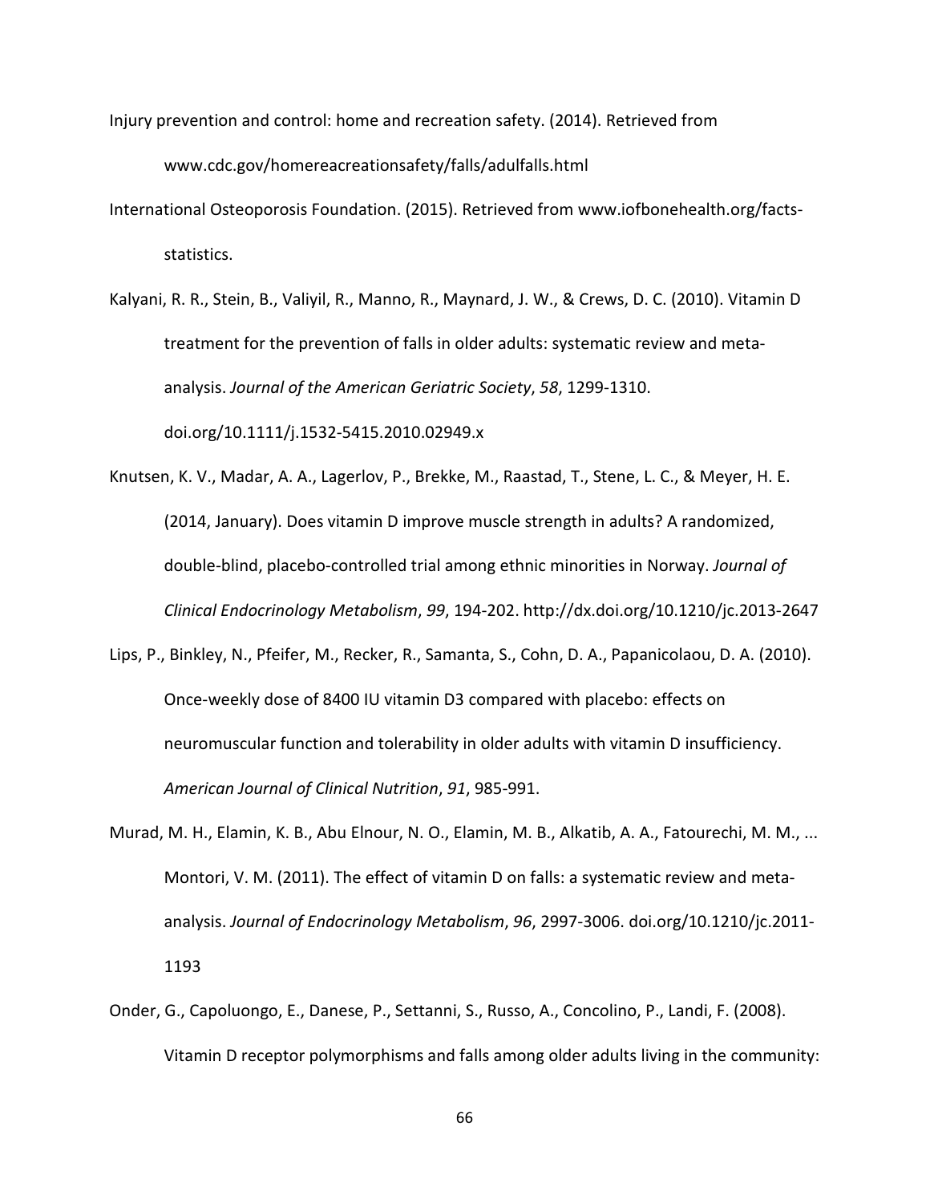Injury prevention and control: home and recreation safety. (2014). Retrieved from www.cdc.gov/homereacreationsafety/falls/adulfalls.html

International Osteoporosis Foundation. (2015). Retrieved from www.iofbonehealth.org/facts-statistics.

Kalyani, R. R., Stein, B., Valiyil, R., Manno, R., Maynard, J. W., & Crews, D. C. (2010). Vitamin D treatment for the prevention of falls in older adults: systematic review and meta-analysis. *Journal of the American Geriatric Society*, *58*, 1299-1310. doi.org/10.1111/j.1532-5415.2010.02949.x

Knutsen, K. V., Madar, A. A., Lagerlov, P., Brekke, M., Raastad, T., Stene, L. C., & Meyer, H. E. (2014, January). Does vitamin D improve muscle strength in adults? A randomized, double-blind, placebo-controlled trial among ethnic minorities in Norway. *Journal of Clinical Endocrinology Metabolism*, *99*, 194-202. http://dx.doi.org/10.1210/jc.2013-2647

Lips, P., Binkley, N., Pfeifer, M., Recker, R., Samanta, S., Cohn, D. A., Papanicolaou, D. A. (2010). Once-weekly dose of 8400 IU vitamin D3 compared with placebo: effects on neuromuscular function and tolerability in older adults with vitamin D insufficiency. *American Journal of Clinical Nutrition*, *91*, 985-991.

Murad, M. H., Elamin, K. B., Abu Elnour, N. O., Elamin, M. B., Alkatib, A. A., Fatourechi, M. M., ... Montori, V. M. (2011). The effect of vitamin D on falls: a systematic review and meta-analysis. *Journal of Endocrinology Metabolism*, *96*, 2997-3006. doi.org/10.1210/jc.2011-1193

Onder, G., Capoluongo, E., Danese, P., Settanni, S., Russo, A., Concolino, P., Landi, F. (2008). Vitamin D receptor polymorphisms and falls among older adults living in the community: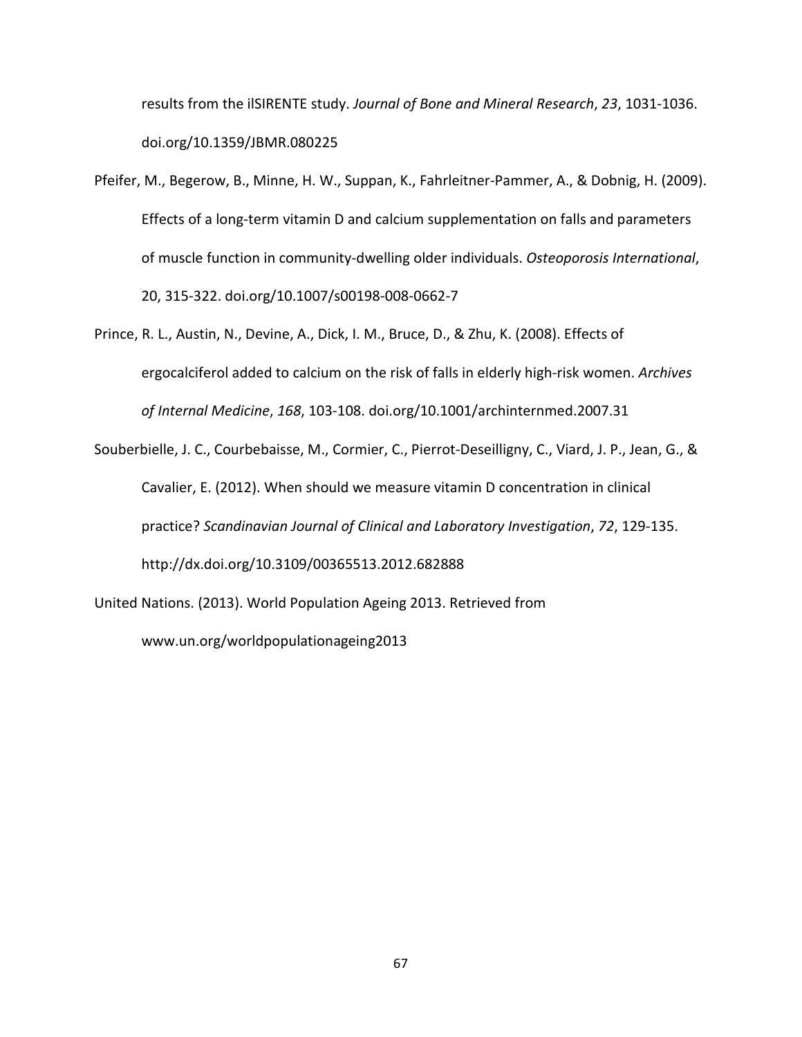results from the ilSIRENTE study. *Journal of Bone and Mineral Research*, *23*, 1031-1036. doi.org/10.1359/JBMR.080225

Pfeifer, M., Begerow, B., Minne, H. W., Suppan, K., Fahrleitner-Pammer, A., & Dobnig, H. (2009). Effects of a long-term vitamin D and calcium supplementation on falls and parameters of muscle function in community-dwelling older individuals. *Osteoporosis International*, 20, 315-322. doi.org/10.1007/s00198-008-0662-7

Prince, R. L., Austin, N., Devine, A., Dick, I. M., Bruce, D., & Zhu, K. (2008). Effects of ergocalciferol added to calcium on the risk of falls in elderly high-risk women. *Archives of Internal Medicine*, *168*, 103-108. doi.org/10.1001/archinternmed.2007.31

Souberbielle, J. C., Courbebaisse, M., Cormier, C., Pierrot-Deseilligny, C., Viard, J. P., Jean, G., & Cavalier, E. (2012). When should we measure vitamin D concentration in clinical practice? *Scandinavian Journal of Clinical and Laboratory Investigation*, *72*, 129-135. http://dx.doi.org/10.3109/00365513.2012.682888

United Nations. (2013). World Population Ageing 2013. Retrieved from www.un.org/worldpopulationageing2013